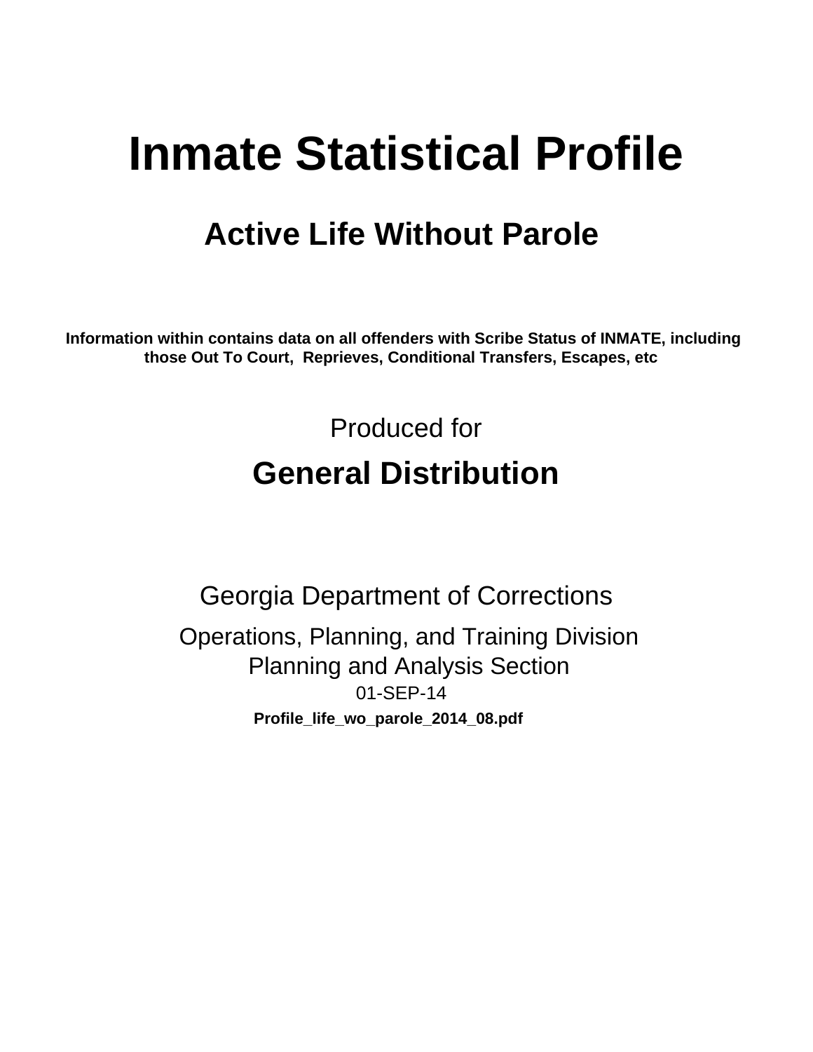# Inmate Statistical Profile

## Active Life Without Parole

**Information within contains data on all offenders with Scribe Status of INMATE, including those Out To Court, Reprieves, Conditional Transfers, Escapes, etc**

Produced for

## General Distribution

Georgia Department of Corrections

Operations, Planning, and Training Division
Planning and Analysis Section
01-SEP-14

**Profile_life_wo_parole_2014_08.pdf**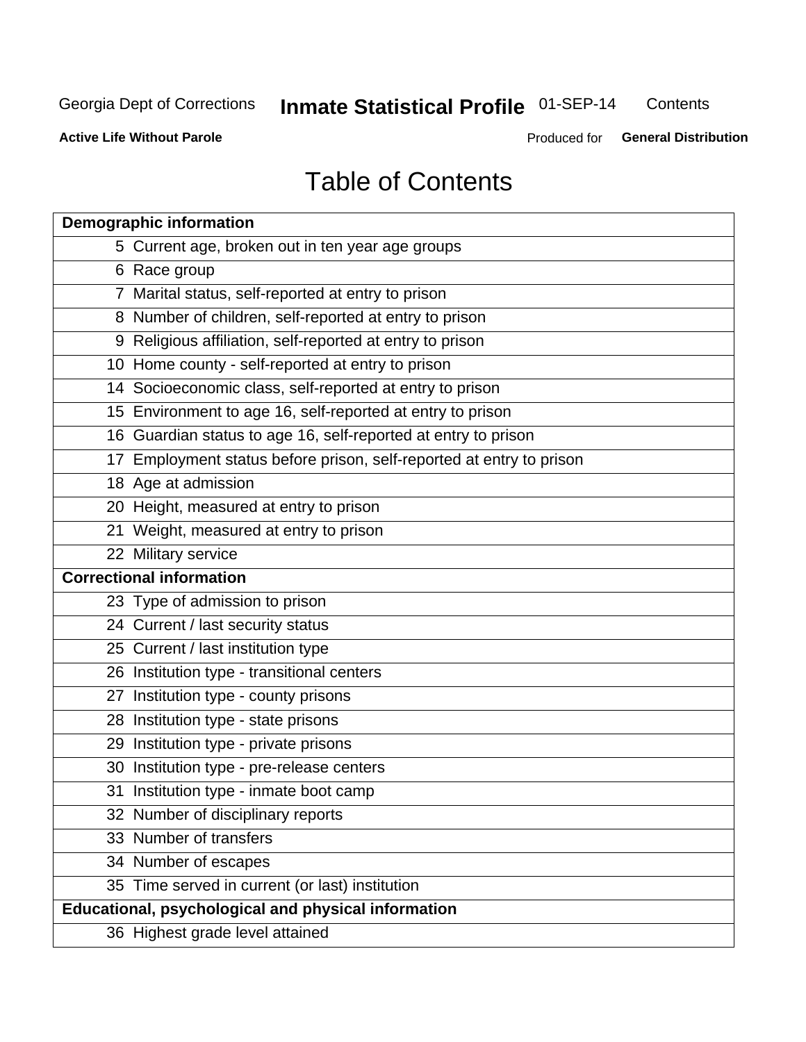# Table of Contents

| Demographic information | |
|---|---|
| 5 | Current age, broken out in ten year age groups |
| 6 | Race group |
| 7 | Marital status, self-reported at entry to prison |
| 8 | Number of children, self-reported at entry to prison |
| 9 | Religious affiliation, self-reported at entry to prison |
| 10 | Home county - self-reported at entry to prison |
| 14 | Socioeconomic class, self-reported at entry to prison |
| 15 | Environment to age 16, self-reported at entry to prison |
| 16 | Guardian status to age 16, self-reported at entry to prison |
| 17 | Employment status before prison, self-reported at entry to prison |
| 18 | Age at admission |
| 20 | Height, measured at entry to prison |
| 21 | Weight, measured at entry to prison |
| 22 | Military service |
| **Correctional information** | |
| 23 | Type of admission to prison |
| 24 | Current / last security status |
| 25 | Current / last institution type |
| 26 | Institution type - transitional centers |
| 27 | Institution type - county prisons |
| 28 | Institution type - state prisons |
| 29 | Institution type - private prisons |
| 30 | Institution type - pre-release centers |
| 31 | Institution type - inmate boot camp |
| 32 | Number of disciplinary reports |
| 33 | Number of transfers |
| 34 | Number of escapes |
| 35 | Time served in current (or last) institution |
| **Educational, psychological and physical information** | |
| 36 | Highest grade level attained |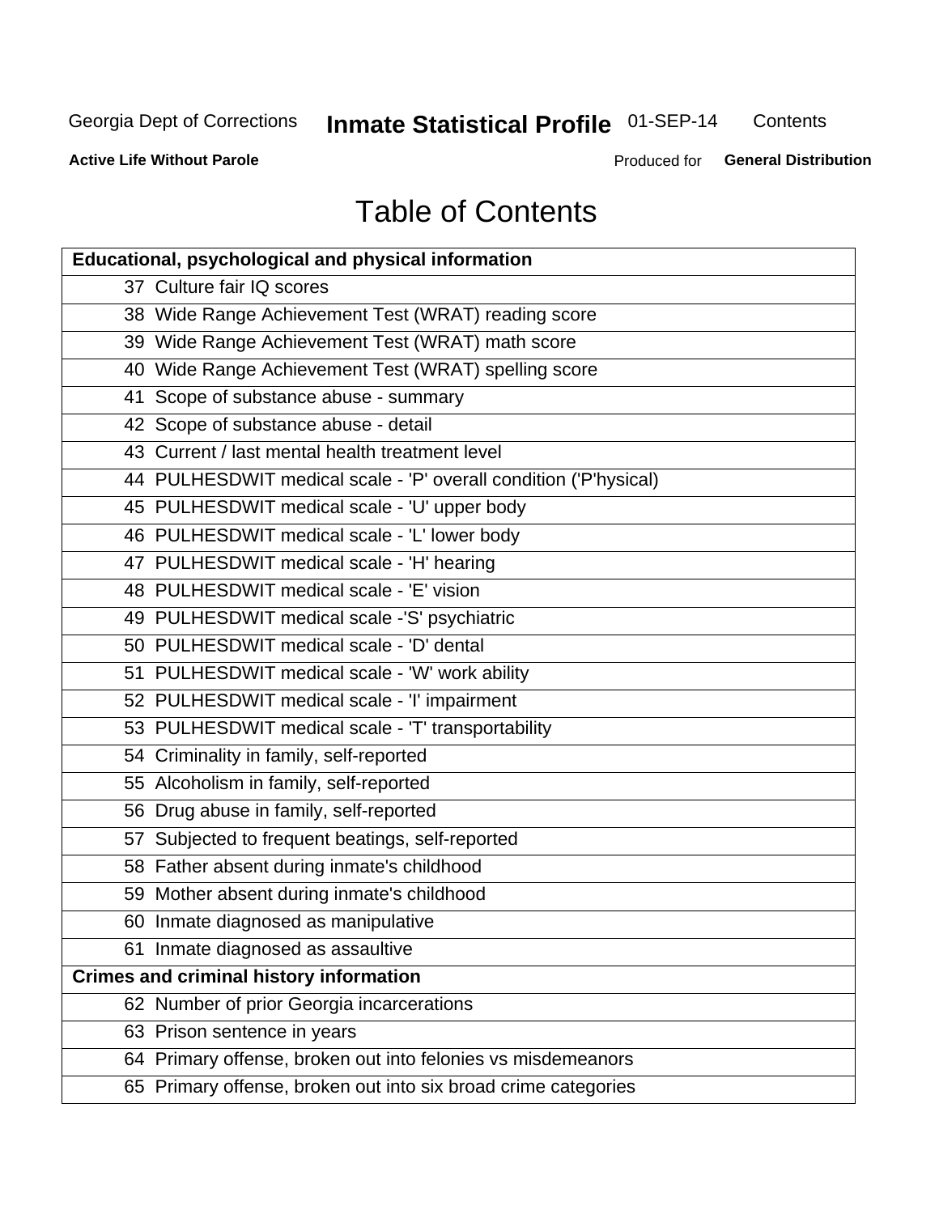# Table of Contents

| Educational, psychological and physical information | |
|---|---|
| 37 | Culture fair IQ scores |
| 38 | Wide Range Achievement Test (WRAT) reading score |
| 39 | Wide Range Achievement Test (WRAT) math score |
| 40 | Wide Range Achievement Test (WRAT) spelling score |
| 41 | Scope of substance abuse - summary |
| 42 | Scope of substance abuse - detail |
| 43 | Current / last mental health treatment level |
| 44 | PULHESDWIT medical scale - 'P' overall condition ('P'hysical) |
| 45 | PULHESDWIT medical scale - 'U' upper body |
| 46 | PULHESDWIT medical scale - 'L' lower body |
| 47 | PULHESDWIT medical scale - 'H' hearing |
| 48 | PULHESDWIT medical scale - 'E' vision |
| 49 | PULHESDWIT medical scale -'S' psychiatric |
| 50 | PULHESDWIT medical scale - 'D' dental |
| 51 | PULHESDWIT medical scale - 'W' work ability |
| 52 | PULHESDWIT medical scale - 'I' impairment |
| 53 | PULHESDWIT medical scale - 'T' transportability |
| 54 | Criminality in family, self-reported |
| 55 | Alcoholism in family, self-reported |
| 56 | Drug abuse in family, self-reported |
| 57 | Subjected to frequent beatings, self-reported |
| 58 | Father absent during inmate's childhood |
| 59 | Mother absent during inmate's childhood |
| 60 | Inmate diagnosed as manipulative |
| 61 | Inmate diagnosed as assaultive |
| **Crimes and criminal history information** | |
| 62 | Number of prior Georgia incarcerations |
| 63 | Prison sentence in years |
| 64 | Primary offense, broken out into felonies vs misdemeanors |
| 65 | Primary offense, broken out into six broad crime categories |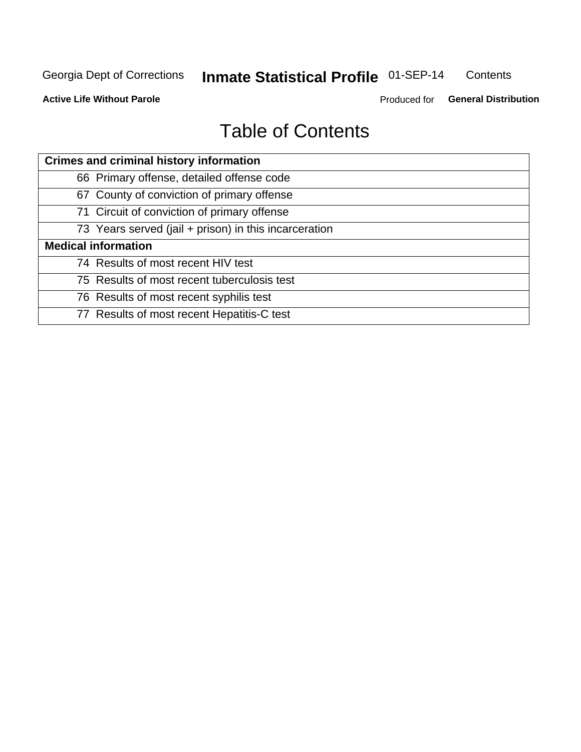# Table of Contents

| Crimes and criminal history information |
|---|
| 66 Primary offense, detailed offense code |
| 67 County of conviction of primary offense |
| 71 Circuit of conviction of primary offense |
| 73 Years served (jail + prison) in this incarceration |
| **Medical information** |
| 74 Results of most recent HIV test |
| 75 Results of most recent tuberculosis test |
| 76 Results of most recent syphilis test |
| 77 Results of most recent Hepatitis-C test |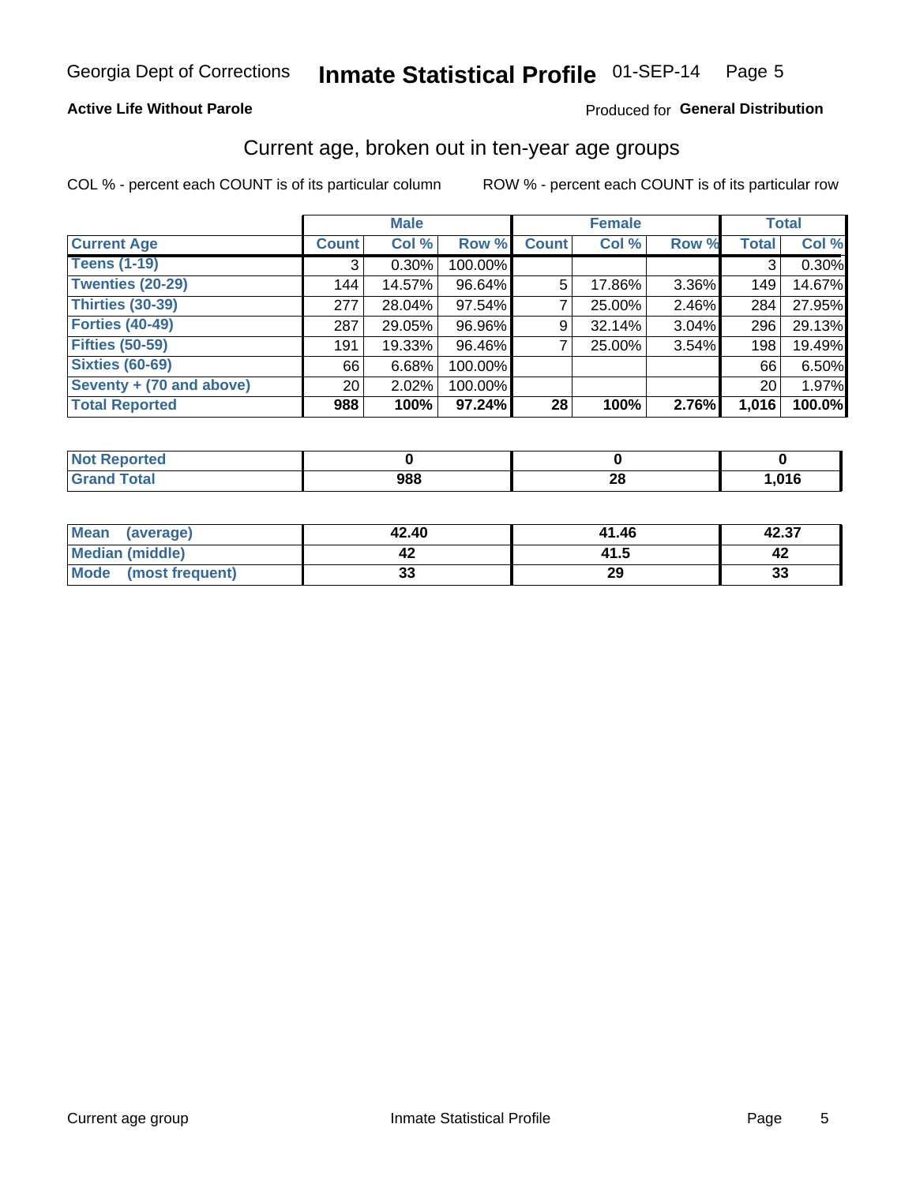Georgia Dept of Corrections **Inmate Statistical Profile** 01-SEP-14

**Active Life Without Parole**

Produced for **General Distribution**

## Current age, broken out in ten-year age groups

COL % - percent each COUNT is of its particular column ROW % - percent each COUNT is of its particular row

| | Male | | | Female | | | Total | |
|---|---|---|---|---|---|---|---|---|
| **Current Age** | **Count** | **Col %** | **Row %** | **Count** | **Col %** | **Row %** | **Total** | **Col %** |
| **Teens (1-19)** | 3 | 0.30% | 100.00% | | | | 3 | 0.30% |
| **Twenties (20-29)** | 144 | 14.57% | 96.64% | 5 | 17.86% | 3.36% | 149 | 14.67% |
| **Thirties (30-39)** | 277 | 28.04% | 97.54% | 7 | 25.00% | 2.46% | 284 | 27.95% |
| **Forties (40-49)** | 287 | 29.05% | 96.96% | 9 | 32.14% | 3.04% | 296 | 29.13% |
| **Fifties (50-59)** | 191 | 19.33% | 96.46% | 7 | 25.00% | 3.54% | 198 | 19.49% |
| **Sixties (60-69)** | 66 | 6.68% | 100.00% | | | | 66 | 6.50% |
| **Seventy + (70 and above)** | 20 | 2.02% | 100.00% | | | | 20 | 1.97% |
| **Total Reported** | **988** | **100%** | **97.24%** | **28** | **100%** | **2.76%** | **1,016** | **100.0%** |

| | Male | Female | Total |
|---|---|---|---|
| **Not Reported** | **0** | **0** | **0** |
| **Grand Total** | **988** | **28** | **1,016** |

| | Male | Female | Total |
|---|---|---|---|
| **Mean (average)** | **42.40** | **41.46** | **42.37** |
| **Median (middle)** | **42** | **41.5** | **42** |
| **Mode (most frequent)** | **33** | **29** | **33** |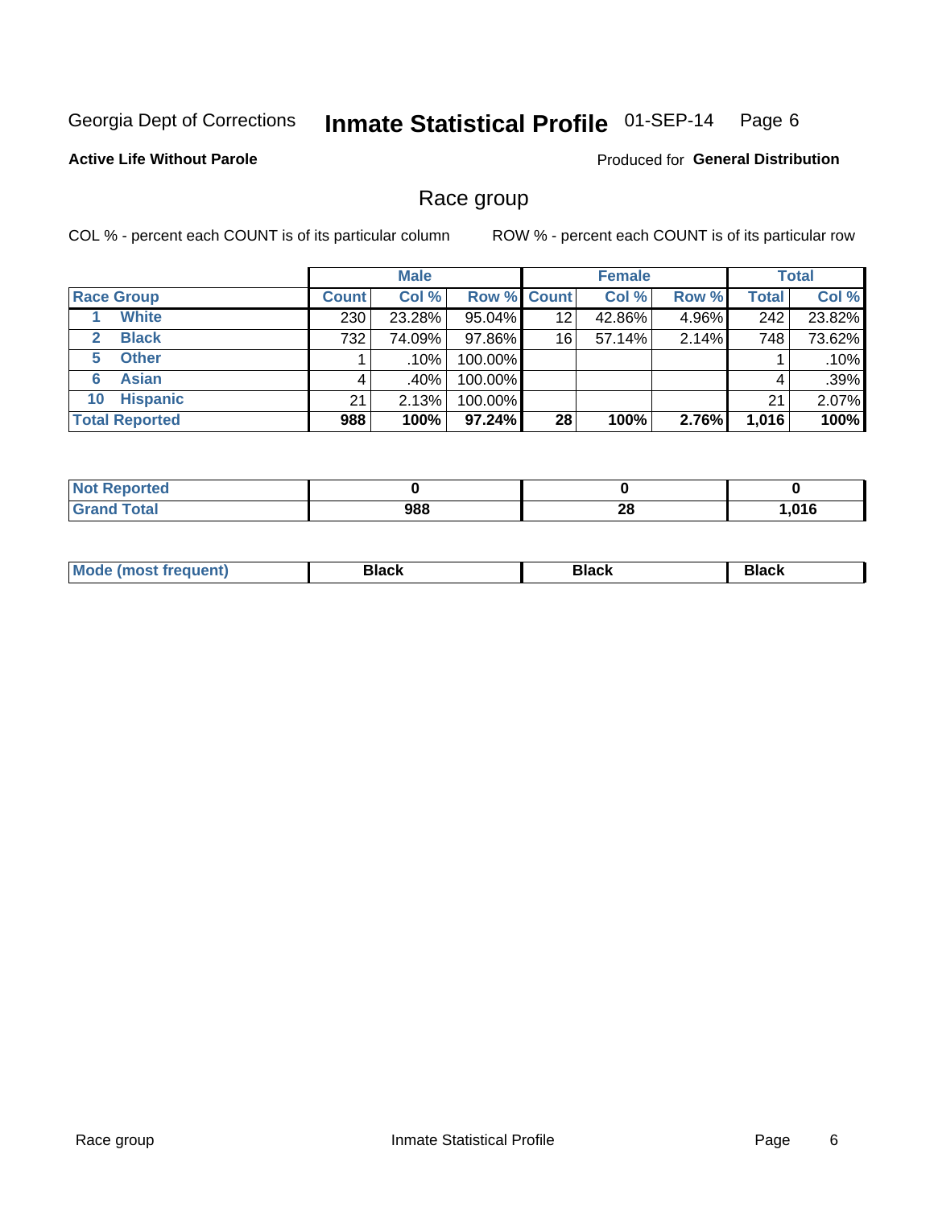Georgia Dept of Corrections **Inmate Statistical Profile** 01-SEP-14

**Active Life Without Parole**

Produced for **General Distribution**

## Race group

COL % - percent each COUNT is of its particular column ROW % - percent each COUNT is of its particular row

| | Male | | | Female | | | Total | |
|---|---|---|---|---|---|---|---|---|
| **Race Group** | **Count** | **Col %** | **Row %** | **Count** | **Col %** | **Row %** | **Total** | **Col %** |
| 1 White | 230 | 23.28% | 95.04% | 12 | 42.86% | 4.96% | 242 | 23.82% |
| 2 Black | 732 | 74.09% | 97.86% | 16 | 57.14% | 2.14% | 748 | 73.62% |
| 5 Other | 1 | .10% | 100.00% | | | | 1 | .10% |
| 6 Asian | 4 | .40% | 100.00% | | | | 4 | .39% |
| 10 Hispanic | 21 | 2.13% | 100.00% | | | | 21 | 2.07% |
| **Total Reported** | **988** | **100%** | **97.24%** | **28** | **100%** | **2.76%** | **1,016** | **100%** |

| | Male | Female | Total |
|---|---|---|---|
| **Not Reported** | **0** | **0** | **0** |
| **Grand Total** | **988** | **28** | **1,016** |

| | Male | Female | Total |
|---|---|---|---|
| **Mode (most frequent)** | **Black** | **Black** | **Black** |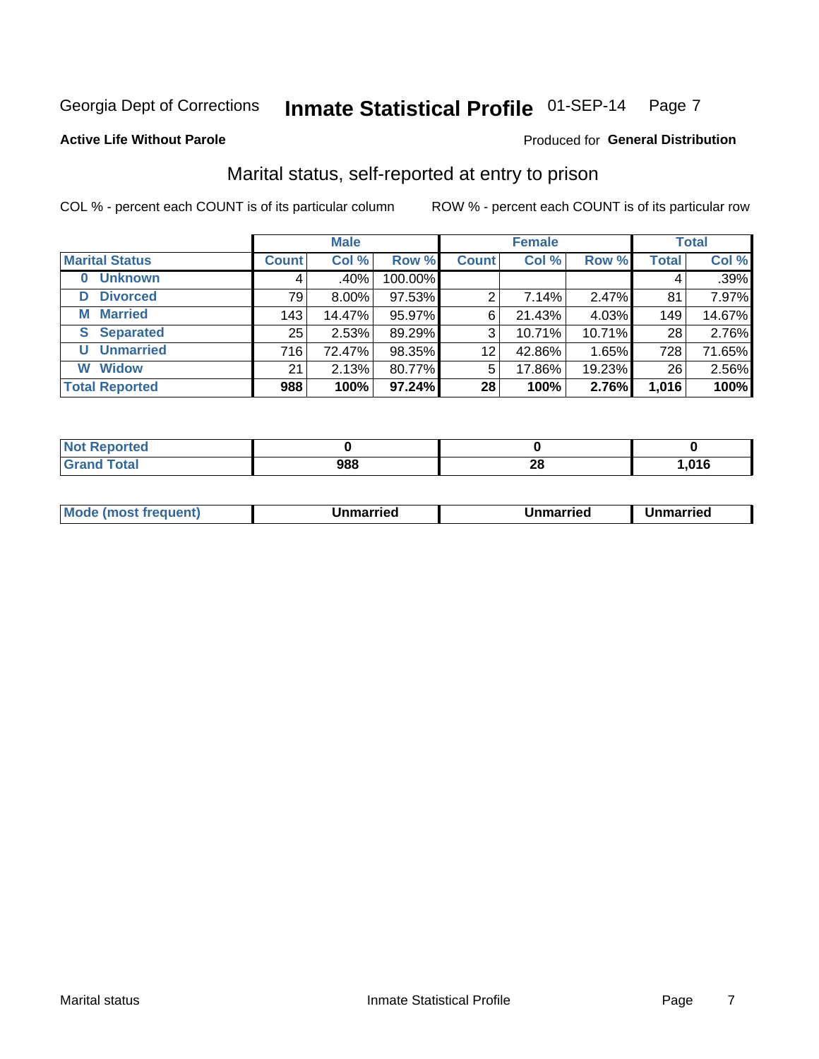Georgia Dept of Corrections **Inmate Statistical Profile** 01-SEP-14

**Active Life Without Parole**

Produced for **General Distribution**

## Marital status, self-reported at entry to prison

COL % - percent each COUNT is of its particular column

ROW % - percent each COUNT is of its particular row

| | Male | | | Female | | | Total | |
|---|---|---|---|---|---|---|---|---|
| **Marital Status** | **Count** | **Col %** | **Row %** | **Count** | **Col %** | **Row %** | **Total** | **Col %** |
| **0 Unknown** | 4 | .40% | 100.00% | | | | 4 | .39% |
| **D Divorced** | 79 | 8.00% | 97.53% | 2 | 7.14% | 2.47% | 81 | 7.97% |
| **M Married** | 143 | 14.47% | 95.97% | 6 | 21.43% | 4.03% | 149 | 14.67% |
| **S Separated** | 25 | 2.53% | 89.29% | 3 | 10.71% | 10.71% | 28 | 2.76% |
| **U Unmarried** | 716 | 72.47% | 98.35% | 12 | 42.86% | 1.65% | 728 | 71.65% |
| **W Widow** | 21 | 2.13% | 80.77% | 5 | 17.86% | 19.23% | 26 | 2.56% |
| **Total Reported** | **988** | **100%** | **97.24%** | **28** | **100%** | **2.76%** | **1,016** | **100%** |

| | Male | Female | Total |
|---|---|---|---|
| **Not Reported** | **0** | **0** | **0** |
| **Grand Total** | **988** | **28** | **1,016** |

| | Male | Female | Total |
|---|---|---|---|
| **Mode (most frequent)** | **Unmarried** | **Unmarried** | **Unmarried** |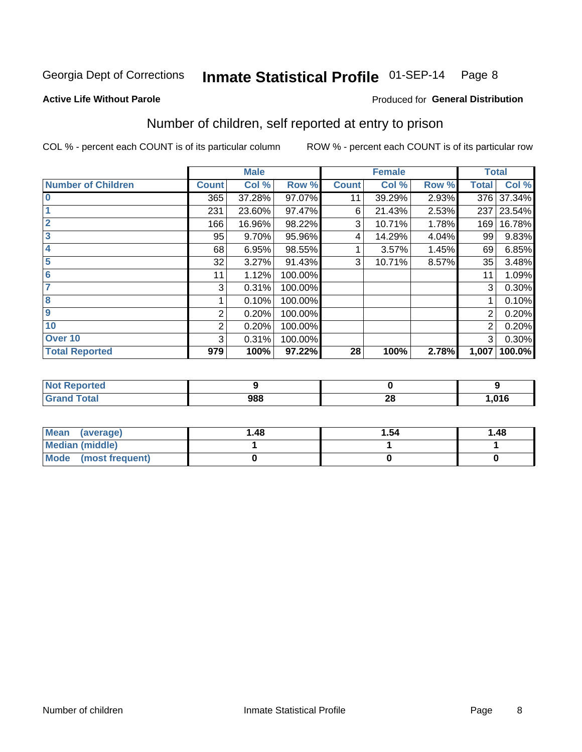Georgia Dept of Corrections **Inmate Statistical Profile** 01-SEP-14

**Active Life Without Parole**

Produced for **General Distribution**

## Number of children, self reported at entry to prison

COL % - percent each COUNT is of its particular column    ROW % - percent each COUNT is of its particular row

| | Male | | | Female | | | Total | |
|---|---|---|---|---|---|---|---|---|
| **Number of Children** | **Count** | **Col %** | **Row %** | **Count** | **Col %** | **Row %** | **Total** | **Col %** |
| 0 | 365 | 37.28% | 97.07% | 11 | 39.29% | 2.93% | 376 | 37.34% |
| 1 | 231 | 23.60% | 97.47% | 6 | 21.43% | 2.53% | 237 | 23.54% |
| 2 | 166 | 16.96% | 98.22% | 3 | 10.71% | 1.78% | 169 | 16.78% |
| 3 | 95 | 9.70% | 95.96% | 4 | 14.29% | 4.04% | 99 | 9.83% |
| 4 | 68 | 6.95% | 98.55% | 1 | 3.57% | 1.45% | 69 | 6.85% |
| 5 | 32 | 3.27% | 91.43% | 3 | 10.71% | 8.57% | 35 | 3.48% |
| 6 | 11 | 1.12% | 100.00% | | | | 11 | 1.09% |
| 7 | 3 | 0.31% | 100.00% | | | | 3 | 0.30% |
| 8 | 1 | 0.10% | 100.00% | | | | 1 | 0.10% |
| 9 | 2 | 0.20% | 100.00% | | | | 2 | 0.20% |
| 10 | 2 | 0.20% | 100.00% | | | | 2 | 0.20% |
| Over 10 | 3 | 0.31% | 100.00% | | | | 3 | 0.30% |
| **Total Reported** | **979** | **100%** | **97.22%** | **28** | **100%** | **2.78%** | **1,007** | **100.0%** |

| | Male | Female | Total |
|---|---|---|---|
| **Not Reported** | **9** | **0** | **9** |
| **Grand Total** | **988** | **28** | **1,016** |

| | Male | Female | Total |
|---|---|---|---|
| **Mean (average)** | **1.48** | **1.54** | **1.48** |
| **Median (middle)** | **1** | **1** | **1** |
| **Mode (most frequent)** | **0** | **0** | **0** |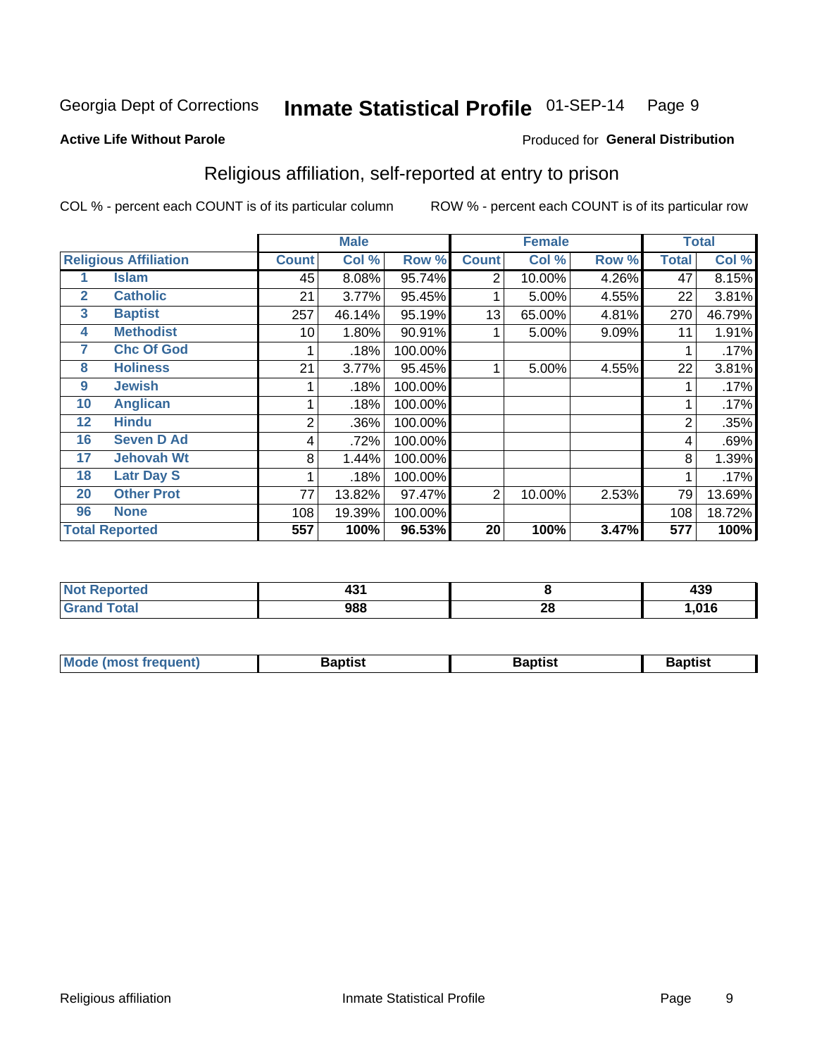Georgia Dept of Corrections **Inmate Statistical Profile** 01-SEP-14

**Active Life Without Parole**

Produced for **General Distribution**

## Religious affiliation, self-reported at entry to prison

COL % - percent each COUNT is of its particular column

ROW % - percent each COUNT is of its particular row

| | | Male | | | Female | | | Total | |
|---|---|---|---|---|---|---|---|---|---|
| **Religious Affiliation** | | **Count** | **Col %** | **Row %** | **Count** | **Col %** | **Row %** | **Total** | **Col %** |
| 1 | Islam | 45 | 8.08% | 95.74% | 2 | 10.00% | 4.26% | 47 | 8.15% |
| 2 | Catholic | 21 | 3.77% | 95.45% | 1 | 5.00% | 4.55% | 22 | 3.81% |
| 3 | Baptist | 257 | 46.14% | 95.19% | 13 | 65.00% | 4.81% | 270 | 46.79% |
| 4 | Methodist | 10 | 1.80% | 90.91% | 1 | 5.00% | 9.09% | 11 | 1.91% |
| 7 | Chc Of God | 1 | .18% | 100.00% | | | | 1 | .17% |
| 8 | Holiness | 21 | 3.77% | 95.45% | 1 | 5.00% | 4.55% | 22 | 3.81% |
| 9 | Jewish | 1 | .18% | 100.00% | | | | 1 | .17% |
| 10 | Anglican | 1 | .18% | 100.00% | | | | 1 | .17% |
| 12 | Hindu | 2 | .36% | 100.00% | | | | 2 | .35% |
| 16 | Seven D Ad | 4 | .72% | 100.00% | | | | 4 | .69% |
| 17 | Jehovah Wt | 8 | 1.44% | 100.00% | | | | 8 | 1.39% |
| 18 | Latr Day S | 1 | .18% | 100.00% | | | | 1 | .17% |
| 20 | Other Prot | 77 | 13.82% | 97.47% | 2 | 10.00% | 2.53% | 79 | 13.69% |
| 96 | None | 108 | 19.39% | 100.00% | | | | 108 | 18.72% |
| **Total Reported** | | **557** | **100%** | **96.53%** | **20** | **100%** | **3.47%** | **577** | **100%** |

| | Male | Female | Total |
|---|---|---|---|
| Not Reported | 431 | 8 | 439 |
| Grand Total | 988 | 28 | 1,016 |

| | Male | Female | Total |
|---|---|---|---|
| Mode (most frequent) | Baptist | Baptist | Baptist |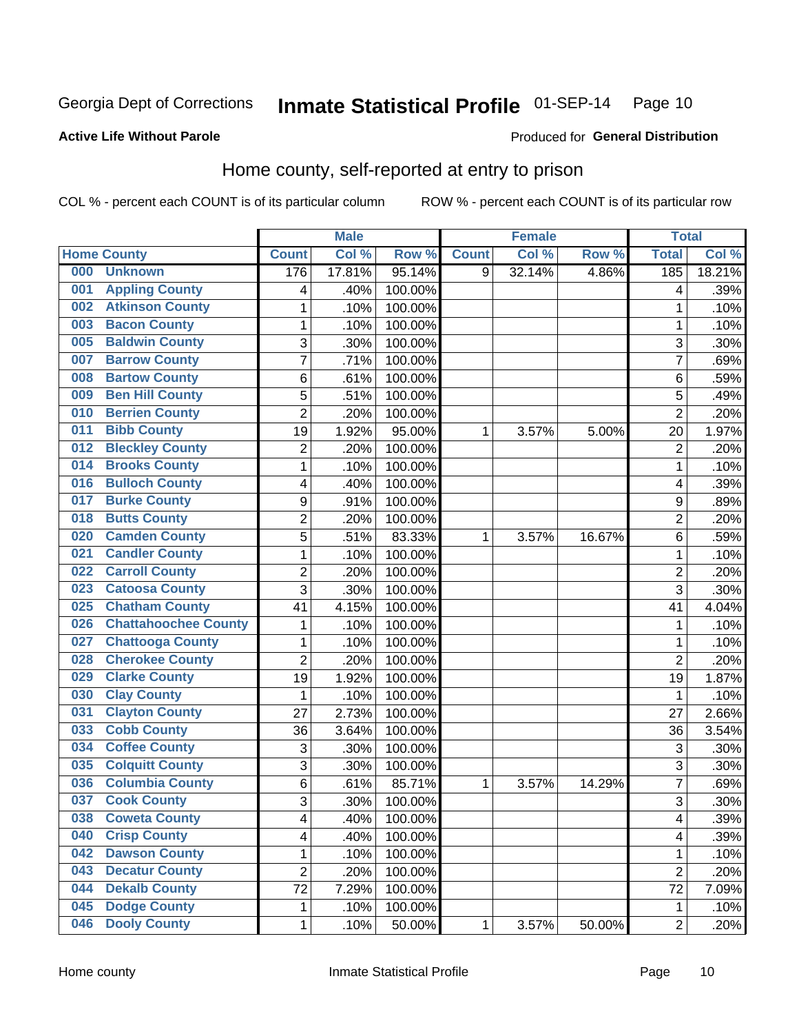Georgia Dept of Corrections **Inmate Statistical Profile** 01-SEP-14

**Active Life Without Parole**

Produced for **General Distribution**

## Home county, self-reported at entry to prison

COL % - percent each COUNT is of its particular column

ROW % - percent each COUNT is of its particular row

| Home County | | Male | | | Female | | | Total | |
|---|---|---|---|---|---|---|---|---|---|
| | | Count | Col % | Row % | Count | Col % | Row % | Total | Col % |
| 000 | Unknown | 176 | 17.81% | 95.14% | 9 | 32.14% | 4.86% | 185 | 18.21% |
| 001 | Appling County | 4 | .40% | 100.00% | | | | 4 | .39% |
| 002 | Atkinson County | 1 | .10% | 100.00% | | | | 1 | .10% |
| 003 | Bacon County | 1 | .10% | 100.00% | | | | 1 | .10% |
| 005 | Baldwin County | 3 | .30% | 100.00% | | | | 3 | .30% |
| 007 | Barrow County | 7 | .71% | 100.00% | | | | 7 | .69% |
| 008 | Bartow County | 6 | .61% | 100.00% | | | | 6 | .59% |
| 009 | Ben Hill County | 5 | .51% | 100.00% | | | | 5 | .49% |
| 010 | Berrien County | 2 | .20% | 100.00% | | | | 2 | .20% |
| 011 | Bibb County | 19 | 1.92% | 95.00% | 1 | 3.57% | 5.00% | 20 | 1.97% |
| 012 | Bleckley County | 2 | .20% | 100.00% | | | | 2 | .20% |
| 014 | Brooks County | 1 | .10% | 100.00% | | | | 1 | .10% |
| 016 | Bulloch County | 4 | .40% | 100.00% | | | | 4 | .39% |
| 017 | Burke County | 9 | .91% | 100.00% | | | | 9 | .89% |
| 018 | Butts County | 2 | .20% | 100.00% | | | | 2 | .20% |
| 020 | Camden County | 5 | .51% | 83.33% | 1 | 3.57% | 16.67% | 6 | .59% |
| 021 | Candler County | 1 | .10% | 100.00% | | | | 1 | .10% |
| 022 | Carroll County | 2 | .20% | 100.00% | | | | 2 | .20% |
| 023 | Catoosa County | 3 | .30% | 100.00% | | | | 3 | .30% |
| 025 | Chatham County | 41 | 4.15% | 100.00% | | | | 41 | 4.04% |
| 026 | Chattahoochee County | 1 | .10% | 100.00% | | | | 1 | .10% |
| 027 | Chattooga County | 1 | .10% | 100.00% | | | | 1 | .10% |
| 028 | Cherokee County | 2 | .20% | 100.00% | | | | 2 | .20% |
| 029 | Clarke County | 19 | 1.92% | 100.00% | | | | 19 | 1.87% |
| 030 | Clay County | 1 | .10% | 100.00% | | | | 1 | .10% |
| 031 | Clayton County | 27 | 2.73% | 100.00% | | | | 27 | 2.66% |
| 033 | Cobb County | 36 | 3.64% | 100.00% | | | | 36 | 3.54% |
| 034 | Coffee County | 3 | .30% | 100.00% | | | | 3 | .30% |
| 035 | Colquitt County | 3 | .30% | 100.00% | | | | 3 | .30% |
| 036 | Columbia County | 6 | .61% | 85.71% | 1 | 3.57% | 14.29% | 7 | .69% |
| 037 | Cook County | 3 | .30% | 100.00% | | | | 3 | .30% |
| 038 | Coweta County | 4 | .40% | 100.00% | | | | 4 | .39% |
| 040 | Crisp County | 4 | .40% | 100.00% | | | | 4 | .39% |
| 042 | Dawson County | 1 | .10% | 100.00% | | | | 1 | .10% |
| 043 | Decatur County | 2 | .20% | 100.00% | | | | 2 | .20% |
| 044 | Dekalb County | 72 | 7.29% | 100.00% | | | | 72 | 7.09% |
| 045 | Dodge County | 1 | .10% | 100.00% | | | | 1 | .10% |
| 046 | Dooly County | 1 | .10% | 50.00% | 1 | 3.57% | 50.00% | 2 | .20% |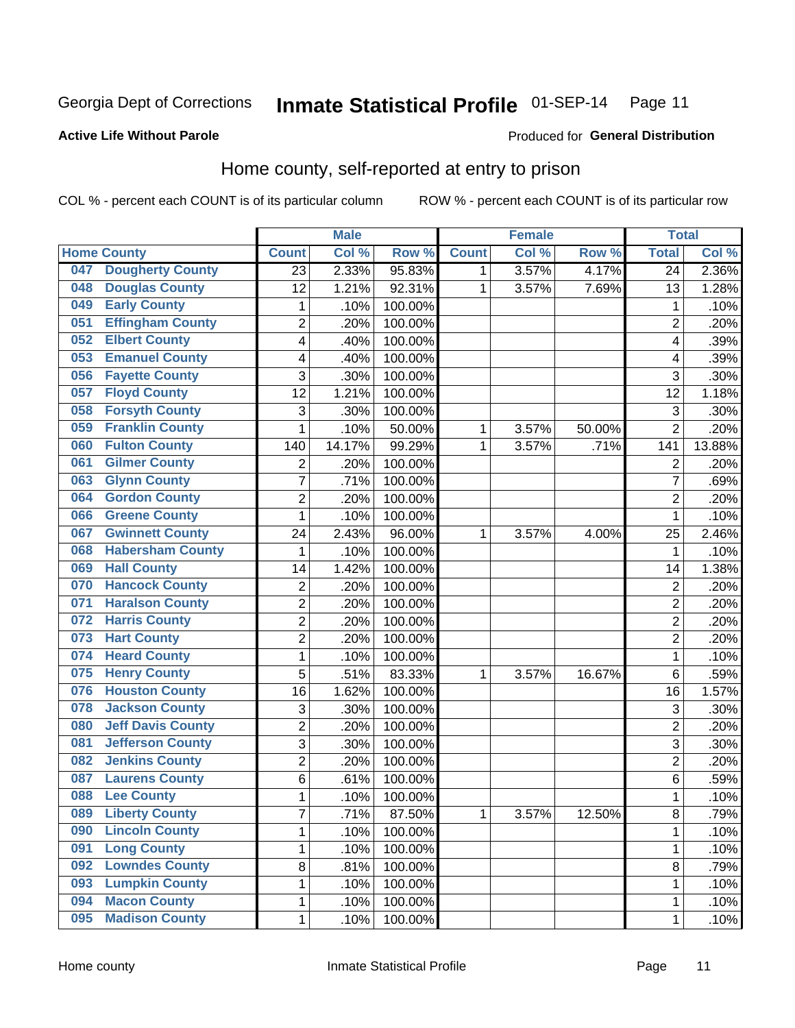Georgia Dept of Corrections **Inmate Statistical Profile** 01-SEP-14

**Active Life Without Parole**

Produced for **General Distribution**

## Home county, self-reported at entry to prison

COL % - percent each COUNT is of its particular column ROW % - percent each COUNT is of its particular row

| Home County | | Male | | | Female | | | Total | |
|---|---|---|---|---|---|---|---|---|---|
| | | Count | Col % | Row % | Count | Col % | Row % | Total | Col % |
| 047 | Dougherty County | 23 | 2.33% | 95.83% | 1 | 3.57% | 4.17% | 24 | 2.36% |
| 048 | Douglas County | 12 | 1.21% | 92.31% | 1 | 3.57% | 7.69% | 13 | 1.28% |
| 049 | Early County | 1 | .10% | 100.00% | | | | 1 | .10% |
| 051 | Effingham County | 2 | .20% | 100.00% | | | | 2 | .20% |
| 052 | Elbert County | 4 | .40% | 100.00% | | | | 4 | .39% |
| 053 | Emanuel County | 4 | .40% | 100.00% | | | | 4 | .39% |
| 056 | Fayette County | 3 | .30% | 100.00% | | | | 3 | .30% |
| 057 | Floyd County | 12 | 1.21% | 100.00% | | | | 12 | 1.18% |
| 058 | Forsyth County | 3 | .30% | 100.00% | | | | 3 | .30% |
| 059 | Franklin County | 1 | .10% | 50.00% | 1 | 3.57% | 50.00% | 2 | .20% |
| 060 | Fulton County | 140 | 14.17% | 99.29% | 1 | 3.57% | .71% | 141 | 13.88% |
| 061 | Gilmer County | 2 | .20% | 100.00% | | | | 2 | .20% |
| 063 | Glynn County | 7 | .71% | 100.00% | | | | 7 | .69% |
| 064 | Gordon County | 2 | .20% | 100.00% | | | | 2 | .20% |
| 066 | Greene County | 1 | .10% | 100.00% | | | | 1 | .10% |
| 067 | Gwinnett County | 24 | 2.43% | 96.00% | 1 | 3.57% | 4.00% | 25 | 2.46% |
| 068 | Habersham County | 1 | .10% | 100.00% | | | | 1 | .10% |
| 069 | Hall County | 14 | 1.42% | 100.00% | | | | 14 | 1.38% |
| 070 | Hancock County | 2 | .20% | 100.00% | | | | 2 | .20% |
| 071 | Haralson County | 2 | .20% | 100.00% | | | | 2 | .20% |
| 072 | Harris County | 2 | .20% | 100.00% | | | | 2 | .20% |
| 073 | Hart County | 2 | .20% | 100.00% | | | | 2 | .20% |
| 074 | Heard County | 1 | .10% | 100.00% | | | | 1 | .10% |
| 075 | Henry County | 5 | .51% | 83.33% | 1 | 3.57% | 16.67% | 6 | .59% |
| 076 | Houston County | 16 | 1.62% | 100.00% | | | | 16 | 1.57% |
| 078 | Jackson County | 3 | .30% | 100.00% | | | | 3 | .30% |
| 080 | Jeff Davis County | 2 | .20% | 100.00% | | | | 2 | .20% |
| 081 | Jefferson County | 3 | .30% | 100.00% | | | | 3 | .30% |
| 082 | Jenkins County | 2 | .20% | 100.00% | | | | 2 | .20% |
| 087 | Laurens County | 6 | .61% | 100.00% | | | | 6 | .59% |
| 088 | Lee County | 1 | .10% | 100.00% | | | | 1 | .10% |
| 089 | Liberty County | 7 | .71% | 87.50% | 1 | 3.57% | 12.50% | 8 | .79% |
| 090 | Lincoln County | 1 | .10% | 100.00% | | | | 1 | .10% |
| 091 | Long County | 1 | .10% | 100.00% | | | | 1 | .10% |
| 092 | Lowndes County | 8 | .81% | 100.00% | | | | 8 | .79% |
| 093 | Lumpkin County | 1 | .10% | 100.00% | | | | 1 | .10% |
| 094 | Macon County | 1 | .10% | 100.00% | | | | 1 | .10% |
| 095 | Madison County | 1 | .10% | 100.00% | | | | 1 | .10% |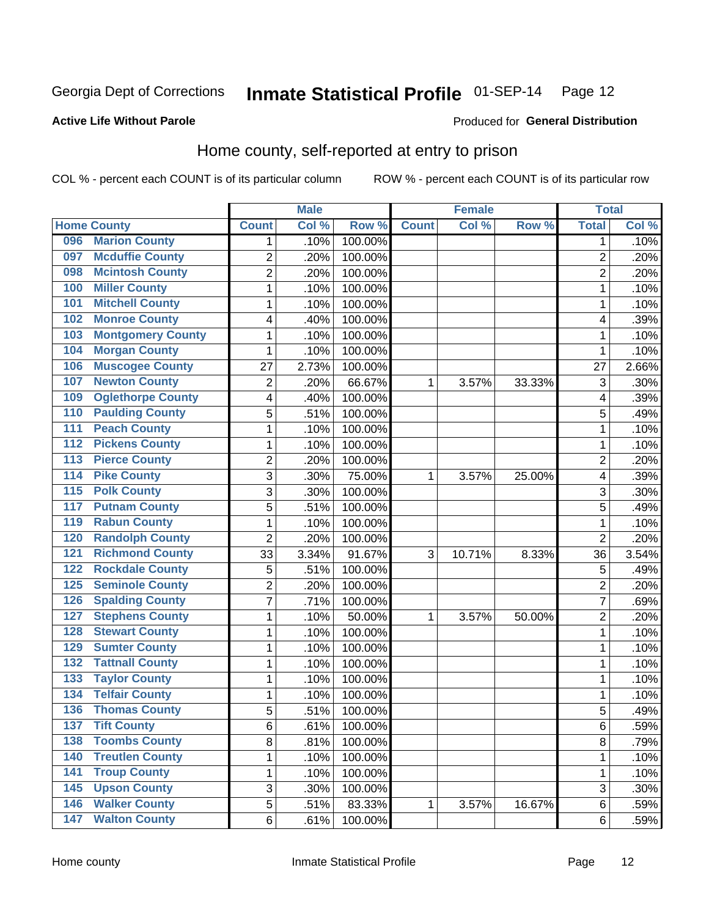Georgia Dept of Corrections **Inmate Statistical Profile** 01-SEP-14

**Active Life Without Parole**

Produced for **General Distribution**

## Home county, self-reported at entry to prison

COL % - percent each COUNT is of its particular column ROW % - percent each COUNT is of its particular row

| Home County | | Male | | | Female | | | Total | |
|---|---|---|---|---|---|---|---|---|---|
| | | Count | Col % | Row % | Count | Col % | Row % | Total | Col % |
| 096 | Marion County | 1 | .10% | 100.00% | | | | 1 | .10% |
| 097 | Mcduffie County | 2 | .20% | 100.00% | | | | 2 | .20% |
| 098 | Mcintosh County | 2 | .20% | 100.00% | | | | 2 | .20% |
| 100 | Miller County | 1 | .10% | 100.00% | | | | 1 | .10% |
| 101 | Mitchell County | 1 | .10% | 100.00% | | | | 1 | .10% |
| 102 | Monroe County | 4 | .40% | 100.00% | | | | 4 | .39% |
| 103 | Montgomery County | 1 | .10% | 100.00% | | | | 1 | .10% |
| 104 | Morgan County | 1 | .10% | 100.00% | | | | 1 | .10% |
| 106 | Muscogee County | 27 | 2.73% | 100.00% | | | | 27 | 2.66% |
| 107 | Newton County | 2 | .20% | 66.67% | 1 | 3.57% | 33.33% | 3 | .30% |
| 109 | Oglethorpe County | 4 | .40% | 100.00% | | | | 4 | .39% |
| 110 | Paulding County | 5 | .51% | 100.00% | | | | 5 | .49% |
| 111 | Peach County | 1 | .10% | 100.00% | | | | 1 | .10% |
| 112 | Pickens County | 1 | .10% | 100.00% | | | | 1 | .10% |
| 113 | Pierce County | 2 | .20% | 100.00% | | | | 2 | .20% |
| 114 | Pike County | 3 | .30% | 75.00% | 1 | 3.57% | 25.00% | 4 | .39% |
| 115 | Polk County | 3 | .30% | 100.00% | | | | 3 | .30% |
| 117 | Putnam County | 5 | .51% | 100.00% | | | | 5 | .49% |
| 119 | Rabun County | 1 | .10% | 100.00% | | | | 1 | .10% |
| 120 | Randolph County | 2 | .20% | 100.00% | | | | 2 | .20% |
| 121 | Richmond County | 33 | 3.34% | 91.67% | 3 | 10.71% | 8.33% | 36 | 3.54% |
| 122 | Rockdale County | 5 | .51% | 100.00% | | | | 5 | .49% |
| 125 | Seminole County | 2 | .20% | 100.00% | | | | 2 | .20% |
| 126 | Spalding County | 7 | .71% | 100.00% | | | | 7 | .69% |
| 127 | Stephens County | 1 | .10% | 50.00% | 1 | 3.57% | 50.00% | 2 | .20% |
| 128 | Stewart County | 1 | .10% | 100.00% | | | | 1 | .10% |
| 129 | Sumter County | 1 | .10% | 100.00% | | | | 1 | .10% |
| 132 | Tattnall County | 1 | .10% | 100.00% | | | | 1 | .10% |
| 133 | Taylor County | 1 | .10% | 100.00% | | | | 1 | .10% |
| 134 | Telfair County | 1 | .10% | 100.00% | | | | 1 | .10% |
| 136 | Thomas County | 5 | .51% | 100.00% | | | | 5 | .49% |
| 137 | Tift County | 6 | .61% | 100.00% | | | | 6 | .59% |
| 138 | Toombs County | 8 | .81% | 100.00% | | | | 8 | .79% |
| 140 | Treutlen County | 1 | .10% | 100.00% | | | | 1 | .10% |
| 141 | Troup County | 1 | .10% | 100.00% | | | | 1 | .10% |
| 145 | Upson County | 3 | .30% | 100.00% | | | | 3 | .30% |
| 146 | Walker County | 5 | .51% | 83.33% | 1 | 3.57% | 16.67% | 6 | .59% |
| 147 | Walton County | 6 | .61% | 100.00% | | | | 6 | .59% |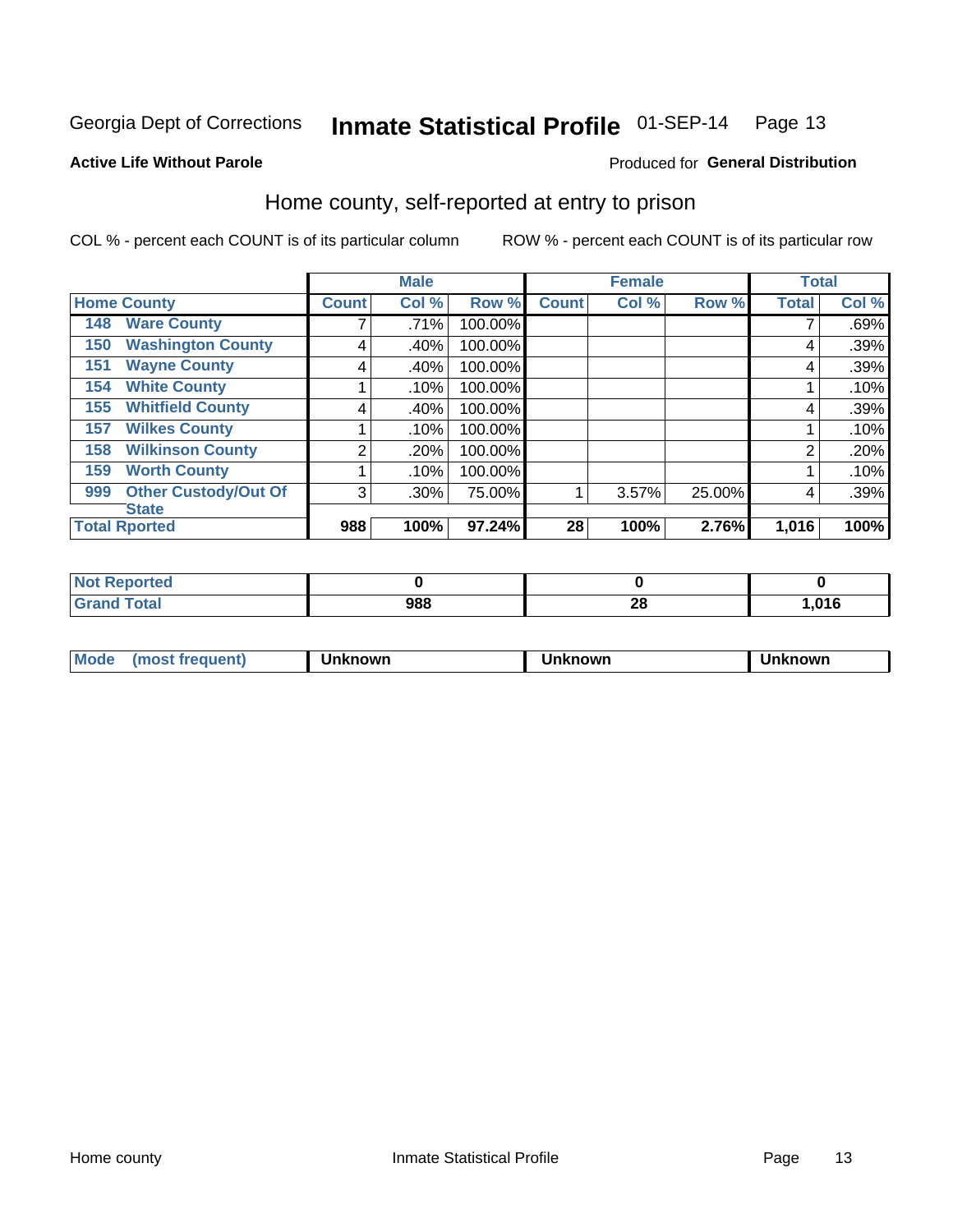Georgia Dept of Corrections **Inmate Statistical Profile** 01-SEP-14

**Active Life Without Parole**

Produced for **General Distribution**

## Home county, self-reported at entry to prison

COL % - percent each COUNT is of its particular column ROW % - percent each COUNT is of its particular row

| | | Male | | | Female | | | Total | |
|---|---|---|---|---|---|---|---|---|---|
| Home County | | Count | Col % | Row % | Count | Col % | Row % | Total | Col % |
| 148 | Ware County | 7 | .71% | 100.00% | | | | 7 | .69% |
| 150 | Washington County | 4 | .40% | 100.00% | | | | 4 | .39% |
| 151 | Wayne County | 4 | .40% | 100.00% | | | | 4 | .39% |
| 154 | White County | 1 | .10% | 100.00% | | | | 1 | .10% |
| 155 | Whitfield County | 4 | .40% | 100.00% | | | | 4 | .39% |
| 157 | Wilkes County | 1 | .10% | 100.00% | | | | 1 | .10% |
| 158 | Wilkinson County | 2 | .20% | 100.00% | | | | 2 | .20% |
| 159 | Worth County | 1 | .10% | 100.00% | | | | 1 | .10% |
| 999 | Other Custody/Out Of State | 3 | .30% | 75.00% | 1 | 3.57% | 25.00% | 4 | .39% |
| **Total Rported** | | **988** | **100%** | **97.24%** | **28** | **100%** | **2.76%** | **1,016** | **100%** |

| | Male | Female | Total |
|---|---|---|---|
| Not Reported | **0** | **0** | **0** |
| Grand Total | **988** | **28** | **1,016** |

| | Male | Female | Total |
|---|---|---|---|
| Mode (most frequent) | **Unknown** | **Unknown** | **Unknown** |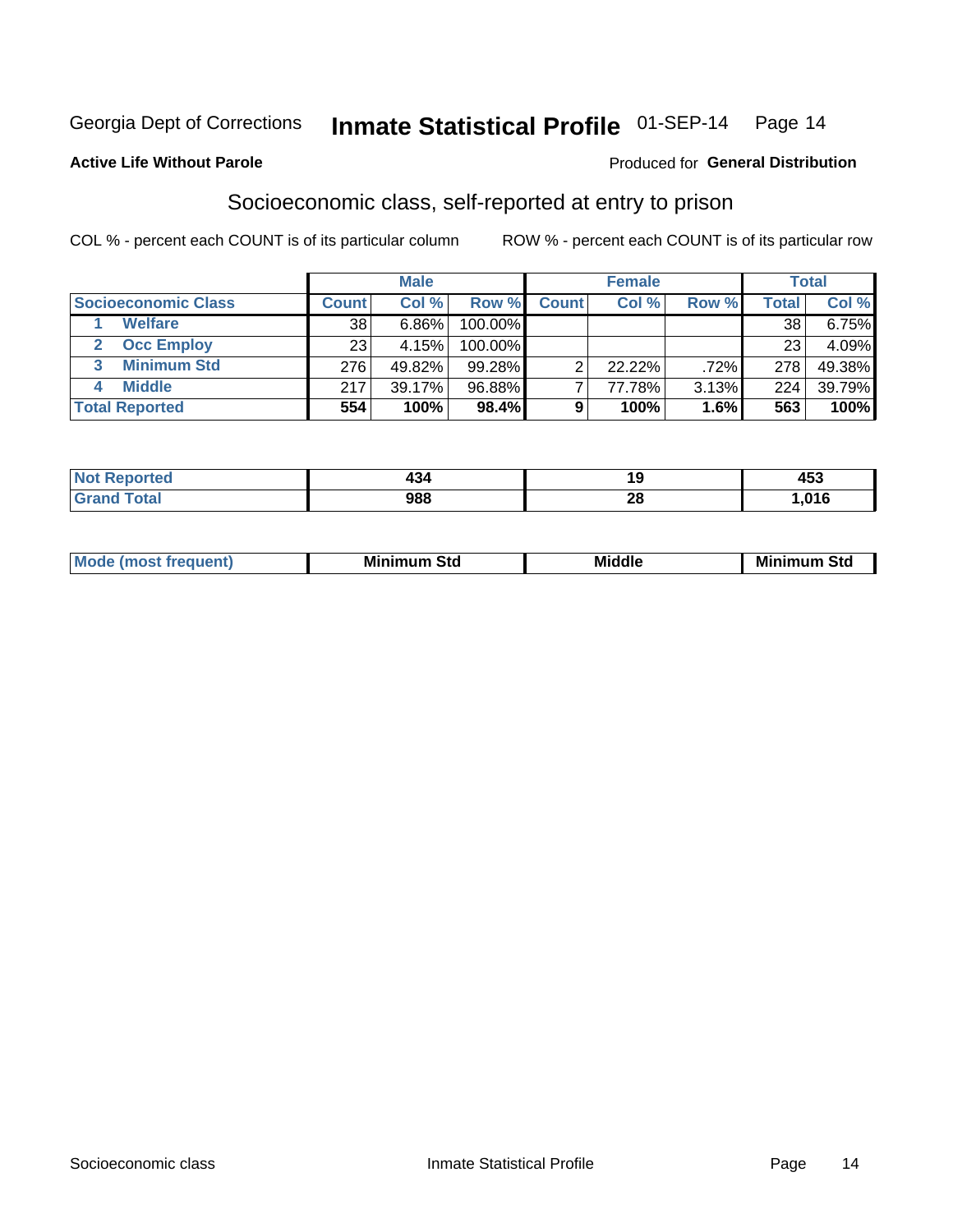Georgia Dept of Corrections **Inmate Statistical Profile** 01-SEP-14

**Active Life Without Parole**

Produced for **General Distribution**

## Socioeconomic class, self-reported at entry to prison

COL % - percent each COUNT is of its particular column ROW % - percent each COUNT is of its particular row

| | Male | | | Female | | | Total | |
|---|---|---|---|---|---|---|---|---|
| **Socioeconomic Class** | **Count** | **Col %** | **Row %** | **Count** | **Col %** | **Row %** | **Total** | **Col %** |
| 1 Welfare | 38 | 6.86% | 100.00% | | | | 38 | 6.75% |
| 2 Occ Employ | 23 | 4.15% | 100.00% | | | | 23 | 4.09% |
| 3 Minimum Std | 276 | 49.82% | 99.28% | 2 | 22.22% | .72% | 278 | 49.38% |
| 4 Middle | 217 | 39.17% | 96.88% | 7 | 77.78% | 3.13% | 224 | 39.79% |
| **Total Reported** | **554** | **100%** | **98.4%** | **9** | **100%** | **1.6%** | **563** | **100%** |

| | Male | Female | Total |
|---|---|---|---|
| **Not Reported** | **434** | **19** | **453** |
| **Grand Total** | **988** | **28** | **1,016** |

| | Male | Female | Total |
|---|---|---|---|
| **Mode (most frequent)** | **Minimum Std** | **Middle** | **Minimum Std** |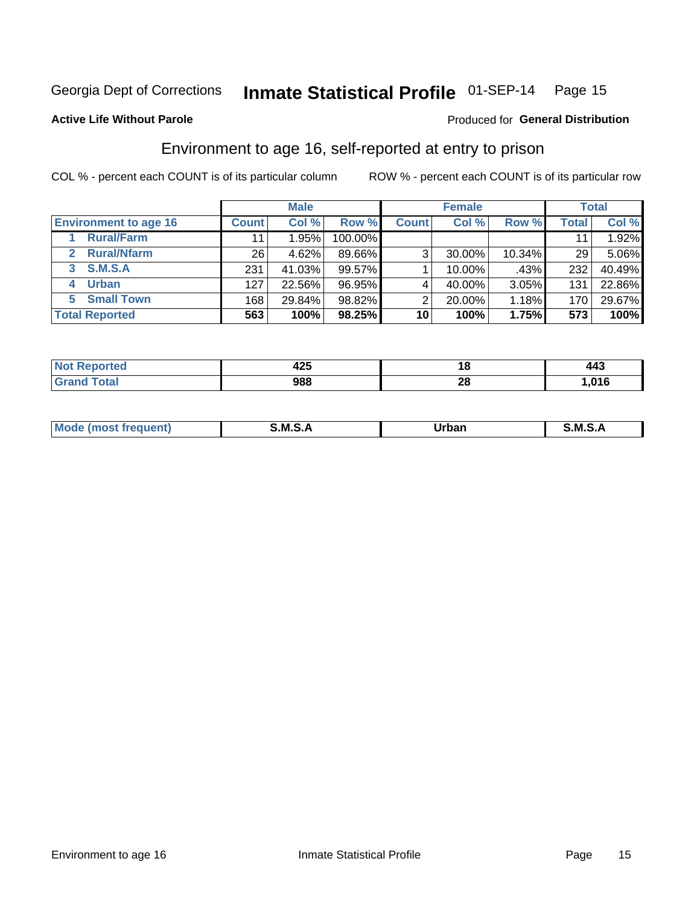Georgia Dept of Corrections **Inmate Statistical Profile** 01-SEP-14

**Active Life Without Parole**

Produced for **General Distribution**

## Environment to age 16, self-reported at entry to prison

COL % - percent each COUNT is of its particular column ROW % - percent each COUNT is of its particular row

| | Male | | | Female | | | Total | |
|---|---|---|---|---|---|---|---|---|
| Environment to age 16 | Count | Col % | Row % | Count | Col % | Row % | Total | Col % |
| 1 Rural/Farm | 11 | 1.95% | 100.00% | | | | 11 | 1.92% |
| 2 Rural/Nfarm | 26 | 4.62% | 89.66% | 3 | 30.00% | 10.34% | 29 | 5.06% |
| 3 S.M.S.A | 231 | 41.03% | 99.57% | 1 | 10.00% | .43% | 232 | 40.49% |
| 4 Urban | 127 | 22.56% | 96.95% | 4 | 40.00% | 3.05% | 131 | 22.86% |
| 5 Small Town | 168 | 29.84% | 98.82% | 2 | 20.00% | 1.18% | 170 | 29.67% |
| **Total Reported** | **563** | **100%** | **98.25%** | **10** | **100%** | **1.75%** | **573** | **100%** |

| | Male | Female | Total |
|---|---|---|---|
| Not Reported | 425 | 18 | 443 |
| Grand Total | 988 | 28 | 1,016 |

| | Male | Female | Total |
|---|---|---|---|
| Mode (most frequent) | S.M.S.A | Urban | S.M.S.A |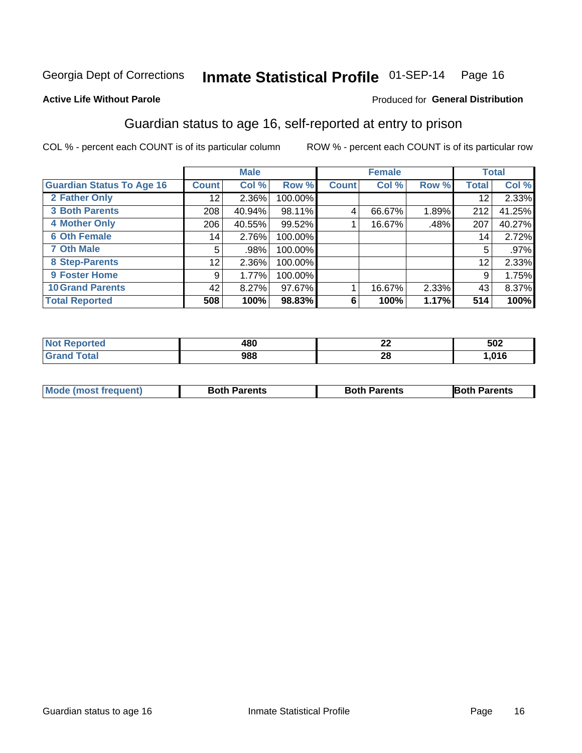Georgia Dept of Corrections **Inmate Statistical Profile** 01-SEP-14

**Active Life Without Parole**

Produced for **General Distribution**

## Guardian status to age 16, self-reported at entry to prison

COL % - percent each COUNT is of its particular column ROW % - percent each COUNT is of its particular row

| | Male | | | Female | | | Total | |
|---|---|---|---|---|---|---|---|---|
| **Guardian Status To Age 16** | **Count** | **Col %** | **Row %** | **Count** | **Col %** | **Row %** | **Total** | **Col %** |
| 2 Father Only | 12 | 2.36% | 100.00% | | | | 12 | 2.33% |
| 3 Both Parents | 208 | 40.94% | 98.11% | 4 | 66.67% | 1.89% | 212 | 41.25% |
| 4 Mother Only | 206 | 40.55% | 99.52% | 1 | 16.67% | .48% | 207 | 40.27% |
| 6 Oth Female | 14 | 2.76% | 100.00% | | | | 14 | 2.72% |
| 7 Oth Male | 5 | .98% | 100.00% | | | | 5 | .97% |
| 8 Step-Parents | 12 | 2.36% | 100.00% | | | | 12 | 2.33% |
| 9 Foster Home | 9 | 1.77% | 100.00% | | | | 9 | 1.75% |
| 10 Grand Parents | 42 | 8.27% | 97.67% | 1 | 16.67% | 2.33% | 43 | 8.37% |
| **Total Reported** | **508** | **100%** | **98.83%** | **6** | **100%** | **1.17%** | **514** | **100%** |

| | Male | Female | Total |
|---|---|---|---|
| Not Reported | 480 | 22 | 502 |
| Grand Total | 988 | 28 | 1,016 |

| | Male | Female | Total |
|---|---|---|---|
| Mode (most frequent) | Both Parents | Both Parents | Both Parents |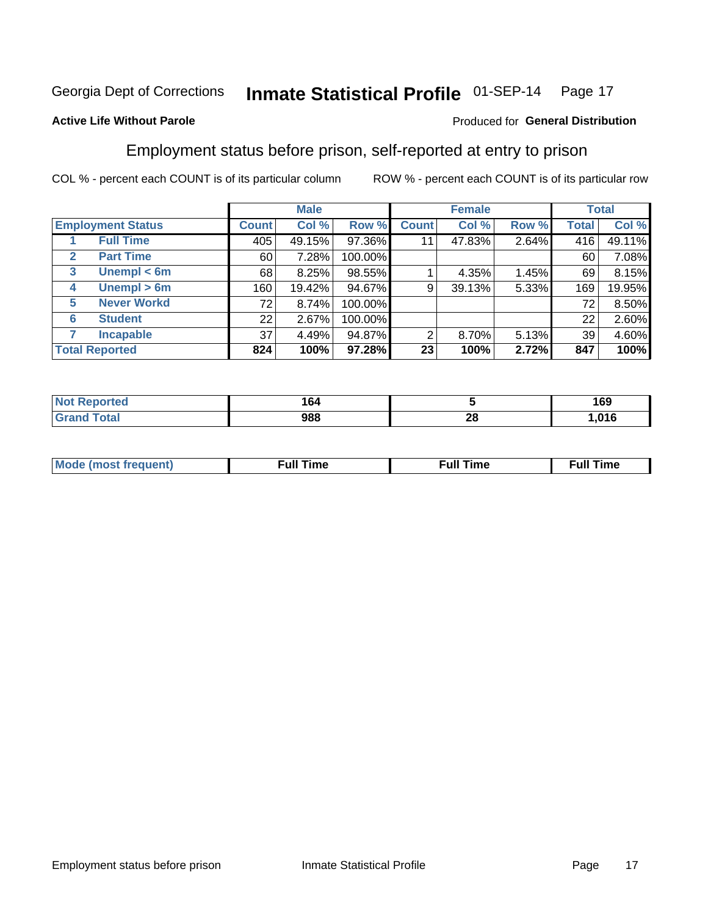Georgia Dept of Corrections **Inmate Statistical Profile** 01-SEP-14

**Active Life Without Parole**

Produced for **General Distribution**

## Employment status before prison, self-reported at entry to prison

COL % - percent each COUNT is of its particular column ROW % - percent each COUNT is of its particular row

| Employment Status | | Male | | | Female | | | Total | |
|---|---|---|---|---|---|---|---|---|---|
| | | Count | Col % | Row % | Count | Col % | Row % | Total | Col % |
| 1 | Full Time | 405 | 49.15% | 97.36% | 11 | 47.83% | 2.64% | 416 | 49.11% |
| 2 | Part Time | 60 | 7.28% | 100.00% | | | | 60 | 7.08% |
| 3 | Unempl < 6m | 68 | 8.25% | 98.55% | 1 | 4.35% | 1.45% | 69 | 8.15% |
| 4 | Unempl > 6m | 160 | 19.42% | 94.67% | 9 | 39.13% | 5.33% | 169 | 19.95% |
| 5 | Never Workd | 72 | 8.74% | 100.00% | | | | 72 | 8.50% |
| 6 | Student | 22 | 2.67% | 100.00% | | | | 22 | 2.60% |
| 7 | Incapable | 37 | 4.49% | 94.87% | 2 | 8.70% | 5.13% | 39 | 4.60% |
| **Total Reported** | | **824** | **100%** | **97.28%** | **23** | **100%** | **2.72%** | **847** | **100%** |

| | Male | Female | Total |
|---|---|---|---|
| Not Reported | 164 | 5 | 169 |
| Grand Total | 988 | 28 | 1,016 |

| | Male | Female | Total |
|---|---|---|---|
| Mode (most frequent) | Full Time | Full Time | Full Time |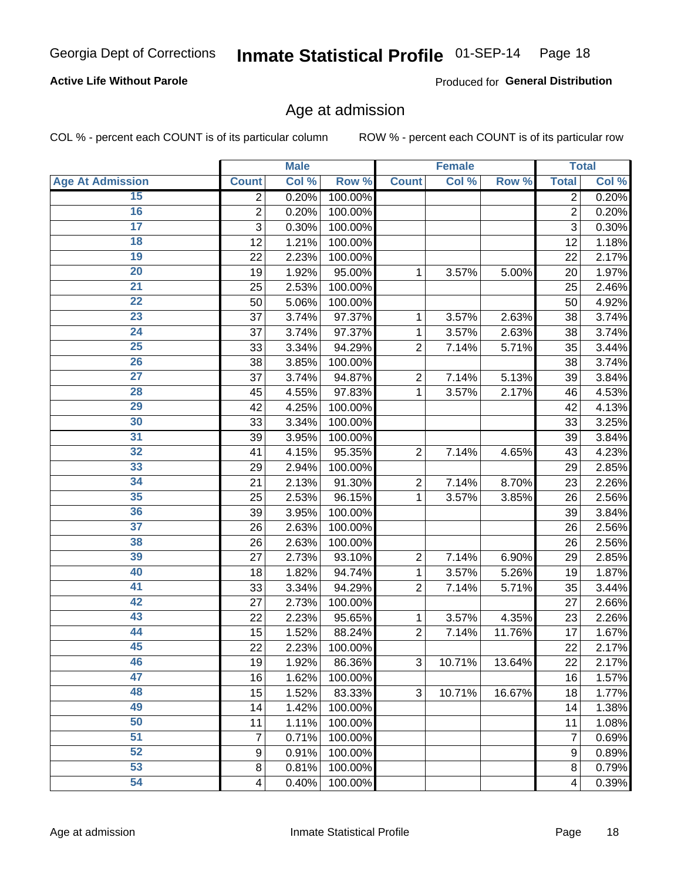Georgia Dept of Corrections **Inmate Statistical Profile** 01-SEP-14

**Active Life Without Parole**

Produced for **General Distribution**

## Age at admission

COL % - percent each COUNT is of its particular column ROW % - percent each COUNT is of its particular row

| | Male | | | Female | | | Total | |
|---|---|---|---|---|---|---|---|---|
| **Age At Admission** | **Count** | **Col %** | **Row %** | **Count** | **Col %** | **Row %** | **Total** | **Col %** |
| 15 | 2 | 0.20% | 100.00% | | | | 2 | 0.20% |
| 16 | 2 | 0.20% | 100.00% | | | | 2 | 0.20% |
| 17 | 3 | 0.30% | 100.00% | | | | 3 | 0.30% |
| 18 | 12 | 1.21% | 100.00% | | | | 12 | 1.18% |
| 19 | 22 | 2.23% | 100.00% | | | | 22 | 2.17% |
| 20 | 19 | 1.92% | 95.00% | 1 | 3.57% | 5.00% | 20 | 1.97% |
| 21 | 25 | 2.53% | 100.00% | | | | 25 | 2.46% |
| 22 | 50 | 5.06% | 100.00% | | | | 50 | 4.92% |
| 23 | 37 | 3.74% | 97.37% | 1 | 3.57% | 2.63% | 38 | 3.74% |
| 24 | 37 | 3.74% | 97.37% | 1 | 3.57% | 2.63% | 38 | 3.74% |
| 25 | 33 | 3.34% | 94.29% | 2 | 7.14% | 5.71% | 35 | 3.44% |
| 26 | 38 | 3.85% | 100.00% | | | | 38 | 3.74% |
| 27 | 37 | 3.74% | 94.87% | 2 | 7.14% | 5.13% | 39 | 3.84% |
| 28 | 45 | 4.55% | 97.83% | 1 | 3.57% | 2.17% | 46 | 4.53% |
| 29 | 42 | 4.25% | 100.00% | | | | 42 | 4.13% |
| 30 | 33 | 3.34% | 100.00% | | | | 33 | 3.25% |
| 31 | 39 | 3.95% | 100.00% | | | | 39 | 3.84% |
| 32 | 41 | 4.15% | 95.35% | 2 | 7.14% | 4.65% | 43 | 4.23% |
| 33 | 29 | 2.94% | 100.00% | | | | 29 | 2.85% |
| 34 | 21 | 2.13% | 91.30% | 2 | 7.14% | 8.70% | 23 | 2.26% |
| 35 | 25 | 2.53% | 96.15% | 1 | 3.57% | 3.85% | 26 | 2.56% |
| 36 | 39 | 3.95% | 100.00% | | | | 39 | 3.84% |
| 37 | 26 | 2.63% | 100.00% | | | | 26 | 2.56% |
| 38 | 26 | 2.63% | 100.00% | | | | 26 | 2.56% |
| 39 | 27 | 2.73% | 93.10% | 2 | 7.14% | 6.90% | 29 | 2.85% |
| 40 | 18 | 1.82% | 94.74% | 1 | 3.57% | 5.26% | 19 | 1.87% |
| 41 | 33 | 3.34% | 94.29% | 2 | 7.14% | 5.71% | 35 | 3.44% |
| 42 | 27 | 2.73% | 100.00% | | | | 27 | 2.66% |
| 43 | 22 | 2.23% | 95.65% | 1 | 3.57% | 4.35% | 23 | 2.26% |
| 44 | 15 | 1.52% | 88.24% | 2 | 7.14% | 11.76% | 17 | 1.67% |
| 45 | 22 | 2.23% | 100.00% | | | | 22 | 2.17% |
| 46 | 19 | 1.92% | 86.36% | 3 | 10.71% | 13.64% | 22 | 2.17% |
| 47 | 16 | 1.62% | 100.00% | | | | 16 | 1.57% |
| 48 | 15 | 1.52% | 83.33% | 3 | 10.71% | 16.67% | 18 | 1.77% |
| 49 | 14 | 1.42% | 100.00% | | | | 14 | 1.38% |
| 50 | 11 | 1.11% | 100.00% | | | | 11 | 1.08% |
| 51 | 7 | 0.71% | 100.00% | | | | 7 | 0.69% |
| 52 | 9 | 0.91% | 100.00% | | | | 9 | 0.89% |
| 53 | 8 | 0.81% | 100.00% | | | | 8 | 0.79% |
| 54 | 4 | 0.40% | 100.00% | | | | 4 | 0.39% |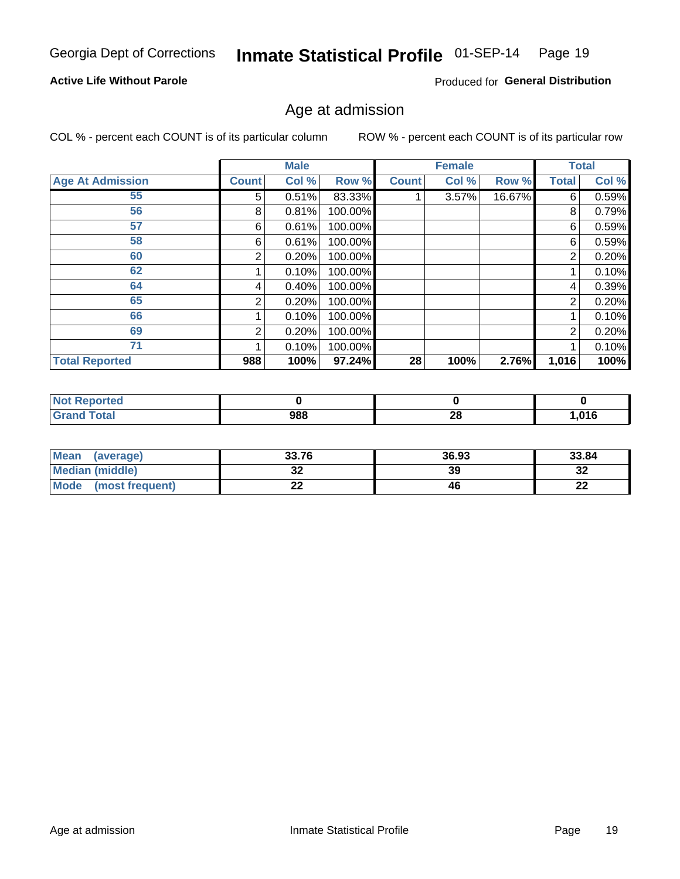Georgia Dept of Corrections **Inmate Statistical Profile** 01-SEP-14

**Active Life Without Parole** Produced for **General Distribution**

## Age at admission

COL % - percent each COUNT is of its particular column ROW % - percent each COUNT is of its particular row

| | Male | | | Female | | | Total | |
|---|---|---|---|---|---|---|---|---|
| **Age At Admission** | **Count** | **Col %** | **Row %** | **Count** | **Col %** | **Row %** | **Total** | **Col %** |
| 55 | 5 | 0.51% | 83.33% | 1 | 3.57% | 16.67% | 6 | 0.59% |
| 56 | 8 | 0.81% | 100.00% | | | | 8 | 0.79% |
| 57 | 6 | 0.61% | 100.00% | | | | 6 | 0.59% |
| 58 | 6 | 0.61% | 100.00% | | | | 6 | 0.59% |
| 60 | 2 | 0.20% | 100.00% | | | | 2 | 0.20% |
| 62 | 1 | 0.10% | 100.00% | | | | 1 | 0.10% |
| 64 | 4 | 0.40% | 100.00% | | | | 4 | 0.39% |
| 65 | 2 | 0.20% | 100.00% | | | | 2 | 0.20% |
| 66 | 1 | 0.10% | 100.00% | | | | 1 | 0.10% |
| 69 | 2 | 0.20% | 100.00% | | | | 2 | 0.20% |
| 71 | 1 | 0.10% | 100.00% | | | | 1 | 0.10% |
| **Total Reported** | **988** | **100%** | **97.24%** | **28** | **100%** | **2.76%** | **1,016** | **100%** |

| | Male | Female | Total |
|---|---|---|---|
| **Not Reported** | **0** | **0** | **0** |
| **Grand Total** | **988** | **28** | **1,016** |

| | Male | Female | Total |
|---|---|---|---|
| **Mean (average)** | **33.76** | **36.93** | **33.84** |
| **Median (middle)** | **32** | **39** | **32** |
| **Mode (most frequent)** | **22** | **46** | **22** |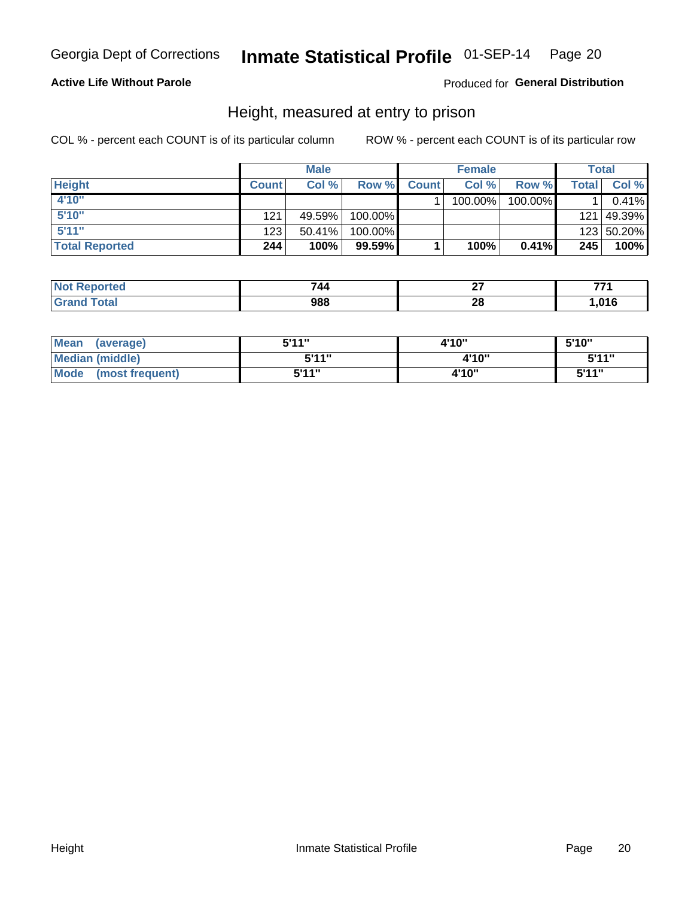Georgia Dept of Corrections **Inmate Statistical Profile** 01-SEP-14

**Active Life Without Parole**

Produced for **General Distribution**

## Height, measured at entry to prison

COL % - percent each COUNT is of its particular column

ROW % - percent each COUNT is of its particular row

| | Male | | | Female | | | Total | |
|---|---|---|---|---|---|---|---|---|
| **Height** | **Count** | **Col %** | **Row %** | **Count** | **Col %** | **Row %** | **Total** | **Col %** |
| **4'10"** | | | | 1 | 100.00% | 100.00% | 1 | 0.41% |
| **5'10"** | 121 | 49.59% | 100.00% | | | | 121 | 49.39% |
| **5'11"** | 123 | 50.41% | 100.00% | | | | 123 | 50.20% |
| **Total Reported** | **244** | **100%** | **99.59%** | **1** | **100%** | **0.41%** | **245** | **100%** |

| | Male | Female | Total |
|---|---|---|---|
| **Not Reported** | **744** | **27** | **771** |
| **Grand Total** | **988** | **28** | **1,016** |

| | Male | Female | Total |
|---|---|---|---|
| **Mean (average)** | **5'11"** | **4'10"** | **5'10"** |
| **Median (middle)** | **5'11"** | **4'10"** | **5'11"** |
| **Mode (most frequent)** | **5'11"** | **4'10"** | **5'11"** |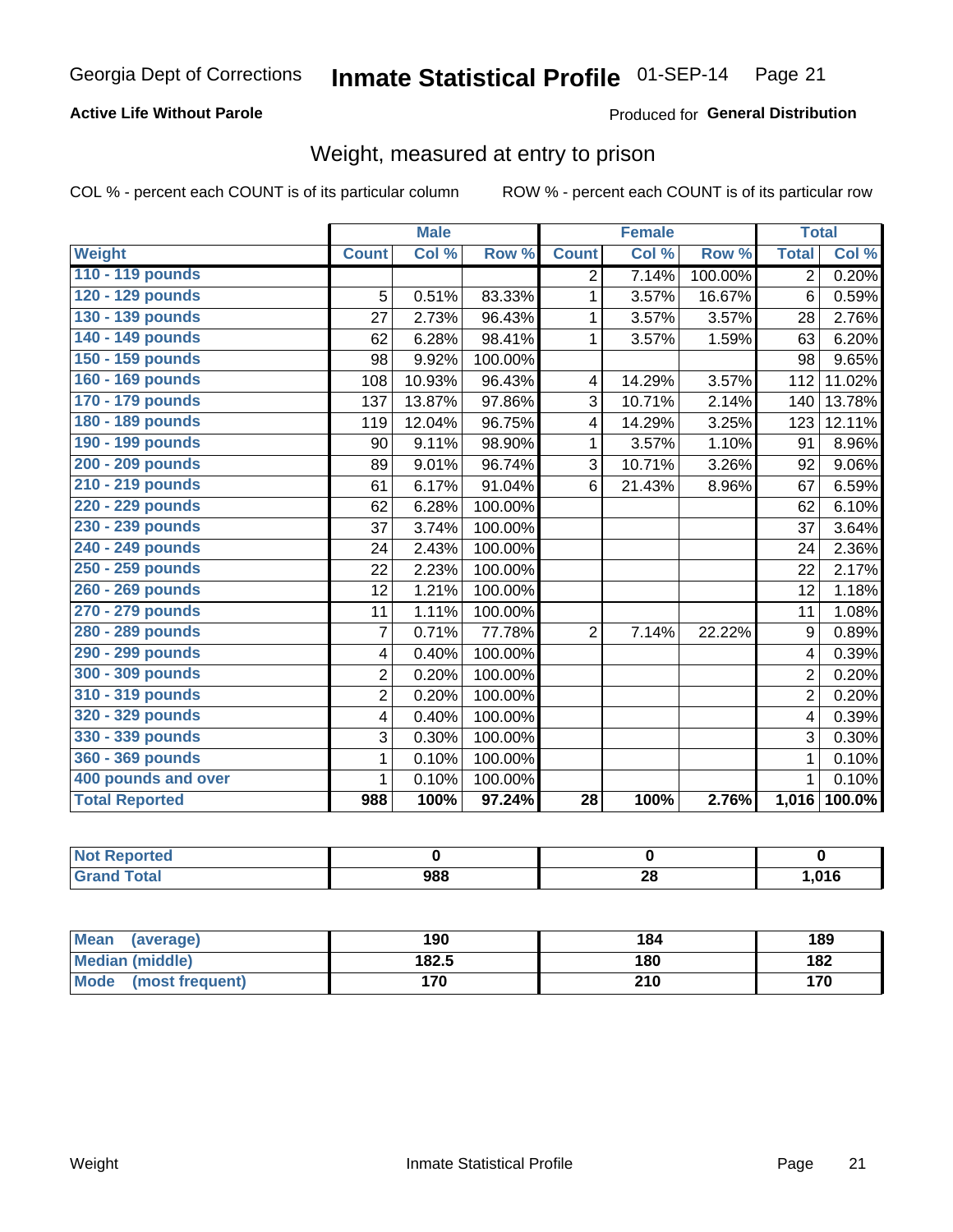Georgia Dept of Corrections **Inmate Statistical Profile** 01-SEP-14

**Active Life Without Parole**

Produced for **General Distribution**

## Weight, measured at entry to prison

COL % - percent each COUNT is of its particular column

ROW % - percent each COUNT is of its particular row

| | Male | | | Female | | | Total | |
|---|---|---|---|---|---|---|---|---|
| **Weight** | **Count** | **Col %** | **Row %** | **Count** | **Col %** | **Row %** | **Total** | **Col %** |
| **110 - 119 pounds** | | | | 2 | 7.14% | 100.00% | 2 | 0.20% |
| **120 - 129 pounds** | 5 | 0.51% | 83.33% | 1 | 3.57% | 16.67% | 6 | 0.59% |
| **130 - 139 pounds** | 27 | 2.73% | 96.43% | 1 | 3.57% | 3.57% | 28 | 2.76% |
| **140 - 149 pounds** | 62 | 6.28% | 98.41% | 1 | 3.57% | 1.59% | 63 | 6.20% |
| **150 - 159 pounds** | 98 | 9.92% | 100.00% | | | | 98 | 9.65% |
| **160 - 169 pounds** | 108 | 10.93% | 96.43% | 4 | 14.29% | 3.57% | 112 | 11.02% |
| **170 - 179 pounds** | 137 | 13.87% | 97.86% | 3 | 10.71% | 2.14% | 140 | 13.78% |
| **180 - 189 pounds** | 119 | 12.04% | 96.75% | 4 | 14.29% | 3.25% | 123 | 12.11% |
| **190 - 199 pounds** | 90 | 9.11% | 98.90% | 1 | 3.57% | 1.10% | 91 | 8.96% |
| **200 - 209 pounds** | 89 | 9.01% | 96.74% | 3 | 10.71% | 3.26% | 92 | 9.06% |
| **210 - 219 pounds** | 61 | 6.17% | 91.04% | 6 | 21.43% | 8.96% | 67 | 6.59% |
| **220 - 229 pounds** | 62 | 6.28% | 100.00% | | | | 62 | 6.10% |
| **230 - 239 pounds** | 37 | 3.74% | 100.00% | | | | 37 | 3.64% |
| **240 - 249 pounds** | 24 | 2.43% | 100.00% | | | | 24 | 2.36% |
| **250 - 259 pounds** | 22 | 2.23% | 100.00% | | | | 22 | 2.17% |
| **260 - 269 pounds** | 12 | 1.21% | 100.00% | | | | 12 | 1.18% |
| **270 - 279 pounds** | 11 | 1.11% | 100.00% | | | | 11 | 1.08% |
| **280 - 289 pounds** | 7 | 0.71% | 77.78% | 2 | 7.14% | 22.22% | 9 | 0.89% |
| **290 - 299 pounds** | 4 | 0.40% | 100.00% | | | | 4 | 0.39% |
| **300 - 309 pounds** | 2 | 0.20% | 100.00% | | | | 2 | 0.20% |
| **310 - 319 pounds** | 2 | 0.20% | 100.00% | | | | 2 | 0.20% |
| **320 - 329 pounds** | 4 | 0.40% | 100.00% | | | | 4 | 0.39% |
| **330 - 339 pounds** | 3 | 0.30% | 100.00% | | | | 3 | 0.30% |
| **360 - 369 pounds** | 1 | 0.10% | 100.00% | | | | 1 | 0.10% |
| **400 pounds and over** | 1 | 0.10% | 100.00% | | | | 1 | 0.10% |
| **Total Reported** | **988** | **100%** | **97.24%** | **28** | **100%** | **2.76%** | **1,016** | **100.0%** |

| | Male | Female | Total |
|---|---|---|---|
| **Not Reported** | 0 | 0 | 0 |
| **Grand Total** | 988 | 28 | 1,016 |

| | Male | Female | Total |
|---|---|---|---|
| **Mean (average)** | 190 | 184 | 189 |
| **Median (middle)** | 182.5 | 180 | 182 |
| **Mode (most frequent)** | 170 | 210 | 170 |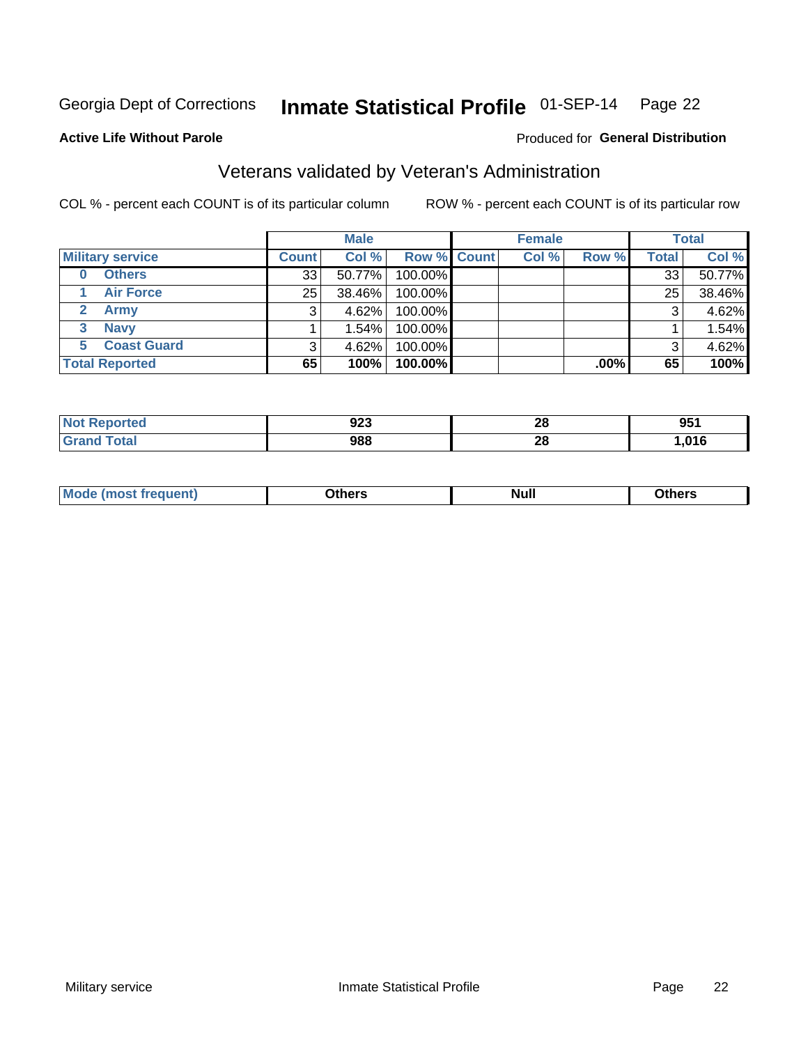Georgia Dept of Corrections **Inmate Statistical Profile** 01-SEP-14 Page 22

**Active Life Without Parole**

Produced for **General Distribution**

## Veterans validated by Veteran's Administration

COL % - percent each COUNT is of its particular column ROW % - percent each COUNT is of its particular row

| Military service | Male | | | Female | | | Total | |
|---|---|---|---|---|---|---|---|---|
| | Count | Col % | Row % | Count | Col % | Row % | Total | Col % |
| 0 Others | 33 | 50.77% | 100.00% | | | | 33 | 50.77% |
| 1 Air Force | 25 | 38.46% | 100.00% | | | | 25 | 38.46% |
| 2 Army | 3 | 4.62% | 100.00% | | | | 3 | 4.62% |
| 3 Navy | 1 | 1.54% | 100.00% | | | | 1 | 1.54% |
| 5 Coast Guard | 3 | 4.62% | 100.00% | | | | 3 | 4.62% |
| **Total Reported** | **65** | **100%** | **100.00%** | | | **.00%** | **65** | **100%** |

| | Male | Female | Total |
|---|---|---|---|
| Not Reported | 923 | 28 | 951 |
| Grand Total | 988 | 28 | 1,016 |

| | Male | Female | Total |
|---|---|---|---|
| Mode (most frequent) | Others | Null | Others |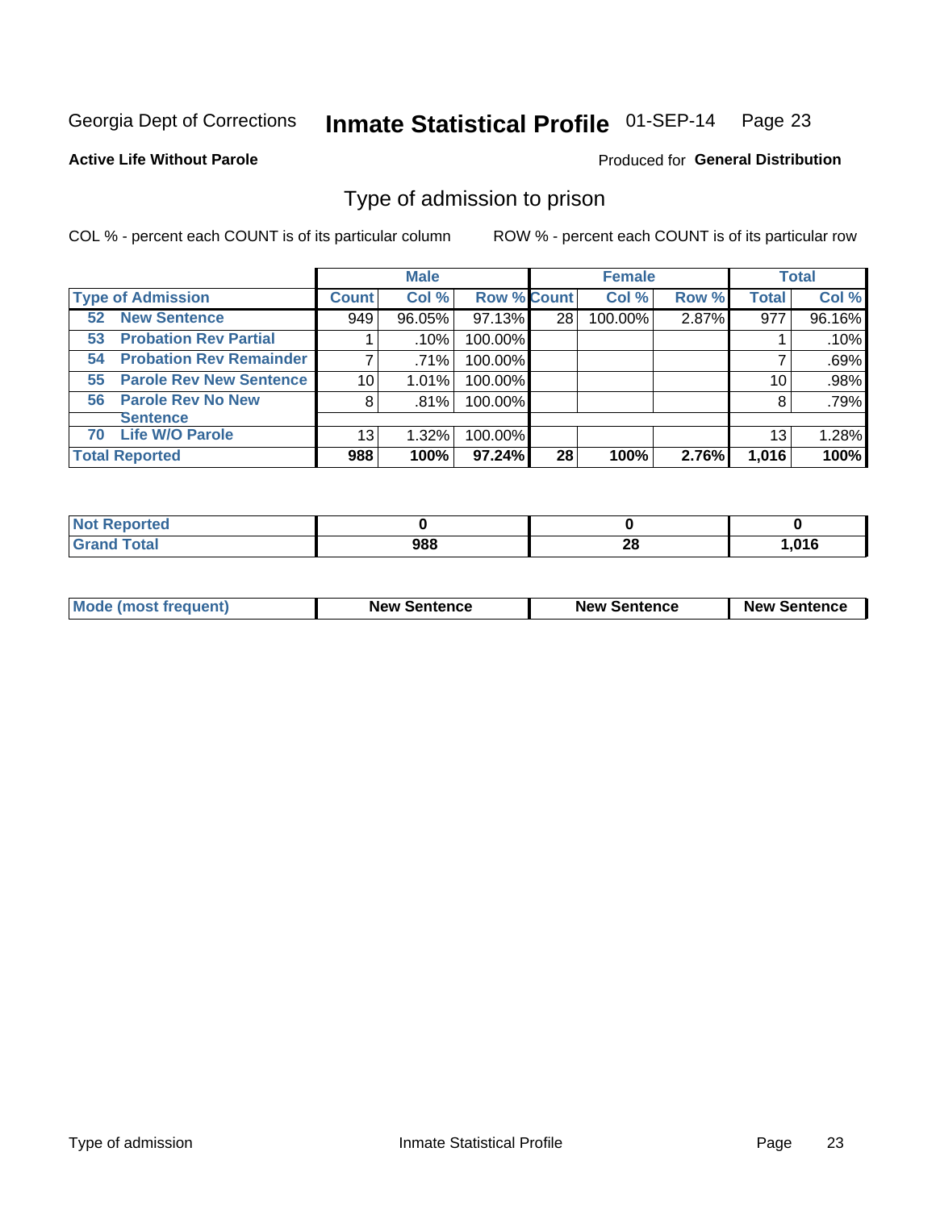Georgia Dept of Corrections **Inmate Statistical Profile** 01-SEP-14

**Active Life Without Parole**

Produced for **General Distribution**

## Type of admission to prison

COL % - percent each COUNT is of its particular column ROW % - percent each COUNT is of its particular row

| | Male | | | Female | | | Total | |
|---|---|---|---|---|---|---|---|---|
| **Type of Admission** | **Count** | **Col %** | **Row %** | **Count** | **Col %** | **Row %** | **Total** | **Col %** |
| 52 New Sentence | 949 | 96.05% | 97.13% | 28 | 100.00% | 2.87% | 977 | 96.16% |
| 53 Probation Rev Partial | 1 | .10% | 100.00% | | | | 1 | .10% |
| 54 Probation Rev Remainder | 7 | .71% | 100.00% | | | | 7 | .69% |
| 55 Parole Rev New Sentence | 10 | 1.01% | 100.00% | | | | 10 | .98% |
| 56 Parole Rev No New Sentence | 8 | .81% | 100.00% | | | | 8 | .79% |
| 70 Life W/O Parole | 13 | 1.32% | 100.00% | | | | 13 | 1.28% |
| **Total Reported** | **988** | **100%** | **97.24%** | **28** | **100%** | **2.76%** | **1,016** | **100%** |

| | Male | Female | Total |
|---|---|---|---|
| Not Reported | **0** | **0** | **0** |
| Grand Total | **988** | **28** | **1,016** |

| | Male | Female | Total |
|---|---|---|---|
| Mode (most frequent) | **New Sentence** | **New Sentence** | **New Sentence** |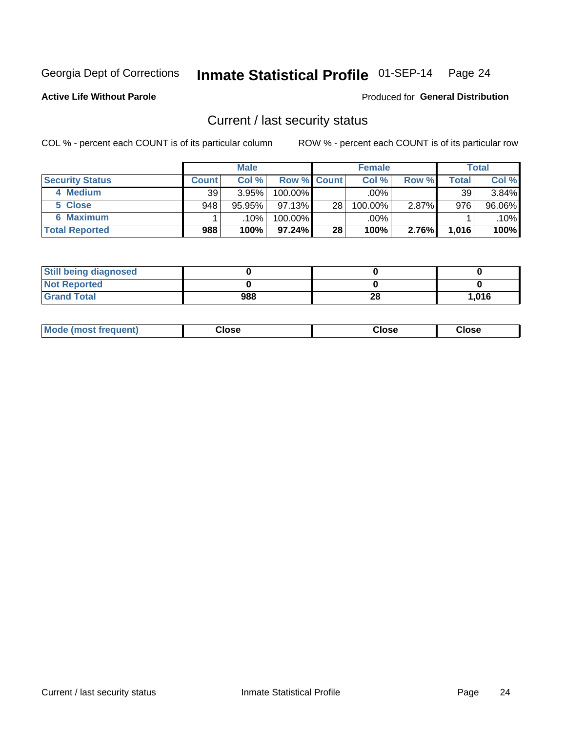Georgia Dept of Corrections **Inmate Statistical Profile** 01-SEP-14

**Active Life Without Parole**

Produced for **General Distribution**

## Current / last security status

COL % - percent each COUNT is of its particular column

ROW % - percent each COUNT is of its particular row

| | Male | | | Female | | | Total | |
|---|---|---|---|---|---|---|---|---|
| **Security Status** | **Count** | **Col %** | **Row %** | **Count** | **Col %** | **Row %** | **Total** | **Col %** |
| 4 Medium | 39 | 3.95% | 100.00% | | .00% | | 39 | 3.84% |
| 5 Close | 948 | 95.95% | 97.13% | 28 | 100.00% | 2.87% | 976 | 96.06% |
| 6 Maximum | 1 | .10% | 100.00% | | .00% | | 1 | .10% |
| **Total Reported** | **988** | **100%** | **97.24%** | **28** | **100%** | **2.76%** | **1,016** | **100%** |

| | Male | Female | Total |
|---|---|---|---|
| **Still being diagnosed** | **0** | **0** | **0** |
| **Not Reported** | **0** | **0** | **0** |
| **Grand Total** | **988** | **28** | **1,016** |

| | Male | Female | Total |
|---|---|---|---|
| **Mode (most frequent)** | **Close** | **Close** | **Close** |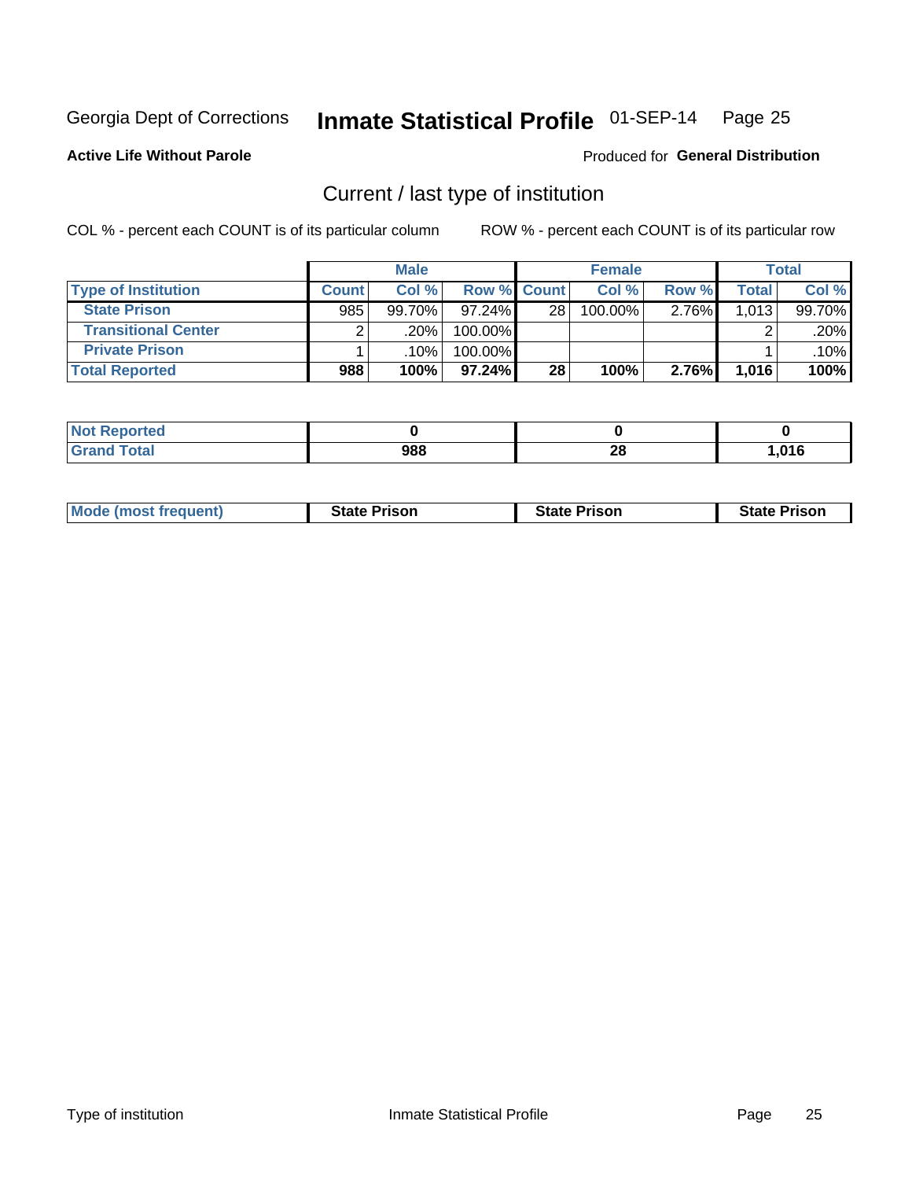Georgia Dept of Corrections **Inmate Statistical Profile** 01-SEP-14

**Active Life Without Parole**

Produced for **General Distribution**

## Current / last type of institution

COL % - percent each COUNT is of its particular column ROW % - percent each COUNT is of its particular row

| | Male | | | Female | | | Total | |
|---|---|---|---|---|---|---|---|---|
| **Type of Institution** | **Count** | **Col %** | **Row %** | **Count** | **Col %** | **Row %** | **Total** | **Col %** |
| **State Prison** | 985 | 99.70% | 97.24% | 28 | 100.00% | 2.76% | 1,013 | 99.70% |
| **Transitional Center** | 2 | .20% | 100.00% | | | | 2 | .20% |
| **Private Prison** | 1 | .10% | 100.00% | | | | 1 | .10% |
| **Total Reported** | **988** | **100%** | **97.24%** | **28** | **100%** | **2.76%** | **1,016** | **100%** |

| | Male | Female | Total |
|---|---|---|---|
| **Not Reported** | **0** | **0** | **0** |
| **Grand Total** | **988** | **28** | **1,016** |

| | Male | Female | Total |
|---|---|---|---|
| **Mode (most frequent)** | **State Prison** | **State Prison** | **State Prison** |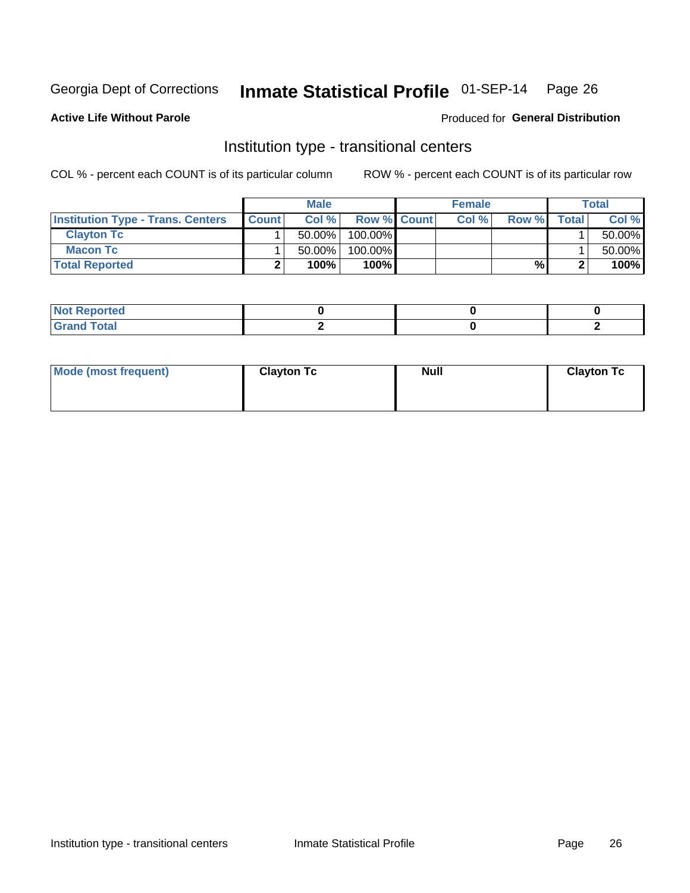Georgia Dept of Corrections **Inmate Statistical Profile** 01-SEP-14

**Active Life Without Parole**

Produced for **General Distribution**

## Institution type - transitional centers

COL % - percent each COUNT is of its particular column ROW % - percent each COUNT is of its particular row

| | Male | | | Female | | | Total | |
|---|---|---|---|---|---|---|---|---|
| **Institution Type - Trans. Centers** | **Count** | **Col %** | **Row %** | **Count** | **Col %** | **Row %** | **Total** | **Col %** |
| **Clayton Tc** | 1 | 50.00% | 100.00% | | | | 1 | 50.00% |
| **Macon Tc** | 1 | 50.00% | 100.00% | | | | 1 | 50.00% |
| **Total Reported** | **2** | **100%** | **100%** | | | **%** | **2** | **100%** |

| | Male | Female | Total |
|---|---|---|---|
| **Not Reported** | **0** | **0** | **0** |
| **Grand Total** | **2** | **0** | **2** |

| | Male | Female | Total |
|---|---|---|---|
| **Mode (most frequent)** | **Clayton Tc** | **Null** | **Clayton Tc** |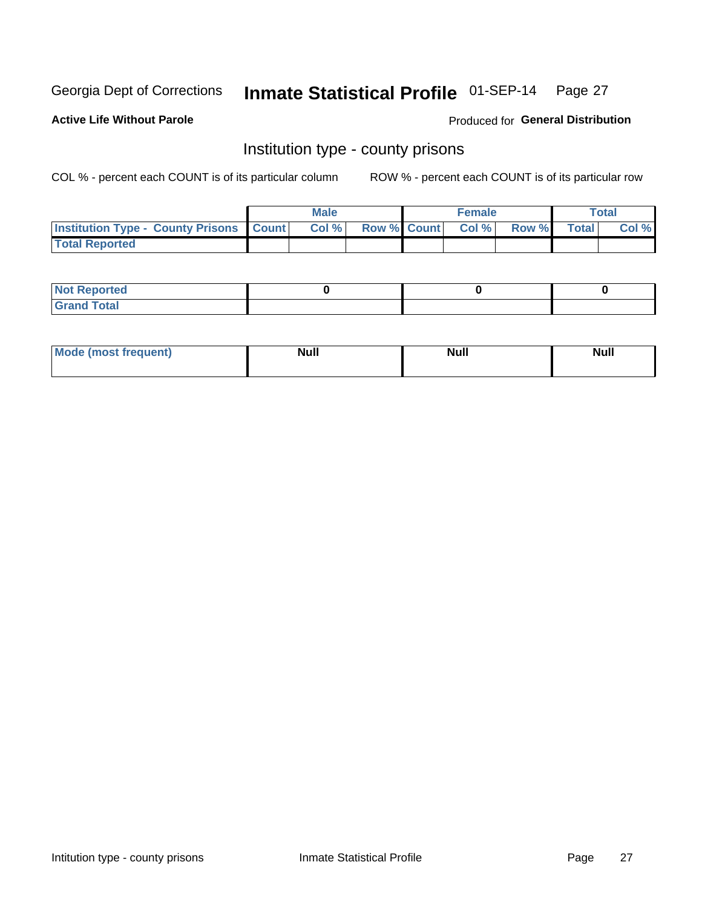Georgia Dept of Corrections **Inmate Statistical Profile** 01-SEP-14

**Active Life Without Parole**

Produced for **General Distribution**

## Institution type - county prisons

COL % - percent each COUNT is of its particular column    ROW % - percent each COUNT is of its particular row

| | Male | | | Female | | | Total | |
|---|---|---|---|---|---|---|---|---|
| Institution Type - County Prisons | Count | Col % | Row % | Count | Col % | Row % | Total | Col % |
| Total Reported | | | | | | | | |

| | Male | Female | Total |
|---|---|---|---|
| Not Reported | 0 | 0 | 0 |
| Grand Total | | | |

| | Male | Female | Total |
|---|---|---|---|
| Mode (most frequent) | Null | Null | Null |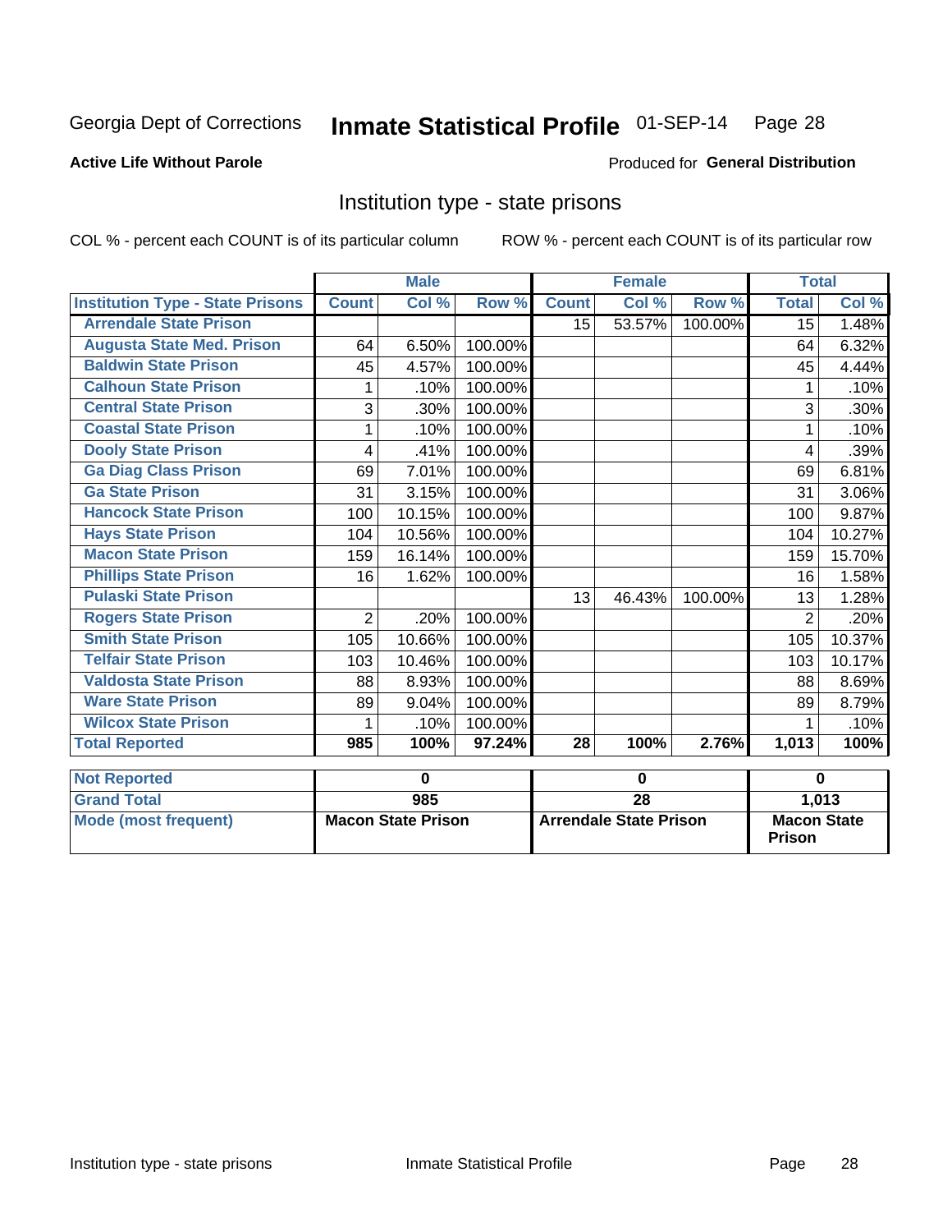Georgia Dept of Corrections **Inmate Statistical Profile** 01-SEP-14 Page 28

**Active Life Without Parole**

Produced for **General Distribution**

## Institution type - state prisons

COL % - percent each COUNT is of its particular column ROW % - percent each COUNT is of its particular row

| | Male | | | Female | | | Total | |
|---|---|---|---|---|---|---|---|---|
| **Institution Type - State Prisons** | **Count** | **Col %** | **Row %** | **Count** | **Col %** | **Row %** | **Total** | **Col %** |
| Arrendale State Prison | | | | 15 | 53.57% | 100.00% | 15 | 1.48% |
| Augusta State Med. Prison | 64 | 6.50% | 100.00% | | | | 64 | 6.32% |
| Baldwin State Prison | 45 | 4.57% | 100.00% | | | | 45 | 4.44% |
| Calhoun State Prison | 1 | .10% | 100.00% | | | | 1 | .10% |
| Central State Prison | 3 | .30% | 100.00% | | | | 3 | .30% |
| Coastal State Prison | 1 | .10% | 100.00% | | | | 1 | .10% |
| Dooly State Prison | 4 | .41% | 100.00% | | | | 4 | .39% |
| Ga Diag Class Prison | 69 | 7.01% | 100.00% | | | | 69 | 6.81% |
| Ga State Prison | 31 | 3.15% | 100.00% | | | | 31 | 3.06% |
| Hancock State Prison | 100 | 10.15% | 100.00% | | | | 100 | 9.87% |
| Hays State Prison | 104 | 10.56% | 100.00% | | | | 104 | 10.27% |
| Macon State Prison | 159 | 16.14% | 100.00% | | | | 159 | 15.70% |
| Phillips State Prison | 16 | 1.62% | 100.00% | | | | 16 | 1.58% |
| Pulaski State Prison | | | | 13 | 46.43% | 100.00% | 13 | 1.28% |
| Rogers State Prison | 2 | .20% | 100.00% | | | | 2 | .20% |
| Smith State Prison | 105 | 10.66% | 100.00% | | | | 105 | 10.37% |
| Telfair State Prison | 103 | 10.46% | 100.00% | | | | 103 | 10.17% |
| Valdosta State Prison | 88 | 8.93% | 100.00% | | | | 88 | 8.69% |
| Ware State Prison | 89 | 9.04% | 100.00% | | | | 89 | 8.79% |
| Wilcox State Prison | 1 | .10% | 100.00% | | | | 1 | .10% |
| **Total Reported** | **985** | **100%** | **97.24%** | **28** | **100%** | **2.76%** | **1,013** | **100%** |

| | Male | Female | Total |
|---|---|---|---|
| **Not Reported** | 0 | 0 | 0 |
| **Grand Total** | 985 | 28 | 1,013 |
| **Mode (most frequent)** | Macon State Prison | Arrendale State Prison | Macon State Prison |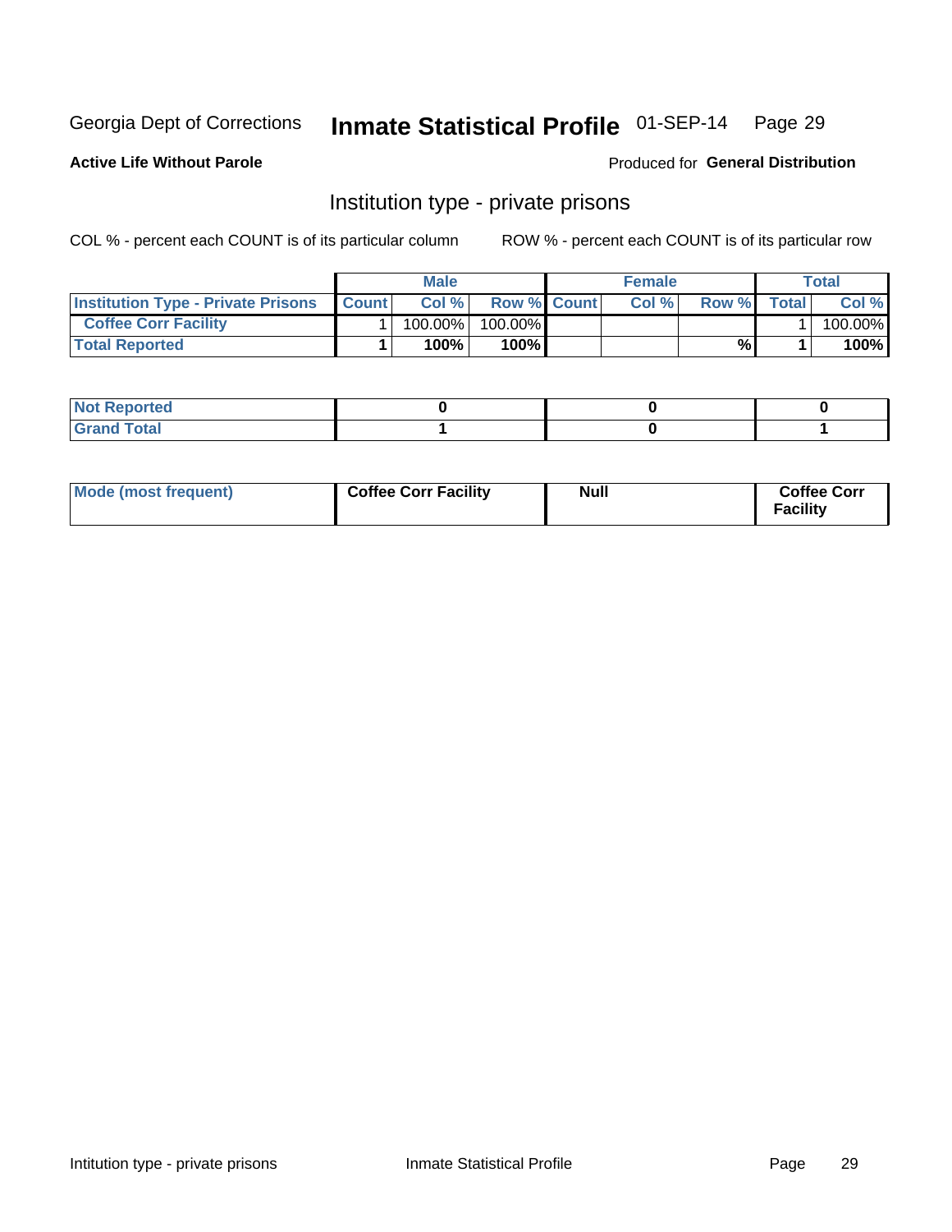Georgia Dept of Corrections **Inmate Statistical Profile** 01-SEP-14 Page 29

**Active Life Without Parole**

Produced for **General Distribution**

## Institution type - private prisons

COL % - percent each COUNT is of its particular column

ROW % - percent each COUNT is of its particular row

| | Male | | | Female | | | Total | |
|---|---|---|---|---|---|---|---|---|
| **Institution Type - Private Prisons** | **Count** | **Col %** | **Row %** | **Count** | **Col %** | **Row %** | **Total** | **Col %** |
| **Coffee Corr Facility** | 1 | 100.00% | 100.00% | | | | 1 | 100.00% |
| **Total Reported** | **1** | **100%** | **100%** | | | **%** | **1** | **100%** |

| | Male | Female | Total |
|---|---|---|---|
| **Not Reported** | **0** | **0** | **0** |
| **Grand Total** | **1** | **0** | **1** |

| | Male | Female | Total |
|---|---|---|---|
| **Mode (most frequent)** | **Coffee Corr Facility** | **Null** | **Coffee Corr Facility** |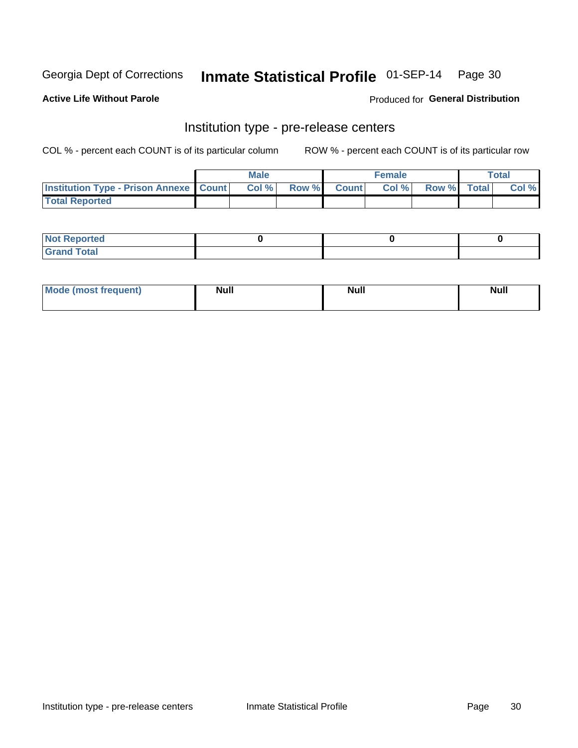Georgia Dept of Corrections **Inmate Statistical Profile** 01-SEP-14

**Active Life Without Parole**

Produced for **General Distribution**

## Institution type - pre-release centers

COL % - percent each COUNT is of its particular column ROW % - percent each COUNT is of its particular row

| | Male | | | Female | | | Total | |
|---|---|---|---|---|---|---|---|---|
| **Institution Type - Prison Annexe** | **Count** | **Col %** | **Row %** | **Count** | **Col %** | **Row %** | **Total** | **Col %** |
| **Total Reported** | | | | | | | | |

| | Male | Female | Total |
|---|---|---|---|
| **Not Reported** | 0 | 0 | 0 |
| **Grand Total** | | | |

| | Male | Female | Total |
|---|---|---|---|
| **Mode (most frequent)** | Null | Null | Null |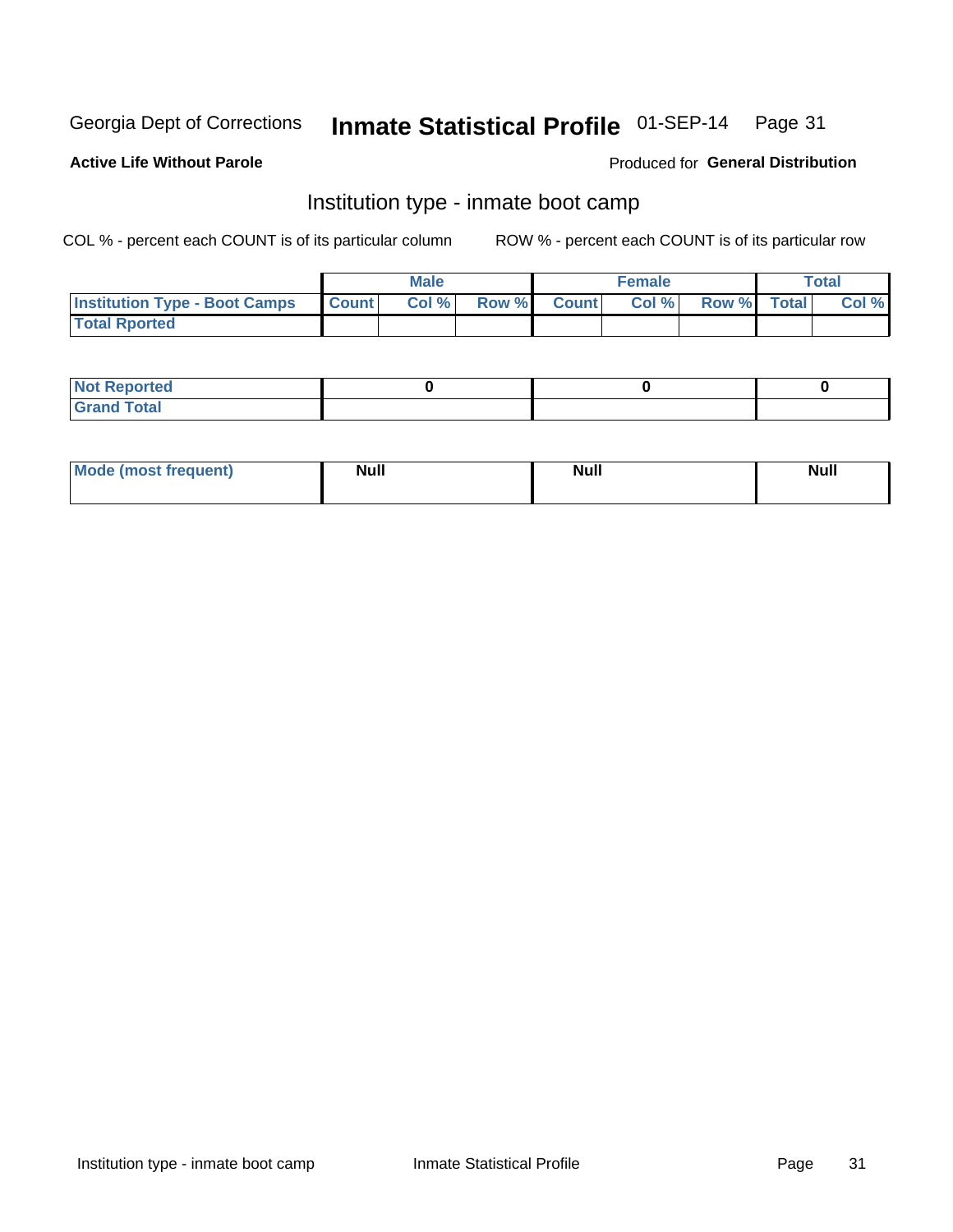Georgia Dept of Corrections **Inmate Statistical Profile** 01-SEP-14

**Active Life Without Parole**

Produced for **General Distribution**

## Institution type - inmate boot camp

COL % - percent each COUNT is of its particular column ROW % - percent each COUNT is of its particular row

| | Male | | | Female | | | Total | |
|---|---|---|---|---|---|---|---|---|
| **Institution Type - Boot Camps** | **Count** | **Col %** | **Row %** | **Count** | **Col %** | **Row %** | **Total** | **Col %** |
| **Total Rported** | | | | | | | | |

| | Male | Female | Total |
|---|---|---|---|
| **Not Reported** | **0** | **0** | **0** |
| **Grand Total** | | | |

| | Male | Female | Total |
|---|---|---|---|
| **Mode (most frequent)** | **Null** | **Null** | **Null** |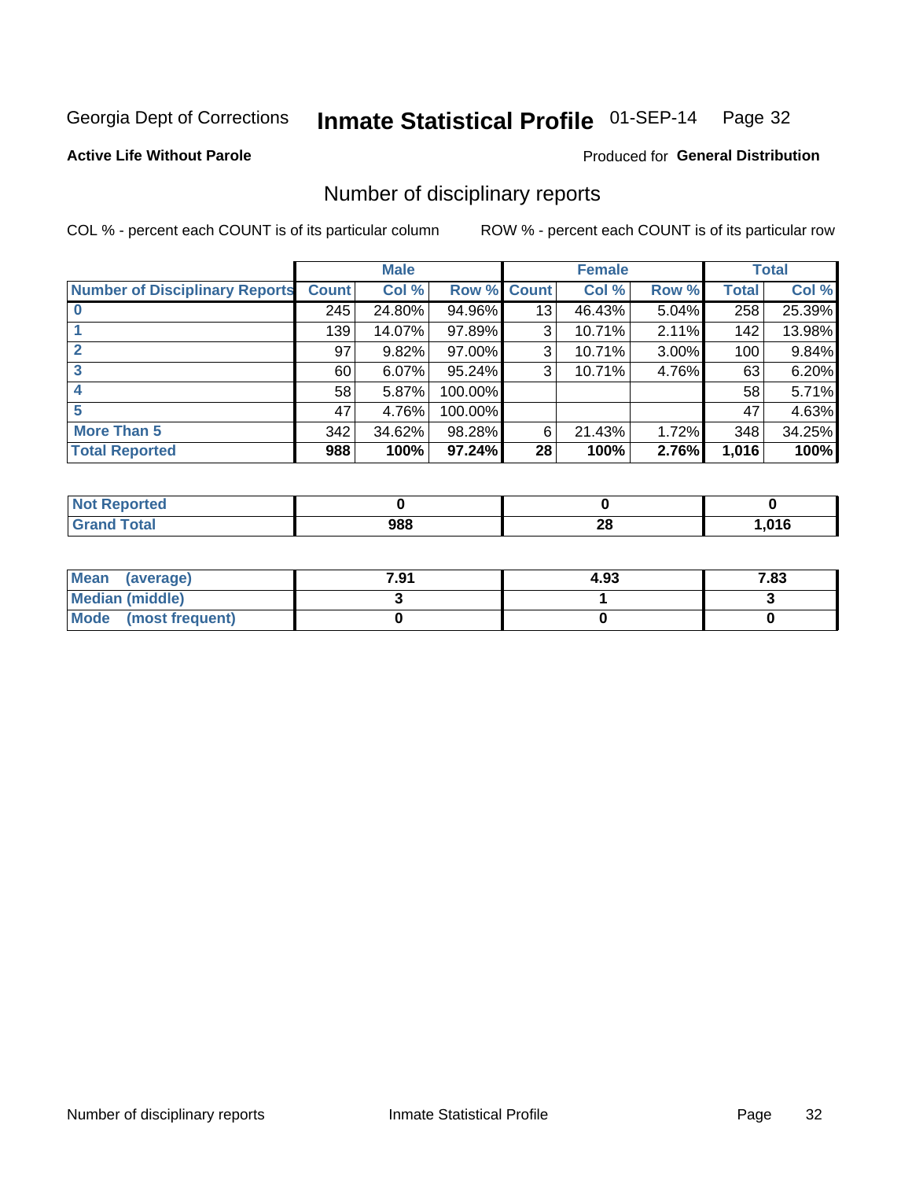Georgia Dept of Corrections **Inmate Statistical Profile** 01-SEP-14

**Active Life Without Parole**

Produced for **General Distribution**

## Number of disciplinary reports

COL % - percent each COUNT is of its particular column ROW % - percent each COUNT is of its particular row

| | Male | | | Female | | | Total | |
|---|---|---|---|---|---|---|---|---|
| **Number of Disciplinary Reports** | **Count** | **Col %** | **Row %** | **Count** | **Col %** | **Row %** | **Total** | **Col %** |
| **0** | 245 | 24.80% | 94.96% | 13 | 46.43% | 5.04% | 258 | 25.39% |
| **1** | 139 | 14.07% | 97.89% | 3 | 10.71% | 2.11% | 142 | 13.98% |
| **2** | 97 | 9.82% | 97.00% | 3 | 10.71% | 3.00% | 100 | 9.84% |
| **3** | 60 | 6.07% | 95.24% | 3 | 10.71% | 4.76% | 63 | 6.20% |
| **4** | 58 | 5.87% | 100.00% | | | | 58 | 5.71% |
| **5** | 47 | 4.76% | 100.00% | | | | 47 | 4.63% |
| **More Than 5** | 342 | 34.62% | 98.28% | 6 | 21.43% | 1.72% | 348 | 34.25% |
| **Total Reported** | **988** | **100%** | **97.24%** | **28** | **100%** | **2.76%** | **1,016** | **100%** |

| | Male | Female | Total |
|---|---|---|---|
| **Not Reported** | **0** | **0** | **0** |
| **Grand Total** | **988** | **28** | **1,016** |

| | Male | Female | Total |
|---|---|---|---|
| **Mean (average)** | **7.91** | **4.93** | **7.83** |
| **Median (middle)** | **3** | **1** | **3** |
| **Mode (most frequent)** | **0** | **0** | **0** |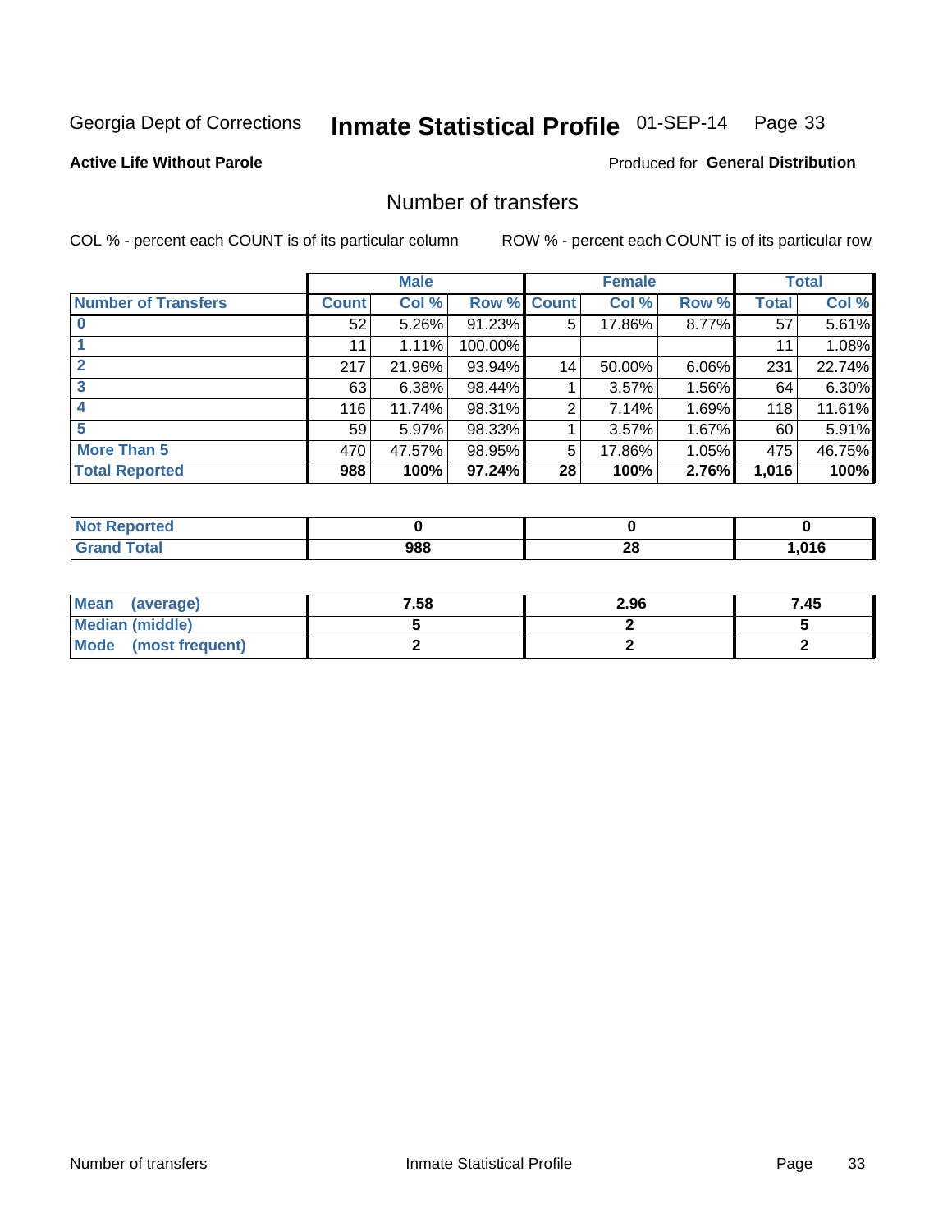Georgia Dept of Corrections **Inmate Statistical Profile** 01-SEP-14

**Active Life Without Parole**

Produced for **General Distribution**

## Number of transfers

COL % - percent each COUNT is of its particular column

ROW % - percent each COUNT is of its particular row

| | Male | | | Female | | | Total | |
|---|---|---|---|---|---|---|---|---|
| **Number of Transfers** | **Count** | **Col %** | **Row %** | **Count** | **Col %** | **Row %** | **Total** | **Col %** |
| **0** | 52 | 5.26% | 91.23% | 5 | 17.86% | 8.77% | 57 | 5.61% |
| **1** | 11 | 1.11% | 100.00% | | | | 11 | 1.08% |
| **2** | 217 | 21.96% | 93.94% | 14 | 50.00% | 6.06% | 231 | 22.74% |
| **3** | 63 | 6.38% | 98.44% | 1 | 3.57% | 1.56% | 64 | 6.30% |
| **4** | 116 | 11.74% | 98.31% | 2 | 7.14% | 1.69% | 118 | 11.61% |
| **5** | 59 | 5.97% | 98.33% | 1 | 3.57% | 1.67% | 60 | 5.91% |
| **More Than 5** | 470 | 47.57% | 98.95% | 5 | 17.86% | 1.05% | 475 | 46.75% |
| **Total Reported** | **988** | **100%** | **97.24%** | **28** | **100%** | **2.76%** | **1,016** | **100%** |

| | Male | Female | Total |
|---|---|---|---|
| **Not Reported** | **0** | **0** | **0** |
| **Grand Total** | **988** | **28** | **1,016** |

| | Male | Female | Total |
|---|---|---|---|
| **Mean (average)** | **7.58** | **2.96** | **7.45** |
| **Median (middle)** | **5** | **2** | **5** |
| **Mode (most frequent)** | **2** | **2** | **2** |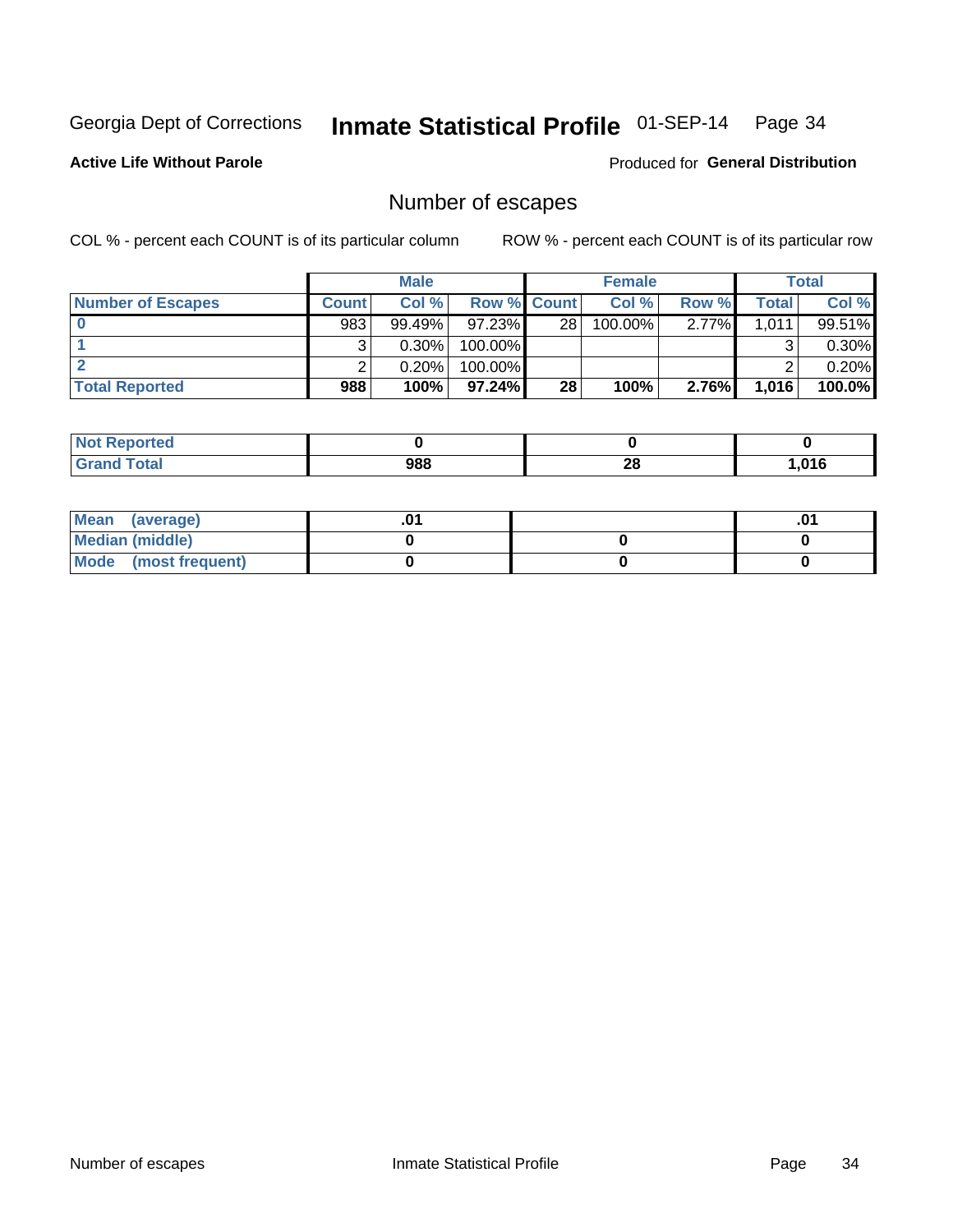Georgia Dept of Corrections **Inmate Statistical Profile** 01-SEP-14

**Active Life Without Parole**

Produced for **General Distribution**

## Number of escapes

COL % - percent each COUNT is of its particular column

ROW % - percent each COUNT is of its particular row

| | Male | | | Female | | | Total | |
|---|---|---|---|---|---|---|---|---|
| **Number of Escapes** | **Count** | **Col %** | **Row %** | **Count** | **Col %** | **Row %** | **Total** | **Col %** |
| **0** | 983 | 99.49% | 97.23% | 28 | 100.00% | 2.77% | 1,011 | 99.51% |
| **1** | 3 | 0.30% | 100.00% | | | | 3 | 0.30% |
| **2** | 2 | 0.20% | 100.00% | | | | 2 | 0.20% |
| **Total Reported** | **988** | **100%** | **97.24%** | **28** | **100%** | **2.76%** | **1,016** | **100.0%** |

| | Male | Female | Total |
|---|---|---|---|
| **Not Reported** | **0** | **0** | **0** |
| **Grand Total** | **988** | **28** | **1,016** |

| | Male | Female | Total |
|---|---|---|---|
| **Mean (average)** | **.01** | | **.01** |
| **Median (middle)** | **0** | **0** | **0** |
| **Mode (most frequent)** | **0** | **0** | **0** |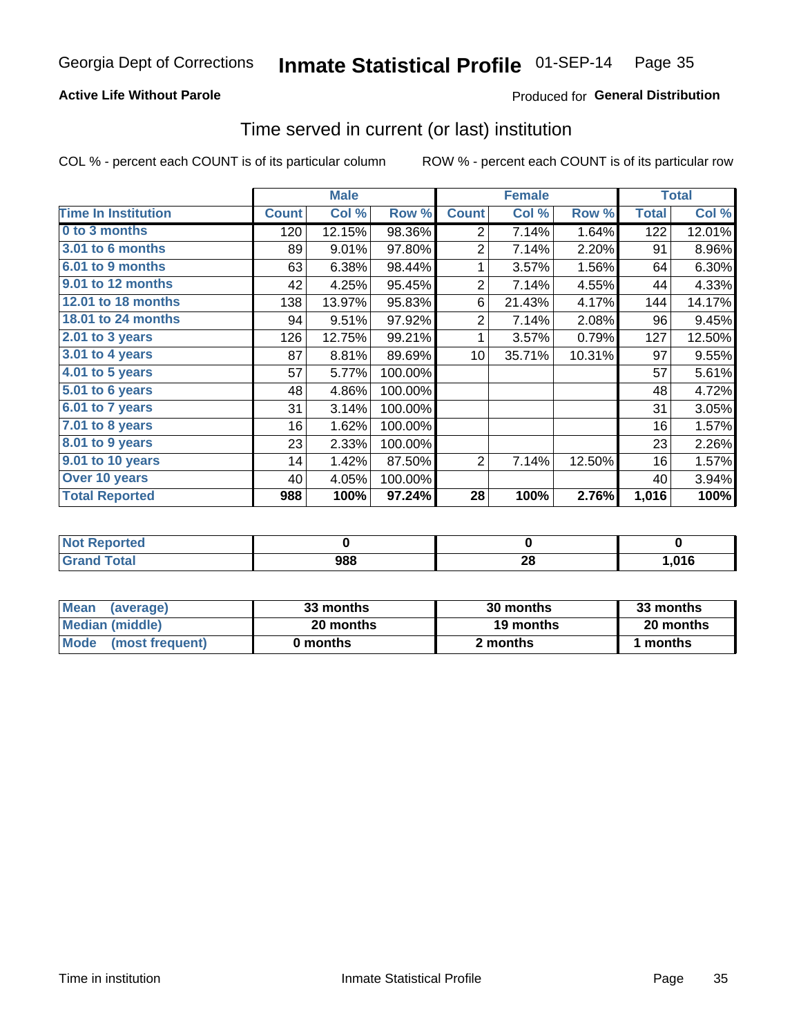Georgia Dept of Corrections **Inmate Statistical Profile** 01-SEP-14

**Active Life Without Parole**

Produced for **General Distribution**

## Time served in current (or last) institution

COL % - percent each COUNT is of its particular column ROW % - percent each COUNT is of its particular row

| | Male | | | Female | | | Total | |
|---|---|---|---|---|---|---|---|---|
| **Time In Institution** | **Count** | **Col %** | **Row %** | **Count** | **Col %** | **Row %** | **Total** | **Col %** |
| **0 to 3 months** | 120 | 12.15% | 98.36% | 2 | 7.14% | 1.64% | 122 | 12.01% |
| **3.01 to 6 months** | 89 | 9.01% | 97.80% | 2 | 7.14% | 2.20% | 91 | 8.96% |
| **6.01 to 9 months** | 63 | 6.38% | 98.44% | 1 | 3.57% | 1.56% | 64 | 6.30% |
| **9.01 to 12 months** | 42 | 4.25% | 95.45% | 2 | 7.14% | 4.55% | 44 | 4.33% |
| **12.01 to 18 months** | 138 | 13.97% | 95.83% | 6 | 21.43% | 4.17% | 144 | 14.17% |
| **18.01 to 24 months** | 94 | 9.51% | 97.92% | 2 | 7.14% | 2.08% | 96 | 9.45% |
| **2.01 to 3 years** | 126 | 12.75% | 99.21% | 1 | 3.57% | 0.79% | 127 | 12.50% |
| **3.01 to 4 years** | 87 | 8.81% | 89.69% | 10 | 35.71% | 10.31% | 97 | 9.55% |
| **4.01 to 5 years** | 57 | 5.77% | 100.00% | | | | 57 | 5.61% |
| **5.01 to 6 years** | 48 | 4.86% | 100.00% | | | | 48 | 4.72% |
| **6.01 to 7 years** | 31 | 3.14% | 100.00% | | | | 31 | 3.05% |
| **7.01 to 8 years** | 16 | 1.62% | 100.00% | | | | 16 | 1.57% |
| **8.01 to 9 years** | 23 | 2.33% | 100.00% | | | | 23 | 2.26% |
| **9.01 to 10 years** | 14 | 1.42% | 87.50% | 2 | 7.14% | 12.50% | 16 | 1.57% |
| **Over 10 years** | 40 | 4.05% | 100.00% | | | | 40 | 3.94% |
| **Total Reported** | **988** | **100%** | **97.24%** | **28** | **100%** | **2.76%** | **1,016** | **100%** |

| | Male | Female | Total |
|---|---|---|---|
| **Not Reported** | **0** | **0** | **0** |
| **Grand Total** | **988** | **28** | **1,016** |

| | Male | Female | Total |
|---|---|---|---|
| **Mean (average)** | **33 months** | **30 months** | **33 months** |
| **Median (middle)** | **20 months** | **19 months** | **20 months** |
| **Mode (most frequent)** | **0 months** | **2 months** | **1 months** |

Time in institution Inmate Statistical Profile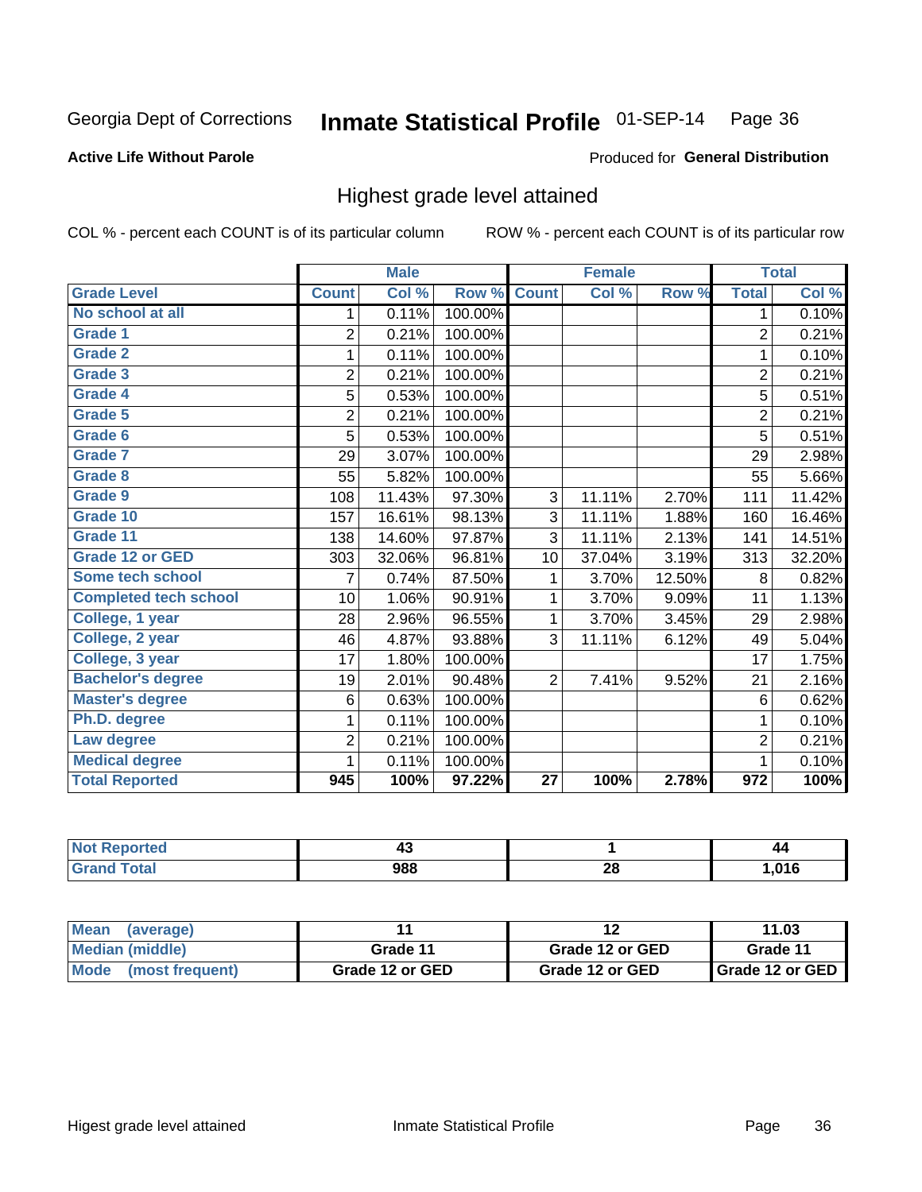Georgia Dept of Corrections **Inmate Statistical Profile** 01-SEP-14

**Active Life Without Parole**

Produced for **General Distribution**

## Highest grade level attained

COL % - percent each COUNT is of its particular column ROW % - percent each COUNT is of its particular row

| | Male | | | Female | | | Total | |
|---|---|---|---|---|---|---|---|---|
| Grade Level | Count | Col % | Row % | Count | Col % | Row % | Total | Col % |
| No school at all | 1 | 0.11% | 100.00% | | | | 1 | 0.10% |
| Grade 1 | 2 | 0.21% | 100.00% | | | | 2 | 0.21% |
| Grade 2 | 1 | 0.11% | 100.00% | | | | 1 | 0.10% |
| Grade 3 | 2 | 0.21% | 100.00% | | | | 2 | 0.21% |
| Grade 4 | 5 | 0.53% | 100.00% | | | | 5 | 0.51% |
| Grade 5 | 2 | 0.21% | 100.00% | | | | 2 | 0.21% |
| Grade 6 | 5 | 0.53% | 100.00% | | | | 5 | 0.51% |
| Grade 7 | 29 | 3.07% | 100.00% | | | | 29 | 2.98% |
| Grade 8 | 55 | 5.82% | 100.00% | | | | 55 | 5.66% |
| Grade 9 | 108 | 11.43% | 97.30% | 3 | 11.11% | 2.70% | 111 | 11.42% |
| Grade 10 | 157 | 16.61% | 98.13% | 3 | 11.11% | 1.88% | 160 | 16.46% |
| Grade 11 | 138 | 14.60% | 97.87% | 3 | 11.11% | 2.13% | 141 | 14.51% |
| Grade 12 or GED | 303 | 32.06% | 96.81% | 10 | 37.04% | 3.19% | 313 | 32.20% |
| Some tech school | 7 | 0.74% | 87.50% | 1 | 3.70% | 12.50% | 8 | 0.82% |
| Completed tech school | 10 | 1.06% | 90.91% | 1 | 3.70% | 9.09% | 11 | 1.13% |
| College, 1 year | 28 | 2.96% | 96.55% | 1 | 3.70% | 3.45% | 29 | 2.98% |
| College, 2 year | 46 | 4.87% | 93.88% | 3 | 11.11% | 6.12% | 49 | 5.04% |
| College, 3 year | 17 | 1.80% | 100.00% | | | | 17 | 1.75% |
| Bachelor's degree | 19 | 2.01% | 90.48% | 2 | 7.41% | 9.52% | 21 | 2.16% |
| Master's degree | 6 | 0.63% | 100.00% | | | | 6 | 0.62% |
| Ph.D. degree | 1 | 0.11% | 100.00% | | | | 1 | 0.10% |
| Law degree | 2 | 0.21% | 100.00% | | | | 2 | 0.21% |
| Medical degree | 1 | 0.11% | 100.00% | | | | 1 | 0.10% |
| **Total Reported** | **945** | **100%** | **97.22%** | **27** | **100%** | **2.78%** | **972** | **100%** |

| | Male | Female | Total |
|---|---|---|---|
| Not Reported | 43 | 1 | 44 |
| Grand Total | 988 | 28 | 1,016 |

| | Male | Female | Total |
|---|---|---|---|
| Mean (average) | 11 | 12 | 11.03 |
| Median (middle) | Grade 11 | Grade 12 or GED | Grade 11 |
| Mode (most frequent) | Grade 12 or GED | Grade 12 or GED | Grade 12 or GED |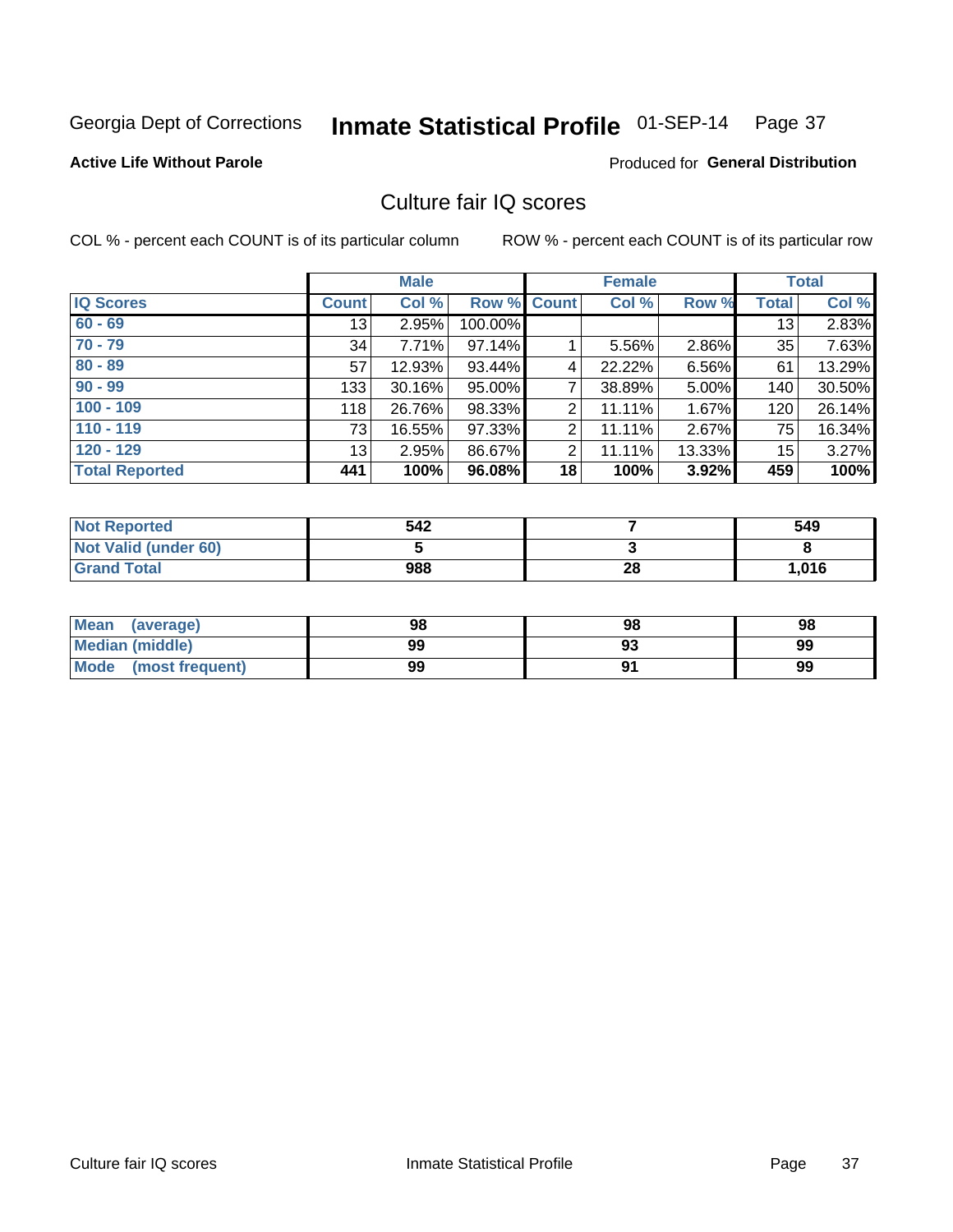Georgia Dept of Corrections **Inmate Statistical Profile** 01-SEP-14

**Active Life Without Parole**

Produced for **General Distribution**

## Culture fair IQ scores

COL % - percent each COUNT is of its particular column

ROW % - percent each COUNT is of its particular row

| | Male | | | Female | | | Total | |
|---|---|---|---|---|---|---|---|---|
| **IQ Scores** | **Count** | **Col %** | **Row %** | **Count** | **Col %** | **Row %** | **Total** | **Col %** |
| 60 - 69 | 13 | 2.95% | 100.00% | | | | 13 | 2.83% |
| 70 - 79 | 34 | 7.71% | 97.14% | 1 | 5.56% | 2.86% | 35 | 7.63% |
| 80 - 89 | 57 | 12.93% | 93.44% | 4 | 22.22% | 6.56% | 61 | 13.29% |
| 90 - 99 | 133 | 30.16% | 95.00% | 7 | 38.89% | 5.00% | 140 | 30.50% |
| 100 - 109 | 118 | 26.76% | 98.33% | 2 | 11.11% | 1.67% | 120 | 26.14% |
| 110 - 119 | 73 | 16.55% | 97.33% | 2 | 11.11% | 2.67% | 75 | 16.34% |
| 120 - 129 | 13 | 2.95% | 86.67% | 2 | 11.11% | 13.33% | 15 | 3.27% |
| **Total Reported** | **441** | **100%** | **96.08%** | **18** | **100%** | **3.92%** | **459** | **100%** |

| | Male | Female | Total |
|---|---|---|---|
| Not Reported | 542 | 7 | 549 |
| Not Valid (under 60) | 5 | 3 | 8 |
| Grand Total | 988 | 28 | 1,016 |

| | Male | Female | Total |
|---|---|---|---|
| Mean (average) | 98 | 98 | 98 |
| Median (middle) | 99 | 93 | 99 |
| Mode (most frequent) | 99 | 91 | 99 |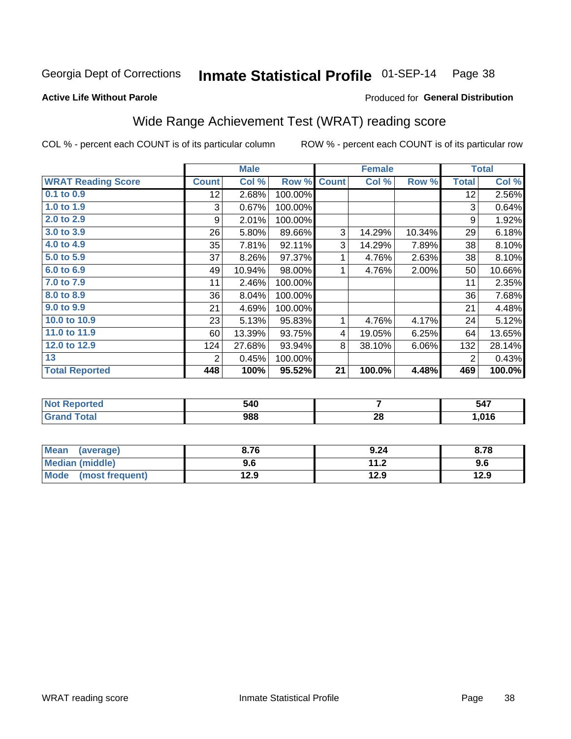Georgia Dept of Corrections **Inmate Statistical Profile** 01-SEP-14

**Active Life Without Parole**

Produced for **General Distribution**

## Wide Range Achievement Test (WRAT) reading score

COL % - percent each COUNT is of its particular column     ROW % - percent each COUNT is of its particular row

| | Male | | | Female | | | Total | |
|---|---|---|---|---|---|---|---|---|
| **WRAT Reading Score** | **Count** | **Col %** | **Row %** | **Count** | **Col %** | **Row %** | **Total** | **Col %** |
| **0.1 to 0.9** | 12 | 2.68% | 100.00% | | | | 12 | 2.56% |
| **1.0 to 1.9** | 3 | 0.67% | 100.00% | | | | 3 | 0.64% |
| **2.0 to 2.9** | 9 | 2.01% | 100.00% | | | | 9 | 1.92% |
| **3.0 to 3.9** | 26 | 5.80% | 89.66% | 3 | 14.29% | 10.34% | 29 | 6.18% |
| **4.0 to 4.9** | 35 | 7.81% | 92.11% | 3 | 14.29% | 7.89% | 38 | 8.10% |
| **5.0 to 5.9** | 37 | 8.26% | 97.37% | 1 | 4.76% | 2.63% | 38 | 8.10% |
| **6.0 to 6.9** | 49 | 10.94% | 98.00% | 1 | 4.76% | 2.00% | 50 | 10.66% |
| **7.0 to 7.9** | 11 | 2.46% | 100.00% | | | | 11 | 2.35% |
| **8.0 to 8.9** | 36 | 8.04% | 100.00% | | | | 36 | 7.68% |
| **9.0 to 9.9** | 21 | 4.69% | 100.00% | | | | 21 | 4.48% |
| **10.0 to 10.9** | 23 | 5.13% | 95.83% | 1 | 4.76% | 4.17% | 24 | 5.12% |
| **11.0 to 11.9** | 60 | 13.39% | 93.75% | 4 | 19.05% | 6.25% | 64 | 13.65% |
| **12.0 to 12.9** | 124 | 27.68% | 93.94% | 8 | 38.10% | 6.06% | 132 | 28.14% |
| **13** | 2 | 0.45% | 100.00% | | | | 2 | 0.43% |
| **Total Reported** | **448** | **100%** | **95.52%** | **21** | **100.0%** | **4.48%** | **469** | **100.0%** |

| | Male | Female | Total |
|---|---|---|---|
| **Not Reported** | **540** | **7** | **547** |
| **Grand Total** | **988** | **28** | **1,016** |

| | Male | Female | Total |
|---|---|---|---|
| **Mean (average)** | **8.76** | **9.24** | **8.78** |
| **Median (middle)** | **9.6** | **11.2** | **9.6** |
| **Mode (most frequent)** | **12.9** | **12.9** | **12.9** |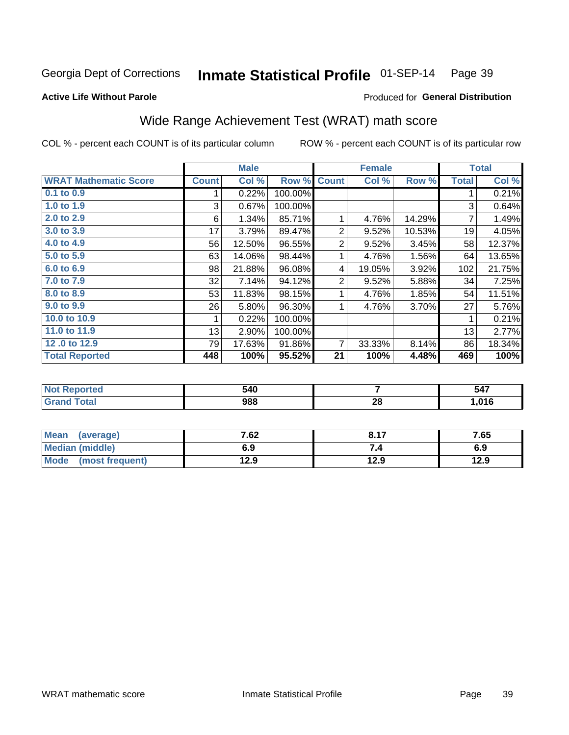Georgia Dept of Corrections **Inmate Statistical Profile** 01-SEP-14

**Active Life Without Parole**

Produced for **General Distribution**

## Wide Range Achievement Test (WRAT) math score

COL % - percent each COUNT is of its particular column

ROW % - percent each COUNT is of its particular row

| | Male | | | Female | | | Total | |
|---|---|---|---|---|---|---|---|---|
| **WRAT Mathematic Score** | **Count** | **Col %** | **Row %** | **Count** | **Col %** | **Row %** | **Total** | **Col %** |
| 0.1 to 0.9 | 1 | 0.22% | 100.00% | | | | 1 | 0.21% |
| 1.0 to 1.9 | 3 | 0.67% | 100.00% | | | | 3 | 0.64% |
| 2.0 to 2.9 | 6 | 1.34% | 85.71% | 1 | 4.76% | 14.29% | 7 | 1.49% |
| 3.0 to 3.9 | 17 | 3.79% | 89.47% | 2 | 9.52% | 10.53% | 19 | 4.05% |
| 4.0 to 4.9 | 56 | 12.50% | 96.55% | 2 | 9.52% | 3.45% | 58 | 12.37% |
| 5.0 to 5.9 | 63 | 14.06% | 98.44% | 1 | 4.76% | 1.56% | 64 | 13.65% |
| 6.0 to 6.9 | 98 | 21.88% | 96.08% | 4 | 19.05% | 3.92% | 102 | 21.75% |
| 7.0 to 7.9 | 32 | 7.14% | 94.12% | 2 | 9.52% | 5.88% | 34 | 7.25% |
| 8.0 to 8.9 | 53 | 11.83% | 98.15% | 1 | 4.76% | 1.85% | 54 | 11.51% |
| 9.0 to 9.9 | 26 | 5.80% | 96.30% | 1 | 4.76% | 3.70% | 27 | 5.76% |
| 10.0 to 10.9 | 1 | 0.22% | 100.00% | | | | 1 | 0.21% |
| 11.0 to 11.9 | 13 | 2.90% | 100.00% | | | | 13 | 2.77% |
| 12 .0 to 12.9 | 79 | 17.63% | 91.86% | 7 | 33.33% | 8.14% | 86 | 18.34% |
| **Total Reported** | **448** | **100%** | **95.52%** | **21** | **100%** | **4.48%** | **469** | **100%** |

| | Male | Female | Total |
|---|---|---|---|
| **Not Reported** | **540** | **7** | **547** |
| **Grand Total** | **988** | **28** | **1,016** |

| | Male | Female | Total |
|---|---|---|---|
| **Mean (average)** | **7.62** | **8.17** | **7.65** |
| **Median (middle)** | **6.9** | **7.4** | **6.9** |
| **Mode (most frequent)** | **12.9** | **12.9** | **12.9** |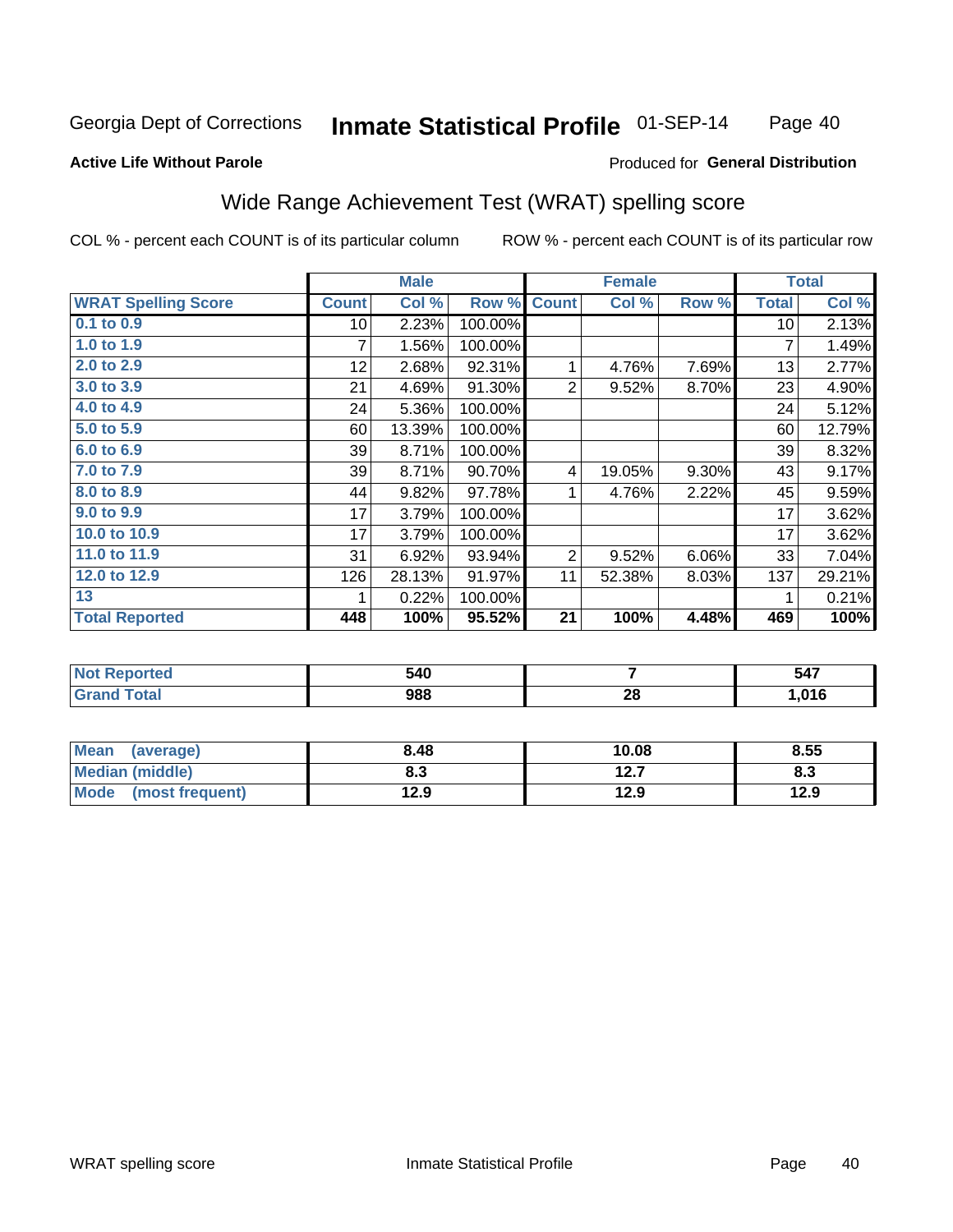Georgia Dept of Corrections **Inmate Statistical Profile** 01-SEP-14

**Active Life Without Parole**

Produced for **General Distribution**

## Wide Range Achievement Test (WRAT) spelling score

COL % - percent each COUNT is of its particular column    ROW % - percent each COUNT is of its particular row

| | Male | | | Female | | | Total | |
|---|---|---|---|---|---|---|---|---|
| **WRAT Spelling Score** | **Count** | **Col %** | **Row %** | **Count** | **Col %** | **Row %** | **Total** | **Col %** |
| **0.1 to 0.9** | 10 | 2.23% | 100.00% | | | | 10 | 2.13% |
| **1.0 to 1.9** | 7 | 1.56% | 100.00% | | | | 7 | 1.49% |
| **2.0 to 2.9** | 12 | 2.68% | 92.31% | 1 | 4.76% | 7.69% | 13 | 2.77% |
| **3.0 to 3.9** | 21 | 4.69% | 91.30% | 2 | 9.52% | 8.70% | 23 | 4.90% |
| **4.0 to 4.9** | 24 | 5.36% | 100.00% | | | | 24 | 5.12% |
| **5.0 to 5.9** | 60 | 13.39% | 100.00% | | | | 60 | 12.79% |
| **6.0 to 6.9** | 39 | 8.71% | 100.00% | | | | 39 | 8.32% |
| **7.0 to 7.9** | 39 | 8.71% | 90.70% | 4 | 19.05% | 9.30% | 43 | 9.17% |
| **8.0 to 8.9** | 44 | 9.82% | 97.78% | 1 | 4.76% | 2.22% | 45 | 9.59% |
| **9.0 to 9.9** | 17 | 3.79% | 100.00% | | | | 17 | 3.62% |
| **10.0 to 10.9** | 17 | 3.79% | 100.00% | | | | 17 | 3.62% |
| **11.0 to 11.9** | 31 | 6.92% | 93.94% | 2 | 9.52% | 6.06% | 33 | 7.04% |
| **12.0 to 12.9** | 126 | 28.13% | 91.97% | 11 | 52.38% | 8.03% | 137 | 29.21% |
| **13** | 1 | 0.22% | 100.00% | | | | 1 | 0.21% |
| **Total Reported** | **448** | **100%** | **95.52%** | **21** | **100%** | **4.48%** | **469** | **100%** |

| | Male | Female | Total |
|---|---|---|---|
| **Not Reported** | **540** | **7** | **547** |
| **Grand Total** | **988** | **28** | **1,016** |

| | Male | Female | Total |
|---|---|---|---|
| **Mean (average)** | **8.48** | **10.08** | **8.55** |
| **Median (middle)** | **8.3** | **12.7** | **8.3** |
| **Mode (most frequent)** | **12.9** | **12.9** | **12.9** |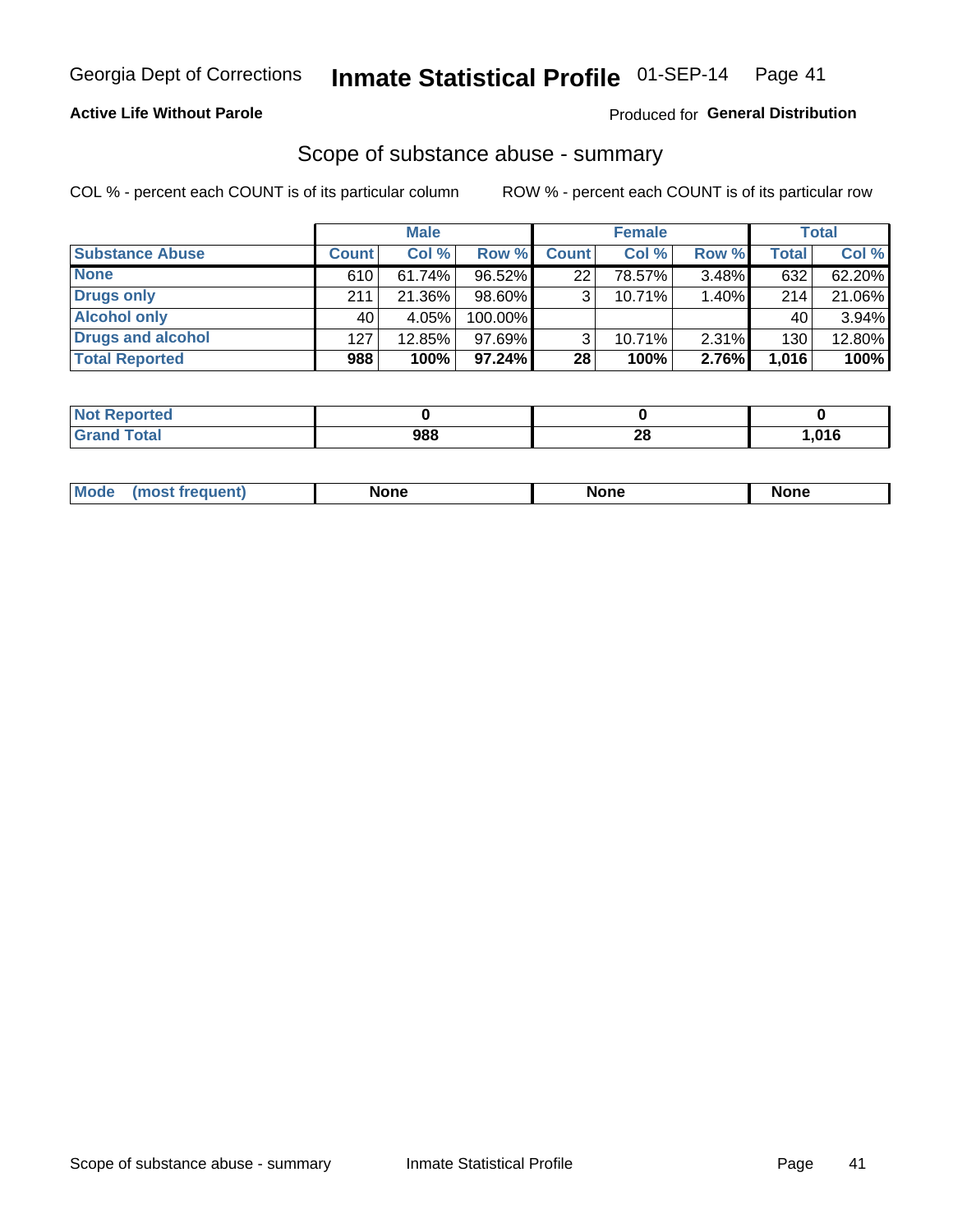# Georgia Dept of Corrections — Inmate Statistical Profile — 01-SEP-14

**Active Life Without Parole**

Produced for **General Distribution**

## Scope of substance abuse - summary

COL % - percent each COUNT is of its particular column

ROW % - percent each COUNT is of its particular row

| | Male | | | Female | | | Total | |
|---|---|---|---|---|---|---|---|---|
| **Substance Abuse** | **Count** | **Col %** | **Row %** | **Count** | **Col %** | **Row %** | **Total** | **Col %** |
| **None** | 610 | 61.74% | 96.52% | 22 | 78.57% | 3.48% | 632 | 62.20% |
| **Drugs only** | 211 | 21.36% | 98.60% | 3 | 10.71% | 1.40% | 214 | 21.06% |
| **Alcohol only** | 40 | 4.05% | 100.00% | | | | 40 | 3.94% |
| **Drugs and alcohol** | 127 | 12.85% | 97.69% | 3 | 10.71% | 2.31% | 130 | 12.80% |
| **Total Reported** | **988** | **100%** | **97.24%** | **28** | **100%** | **2.76%** | **1,016** | **100%** |

| | Male | Female | Total |
|---|---|---|---|
| **Not Reported** | **0** | **0** | **0** |
| **Grand Total** | **988** | **28** | **1,016** |

| | Male | Female | Total |
|---|---|---|---|
| **Mode (most frequent)** | **None** | **None** | **None** |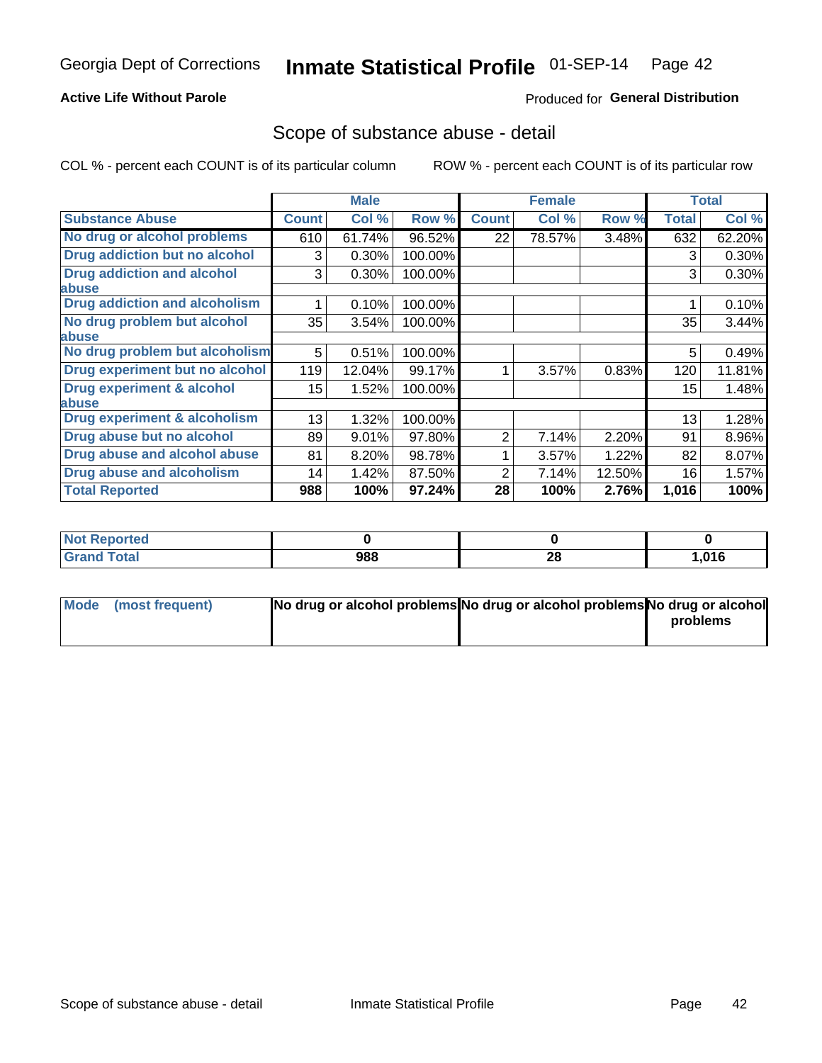Georgia Dept of Corrections **Inmate Statistical Profile** 01-SEP-14

**Active Life Without Parole**

Produced for **General Distribution**

## Scope of substance abuse - detail

COL % - percent each COUNT is of its particular column    ROW % - percent each COUNT is of its particular row

| | Male | | | Female | | | Total | |
|---|---|---|---|---|---|---|---|---|
| **Substance Abuse** | **Count** | **Col %** | **Row %** | **Count** | **Col %** | **Row %** | **Total** | **Col %** |
| **No drug or alcohol problems** | 610 | 61.74% | 96.52% | 22 | 78.57% | 3.48% | 632 | 62.20% |
| **Drug addiction but no alcohol** | 3 | 0.30% | 100.00% | | | | 3 | 0.30% |
| **Drug addiction and alcohol abuse** | 3 | 0.30% | 100.00% | | | | 3 | 0.30% |
| **Drug addiction and alcoholism** | 1 | 0.10% | 100.00% | | | | 1 | 0.10% |
| **No drug problem but alcohol abuse** | 35 | 3.54% | 100.00% | | | | 35 | 3.44% |
| **No drug problem but alcoholism** | 5 | 0.51% | 100.00% | | | | 5 | 0.49% |
| **Drug experiment but no alcohol** | 119 | 12.04% | 99.17% | 1 | 3.57% | 0.83% | 120 | 11.81% |
| **Drug experiment & alcohol abuse** | 15 | 1.52% | 100.00% | | | | 15 | 1.48% |
| **Drug experiment & alcoholism** | 13 | 1.32% | 100.00% | | | | 13 | 1.28% |
| **Drug abuse but no alcohol** | 89 | 9.01% | 97.80% | 2 | 7.14% | 2.20% | 91 | 8.96% |
| **Drug abuse and alcohol abuse** | 81 | 8.20% | 98.78% | 1 | 3.57% | 1.22% | 82 | 8.07% |
| **Drug abuse and alcoholism** | 14 | 1.42% | 87.50% | 2 | 7.14% | 12.50% | 16 | 1.57% |
| **Total Reported** | **988** | **100%** | **97.24%** | **28** | **100%** | **2.76%** | **1,016** | **100%** |

| | Male | Female | Total |
|---|---|---|---|
| **Not Reported** | **0** | **0** | **0** |
| **Grand Total** | **988** | **28** | **1,016** |

| | Male | Female | Total |
|---|---|---|---|
| **Mode (most frequent)** | **No drug or alcohol problems** | **No drug or alcohol problems** | **No drug or alcohol problems** |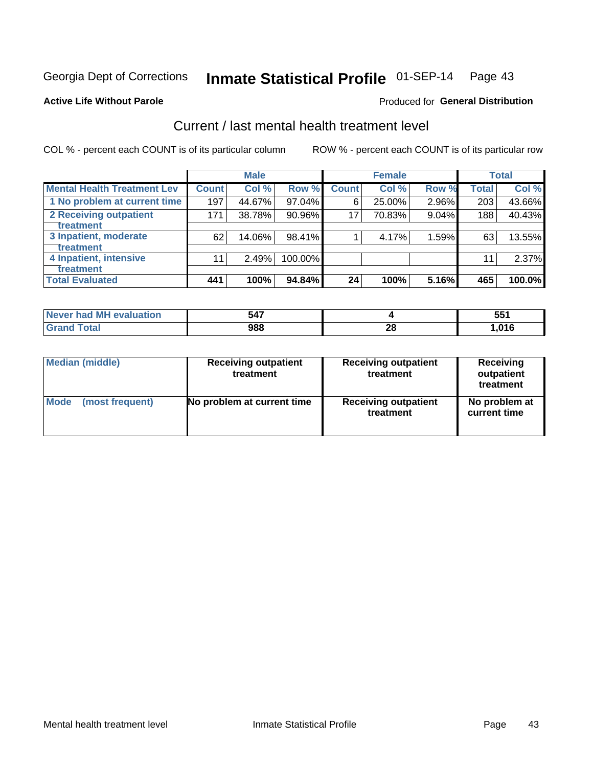Georgia Dept of Corrections **Inmate Statistical Profile** 01-SEP-14

**Active Life Without Parole**

Produced for **General Distribution**

## Current / last mental health treatment level

COL % - percent each COUNT is of its particular column

ROW % - percent each COUNT is of its particular row

| | Male | | | Female | | | Total | |
|---|---|---|---|---|---|---|---|---|
| **Mental Health Treatment Lev** | **Count** | **Col %** | **Row %** | **Count** | **Col %** | **Row %** | **Total** | **Col %** |
| 1 No problem at current time | 197 | 44.67% | 97.04% | 6 | 25.00% | 2.96% | 203 | 43.66% |
| 2 Receiving outpatient treatment | 171 | 38.78% | 90.96% | 17 | 70.83% | 9.04% | 188 | 40.43% |
| 3 Inpatient, moderate treatment | 62 | 14.06% | 98.41% | 1 | 4.17% | 1.59% | 63 | 13.55% |
| 4 Inpatient, intensive treatment | 11 | 2.49% | 100.00% | | | | 11 | 2.37% |
| **Total Evaluated** | **441** | **100%** | **94.84%** | **24** | **100%** | **5.16%** | **465** | **100.0%** |

| | Male | Female | Total |
|---|---|---|---|
| **Never had MH evaluation** | **547** | **4** | **551** |
| **Grand Total** | **988** | **28** | **1,016** |

| | Male | Female | Total |
|---|---|---|---|
| **Median (middle)** | **Receiving outpatient treatment** | **Receiving outpatient treatment** | **Receiving outpatient treatment** |
| **Mode (most frequent)** | **No problem at current time** | **Receiving outpatient treatment** | **No problem at current time** |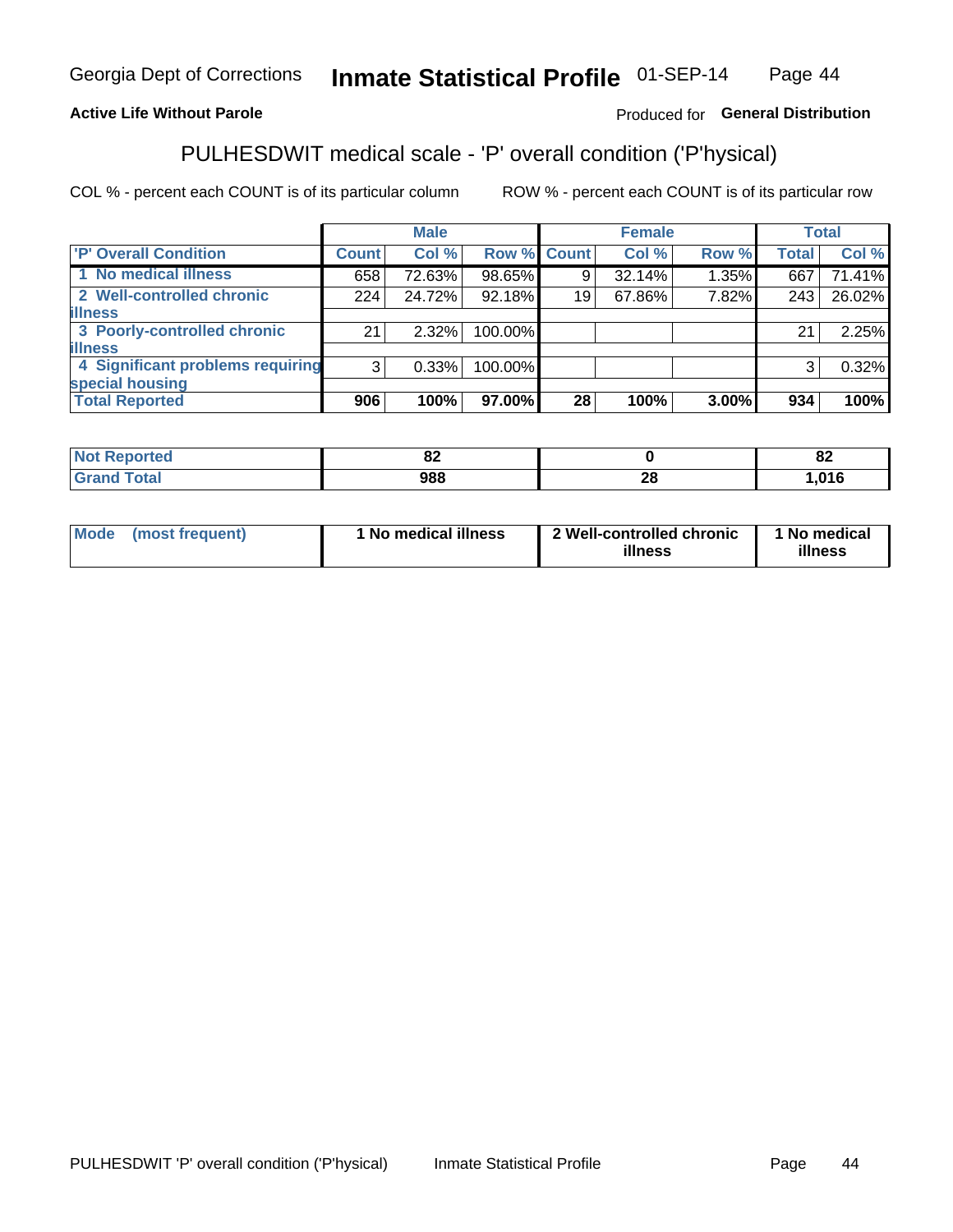Georgia Dept of Corrections **Inmate Statistical Profile** 01-SEP-14

**Active Life Without Parole**

Produced for **General Distribution**

## PULHESDWIT medical scale - 'P' overall condition ('P'hysical)

COL % - percent each COUNT is of its particular column

ROW % - percent each COUNT is of its particular row

| | Male | | | Female | | | Total | |
|---|---|---|---|---|---|---|---|---|
| **'P' Overall Condition** | **Count** | **Col %** | **Row %** | **Count** | **Col %** | **Row %** | **Total** | **Col %** |
| **1 No medical illness** | 658 | 72.63% | 98.65% | 9 | 32.14% | 1.35% | 667 | 71.41% |
| **2 Well-controlled chronic illness** | 224 | 24.72% | 92.18% | 19 | 67.86% | 7.82% | 243 | 26.02% |
| **3 Poorly-controlled chronic illness** | 21 | 2.32% | 100.00% | | | | 21 | 2.25% |
| **4 Significant problems requiring special housing** | 3 | 0.33% | 100.00% | | | | 3 | 0.32% |
| **Total Reported** | **906** | **100%** | **97.00%** | **28** | **100%** | **3.00%** | **934** | **100%** |

| | Male | Female | Total |
|---|---|---|---|
| **Not Reported** | **82** | **0** | **82** |
| **Grand Total** | **988** | **28** | **1,016** |

| | Male | Female | Total |
|---|---|---|---|
| **Mode (most frequent)** | **1 No medical illness** | **2 Well-controlled chronic illness** | **1 No medical illness** |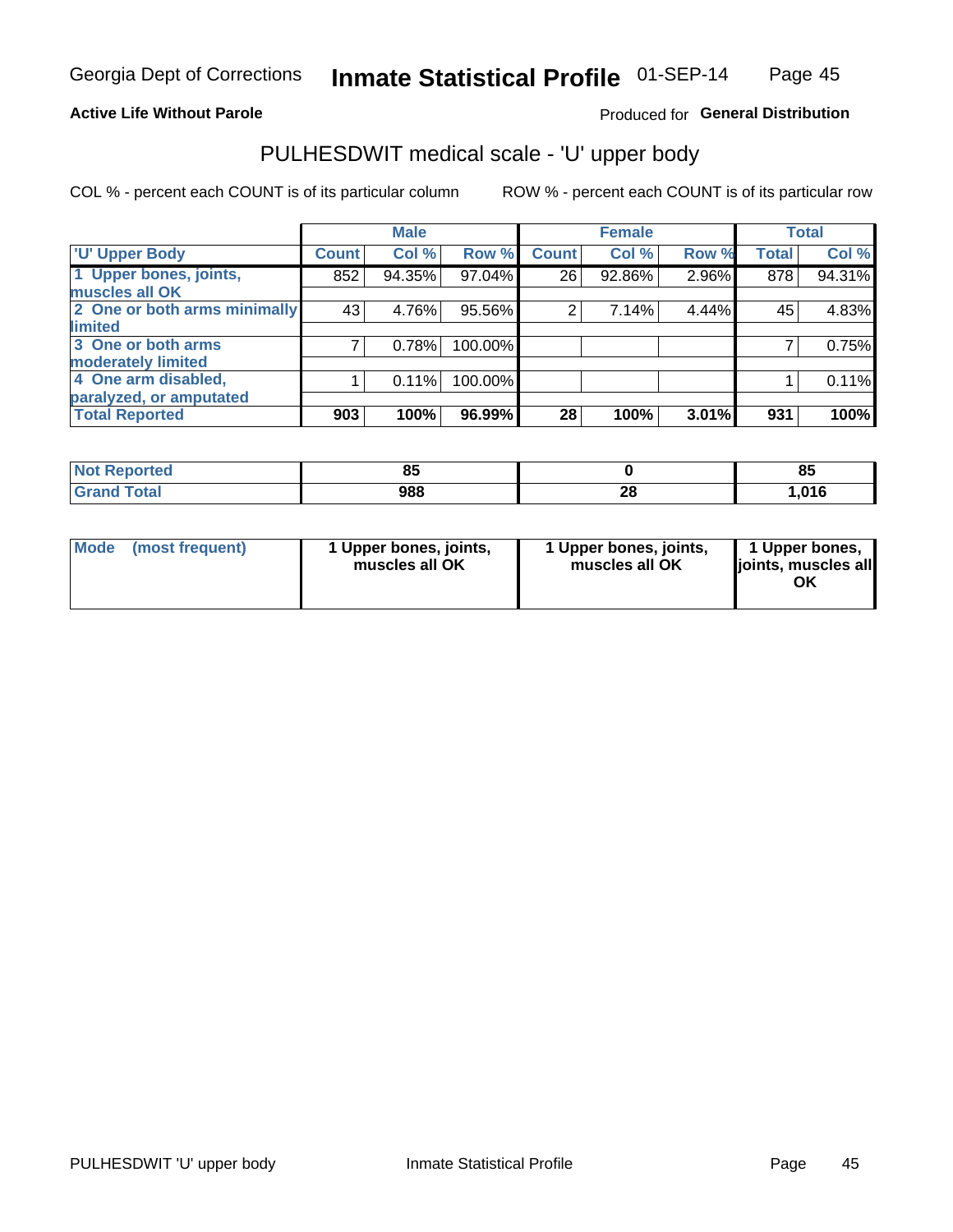**Active Life Without Parole**

Produced for **General Distribution**

## PULHESDWIT medical scale - 'U' upper body

COL % - percent each COUNT is of its particular column

ROW % - percent each COUNT is of its particular row

| | Male | | | Female | | | Total | |
|---|---|---|---|---|---|---|---|---|
| 'U' Upper Body | Count | Col % | Row % | Count | Col % | Row % | Total | Col % |
| 1 Upper bones, joints, muscles all OK | 852 | 94.35% | 97.04% | 26 | 92.86% | 2.96% | 878 | 94.31% |
| 2 One or both arms minimally limited | 43 | 4.76% | 95.56% | 2 | 7.14% | 4.44% | 45 | 4.83% |
| 3 One or both arms moderately limited | 7 | 0.78% | 100.00% | | | | 7 | 0.75% |
| 4 One arm disabled, paralyzed, or amputated | 1 | 0.11% | 100.00% | | | | 1 | 0.11% |
| **Total Reported** | **903** | **100%** | **96.99%** | **28** | **100%** | **3.01%** | **931** | **100%** |

| | Male | Female | Total |
|---|---|---|---|
| Not Reported | 85 | 0 | 85 |
| Grand Total | 988 | 28 | 1,016 |

| | Male | Female | Total |
|---|---|---|---|
| Mode (most frequent) | 1 Upper bones, joints, muscles all OK | 1 Upper bones, joints, muscles all OK | 1 Upper bones, joints, muscles all OK |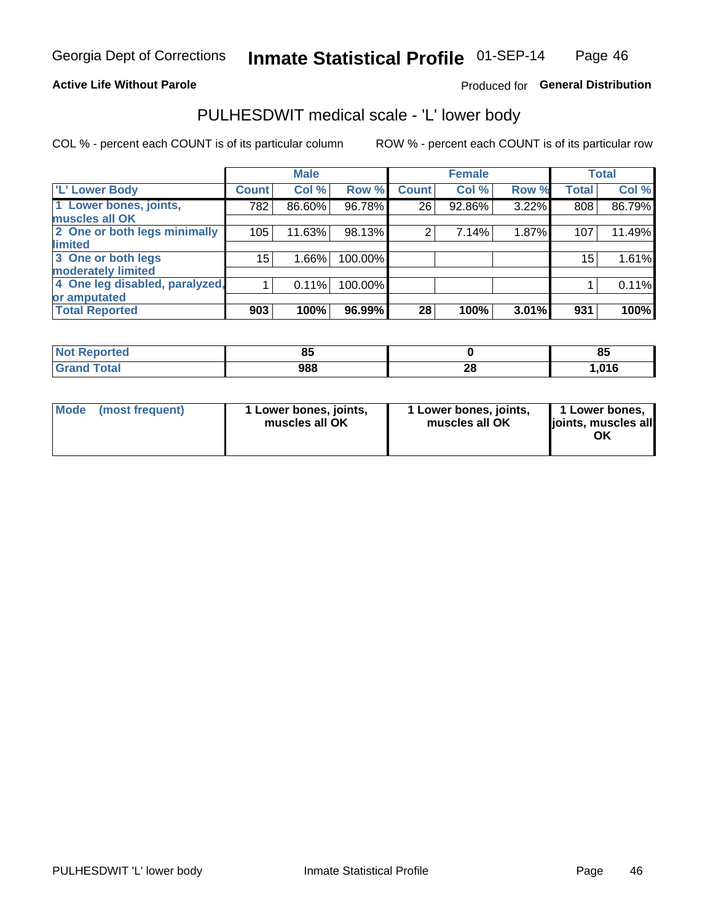Georgia Dept of Corrections **Inmate Statistical Profile** 01-SEP-14

**Active Life Without Parole**

Produced for **General Distribution**

## PULHESDWIT medical scale - 'L' lower body

COL % - percent each COUNT is of its particular column

ROW % - percent each COUNT is of its particular row

| | Male | | | Female | | | Total | |
|---|---|---|---|---|---|---|---|---|
| 'L' Lower Body | Count | Col % | Row % | Count | Col % | Row % | Total | Col % |
| 1 Lower bones, joints, muscles all OK | 782 | 86.60% | 96.78% | 26 | 92.86% | 3.22% | 808 | 86.79% |
| 2 One or both legs minimally limited | 105 | 11.63% | 98.13% | 2 | 7.14% | 1.87% | 107 | 11.49% |
| 3 One or both legs moderately limited | 15 | 1.66% | 100.00% | | | | 15 | 1.61% |
| 4 One leg disabled, paralyzed, or amputated | 1 | 0.11% | 100.00% | | | | 1 | 0.11% |
| **Total Reported** | **903** | **100%** | **96.99%** | **28** | **100%** | **3.01%** | **931** | **100%** |

| | Male | Female | Total |
|---|---|---|---|
| Not Reported | 85 | 0 | 85 |
| Grand Total | 988 | 28 | 1,016 |

| | Male | Female | Total |
|---|---|---|---|
| Mode (most frequent) | 1 Lower bones, joints, muscles all OK | 1 Lower bones, joints, muscles all OK | 1 Lower bones, joints, muscles all OK |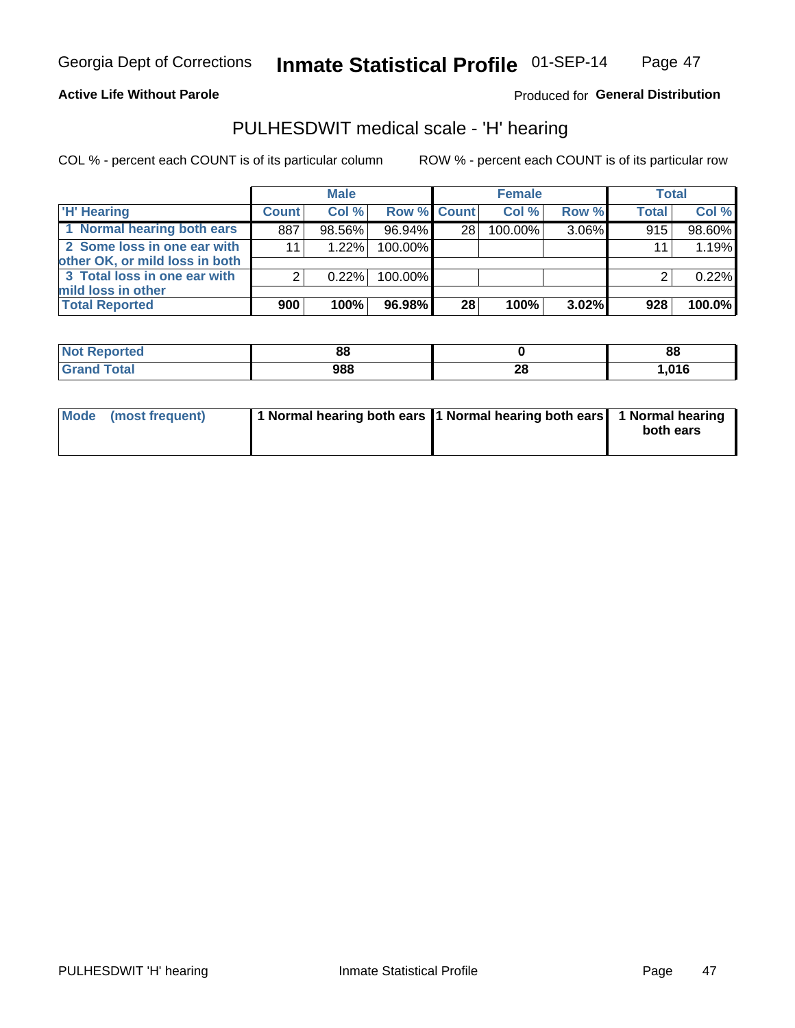Georgia Dept of Corrections **Inmate Statistical Profile** 01-SEP-14

**Active Life Without Parole**

Produced for **General Distribution**

## PULHESDWIT medical scale - 'H' hearing

COL % - percent each COUNT is of its particular column

ROW % - percent each COUNT is of its particular row

| | Male | | | Female | | | Total | |
|---|---|---|---|---|---|---|---|---|
| 'H' Hearing | Count | Col % | Row % | Count | Col % | Row % | Total | Col % |
| 1 Normal hearing both ears | 887 | 98.56% | 96.94% | 28 | 100.00% | 3.06% | 915 | 98.60% |
| 2 Some loss in one ear with other OK, or mild loss in both | 11 | 1.22% | 100.00% | | | | 11 | 1.19% |
| 3 Total loss in one ear with mild loss in other | 2 | 0.22% | 100.00% | | | | 2 | 0.22% |
| **Total Reported** | **900** | **100%** | **96.98%** | **28** | **100%** | **3.02%** | **928** | **100.0%** |

| | Male | Female | Total |
|---|---|---|---|
| Not Reported | 88 | 0 | 88 |
| Grand Total | 988 | 28 | 1,016 |

| | Male | Female | Total |
|---|---|---|---|
| Mode (most frequent) | 1 Normal hearing both ears | 1 Normal hearing both ears | 1 Normal hearing both ears |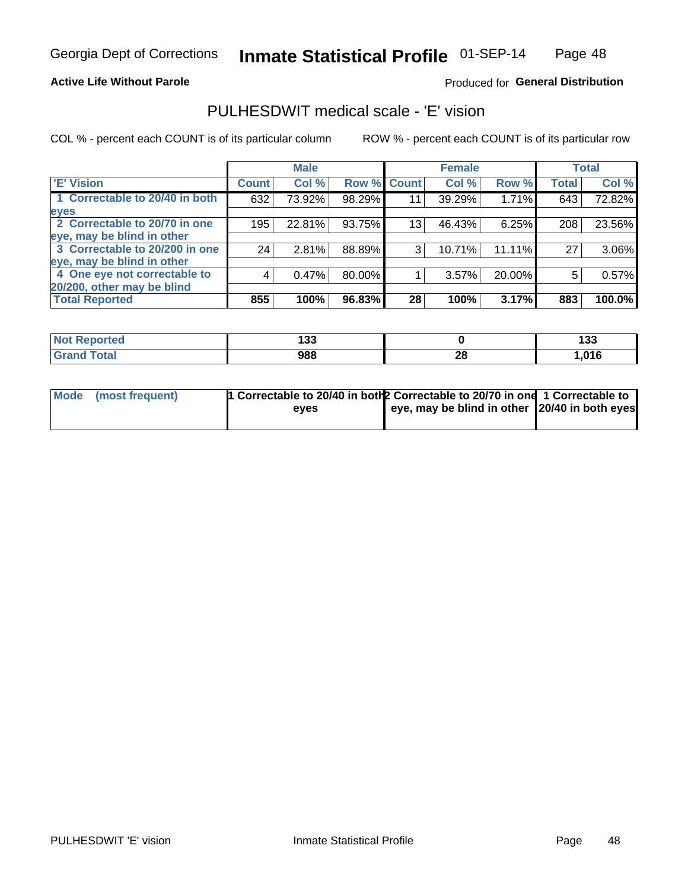Georgia Dept of Corrections **Inmate Statistical Profile** 01-SEP-14

**Active Life Without Parole**

Produced for **General Distribution**

## PULHESDWIT medical scale - 'E' vision

COL % - percent each COUNT is of its particular column

ROW % - percent each COUNT is of its particular row

| | Male | | | Female | | | Total | |
|---|---|---|---|---|---|---|---|---|
| 'E' Vision | Count | Col % | Row % | Count | Col % | Row % | Total | Col % |
| 1 Correctable to 20/40 in both eyes | 632 | 73.92% | 98.29% | 11 | 39.29% | 1.71% | 643 | 72.82% |
| 2 Correctable to 20/70 in one eye, may be blind in other | 195 | 22.81% | 93.75% | 13 | 46.43% | 6.25% | 208 | 23.56% |
| 3 Correctable to 20/200 in one eye, may be blind in other | 24 | 2.81% | 88.89% | 3 | 10.71% | 11.11% | 27 | 3.06% |
| 4 One eye not correctable to 20/200, other may be blind | 4 | 0.47% | 80.00% | 1 | 3.57% | 20.00% | 5 | 0.57% |
| **Total Reported** | **855** | **100%** | **96.83%** | **28** | **100%** | **3.17%** | **883** | **100.0%** |

| | Male | Female | Total |
|---|---|---|---|
| Not Reported | 133 | 0 | 133 |
| Grand Total | 988 | 28 | 1,016 |

| | Male | Female | Total |
|---|---|---|---|
| Mode (most frequent) | 1 Correctable to 20/40 in both eyes | 2 Correctable to 20/70 in one eye, may be blind in other | 1 Correctable to 20/40 in both eyes |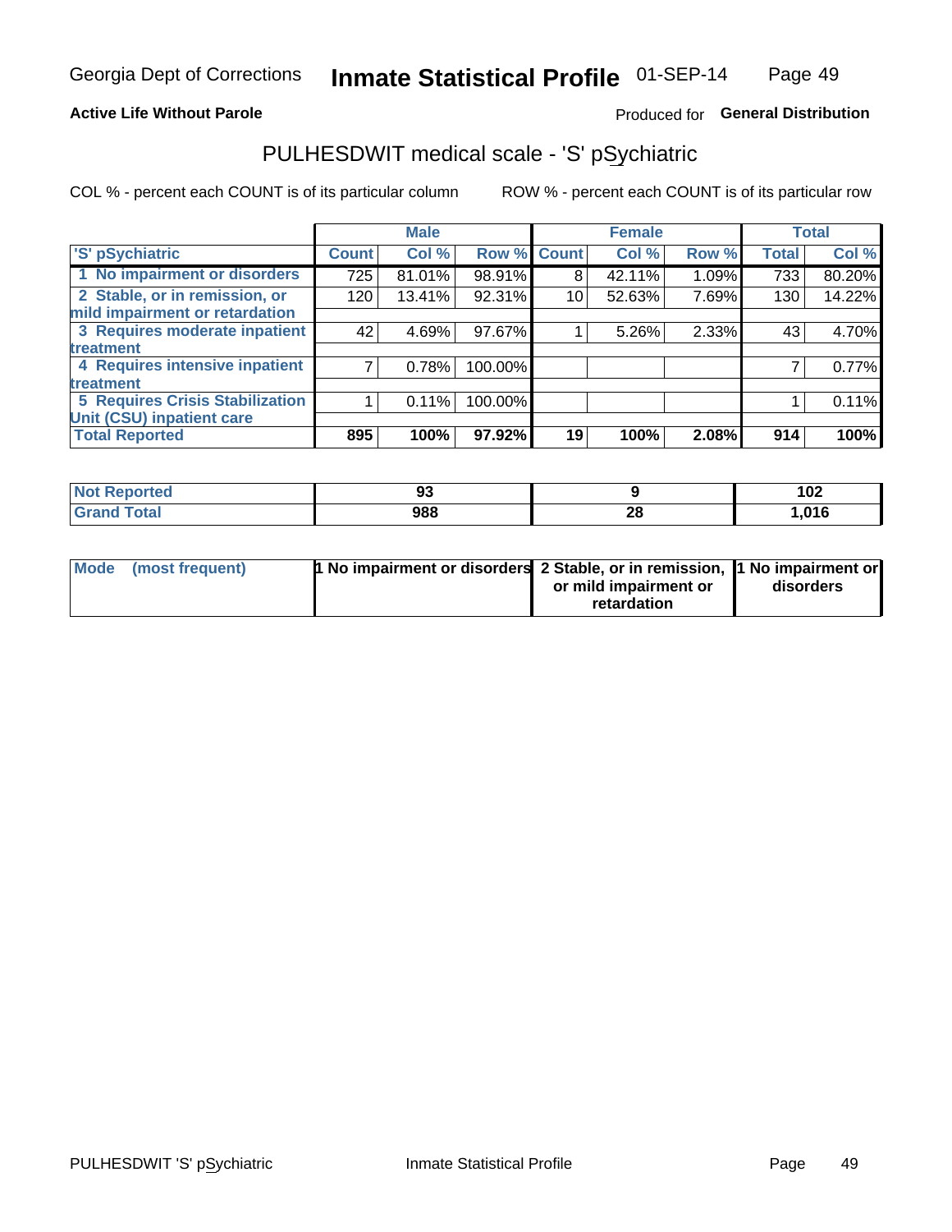Georgia Dept of Corrections **Inmate Statistical Profile** 01-SEP-14

**Active Life Without Parole**

Produced for **General Distribution**

## PULHESDWIT medical scale - 'S' pSychiatric

COL % - percent each COUNT is of its particular column ROW % - percent each COUNT is of its particular row

| | Male | | | Female | | | Total | |
|---|---|---|---|---|---|---|---|---|
| **'S' pSychiatric** | **Count** | **Col %** | **Row %** | **Count** | **Col %** | **Row %** | **Total** | **Col %** |
| **1 No impairment or disorders** | 725 | 81.01% | 98.91% | 8 | 42.11% | 1.09% | 733 | 80.20% |
| **2 Stable, or in remission, or mild impairment or retardation** | 120 | 13.41% | 92.31% | 10 | 52.63% | 7.69% | 130 | 14.22% |
| **3 Requires moderate inpatient treatment** | 42 | 4.69% | 97.67% | 1 | 5.26% | 2.33% | 43 | 4.70% |
| **4 Requires intensive inpatient treatment** | 7 | 0.78% | 100.00% | | | | 7 | 0.77% |
| **5 Requires Crisis Stabilization Unit (CSU) inpatient care** | 1 | 0.11% | 100.00% | | | | 1 | 0.11% |
| **Total Reported** | **895** | **100%** | **97.92%** | **19** | **100%** | **2.08%** | **914** | **100%** |

| | Male | Female | Total |
|---|---|---|---|
| **Not Reported** | **93** | **9** | **102** |
| **Grand Total** | **988** | **28** | **1,016** |

| | Male | Female | Total |
|---|---|---|---|
| **Mode (most frequent)** | **1 No impairment or disorders** | **2 Stable, or in remission, or mild impairment or retardation** | **1 No impairment or disorders** |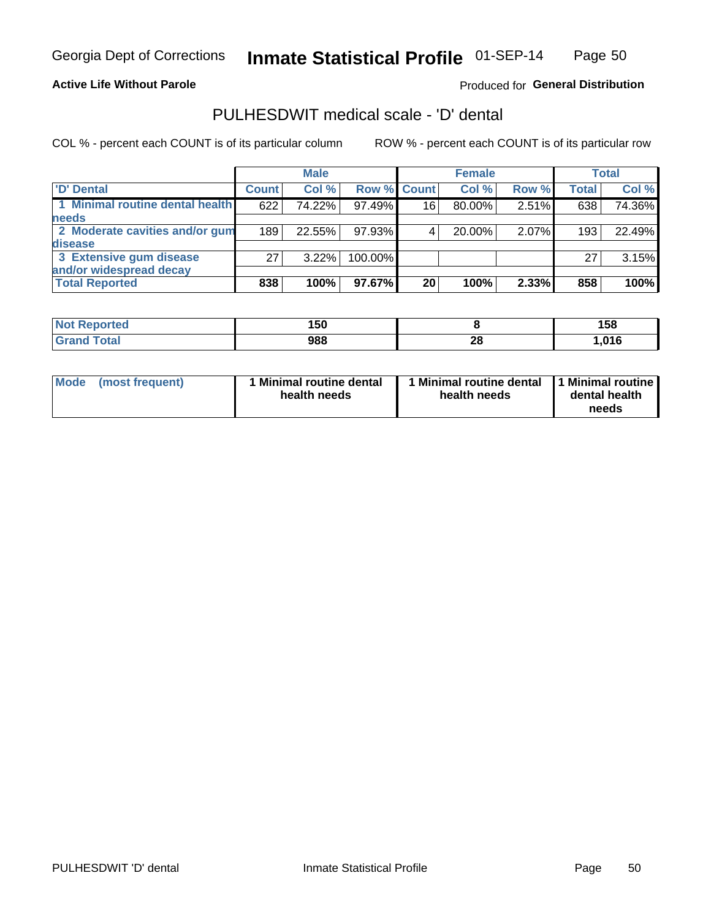**Active Life Without Parole** — Produced for **General Distribution**

# PULHESDWIT medical scale - 'D' dental

COL % - percent each COUNT is of its particular column     ROW % - percent each COUNT is of its particular row

| | Male | | | Female | | | Total | |
|---|---|---|---|---|---|---|---|---|
| 'D' Dental | Count | Col % | Row % | Count | Col % | Row % | Total | Col % |
| 1 Minimal routine dental health needs | 622 | 74.22% | 97.49% | 16 | 80.00% | 2.51% | 638 | 74.36% |
| 2 Moderate cavities and/or gum disease | 189 | 22.55% | 97.93% | 4 | 20.00% | 2.07% | 193 | 22.49% |
| 3 Extensive gum disease and/or widespread decay | 27 | 3.22% | 100.00% | | | | 27 | 3.15% |
| **Total Reported** | **838** | **100%** | **97.67%** | **20** | **100%** | **2.33%** | **858** | **100%** |

| | Male | Female | Total |
|---|---|---|---|
| Not Reported | 150 | 8 | 158 |
| Grand Total | 988 | 28 | 1,016 |

| | Male | Female | Total |
|---|---|---|---|
| Mode (most frequent) | 1 Minimal routine dental health needs | 1 Minimal routine dental health needs | 1 Minimal routine dental health needs |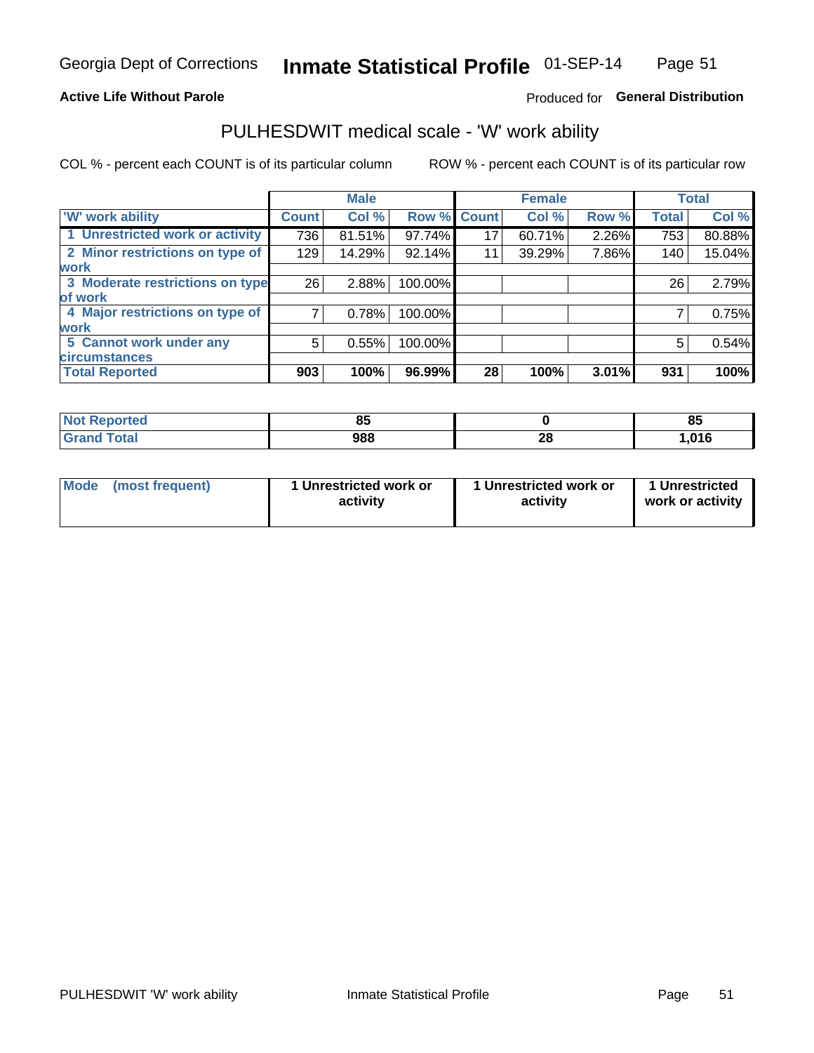Georgia Dept of Corrections **Inmate Statistical Profile** 01-SEP-14

**Active Life Without Parole**

Produced for **General Distribution**

## PULHESDWIT medical scale - 'W' work ability

COL % - percent each COUNT is of its particular column ROW % - percent each COUNT is of its particular row

| | Male | | | Female | | | Total | |
|---|---|---|---|---|---|---|---|---|
| 'W' work ability | Count | Col % | Row % | Count | Col % | Row % | Total | Col % |
| 1 Unrestricted work or activity | 736 | 81.51% | 97.74% | 17 | 60.71% | 2.26% | 753 | 80.88% |
| 2 Minor restrictions on type of work | 129 | 14.29% | 92.14% | 11 | 39.29% | 7.86% | 140 | 15.04% |
| 3 Moderate restrictions on type of work | 26 | 2.88% | 100.00% | | | | 26 | 2.79% |
| 4 Major restrictions on type of work | 7 | 0.78% | 100.00% | | | | 7 | 0.75% |
| 5 Cannot work under any circumstances | 5 | 0.55% | 100.00% | | | | 5 | 0.54% |
| **Total Reported** | **903** | **100%** | **96.99%** | **28** | **100%** | **3.01%** | **931** | **100%** |

| | Male | Female | Total |
|---|---|---|---|
| Not Reported | 85 | 0 | 85 |
| Grand Total | 988 | 28 | 1,016 |

| | Male | Female | Total |
|---|---|---|---|
| Mode (most frequent) | 1 Unrestricted work or activity | 1 Unrestricted work or activity | 1 Unrestricted work or activity |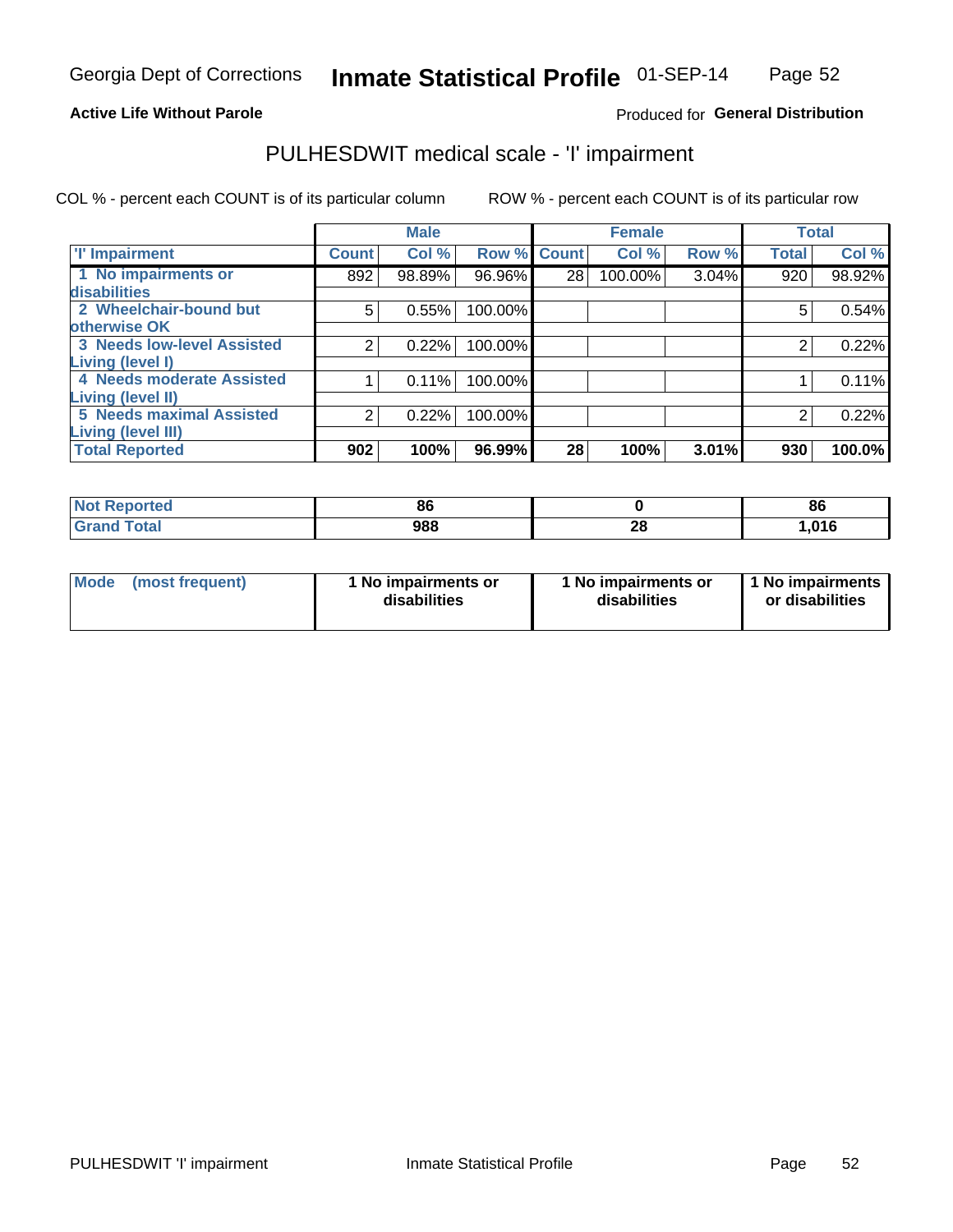**Active Life Without Parole**

Produced for **General Distribution**

## PULHESDWIT medical scale - 'I' impairment

COL % - percent each COUNT is of its particular column

ROW % - percent each COUNT is of its particular row

| | Male | | | Female | | | Total | |
|---|---|---|---|---|---|---|---|---|
| 'I' Impairment | Count | Col % | Row % | Count | Col % | Row % | Total | Col % |
| 1 No impairments or disabilities | 892 | 98.89% | 96.96% | 28 | 100.00% | 3.04% | 920 | 98.92% |
| 2 Wheelchair-bound but otherwise OK | 5 | 0.55% | 100.00% | | | | 5 | 0.54% |
| 3 Needs low-level Assisted Living (level I) | 2 | 0.22% | 100.00% | | | | 2 | 0.22% |
| 4 Needs moderate Assisted Living (level II) | 1 | 0.11% | 100.00% | | | | 1 | 0.11% |
| 5 Needs maximal Assisted Living (level III) | 2 | 0.22% | 100.00% | | | | 2 | 0.22% |
| **Total Reported** | **902** | **100%** | **96.99%** | **28** | **100%** | **3.01%** | **930** | **100.0%** |

| | Male | Female | Total |
|---|---|---|---|
| Not Reported | 86 | 0 | 86 |
| Grand Total | 988 | 28 | 1,016 |

| | Male | Female | Total |
|---|---|---|---|
| Mode (most frequent) | 1 No impairments or disabilities | 1 No impairments or disabilities | 1 No impairments or disabilities |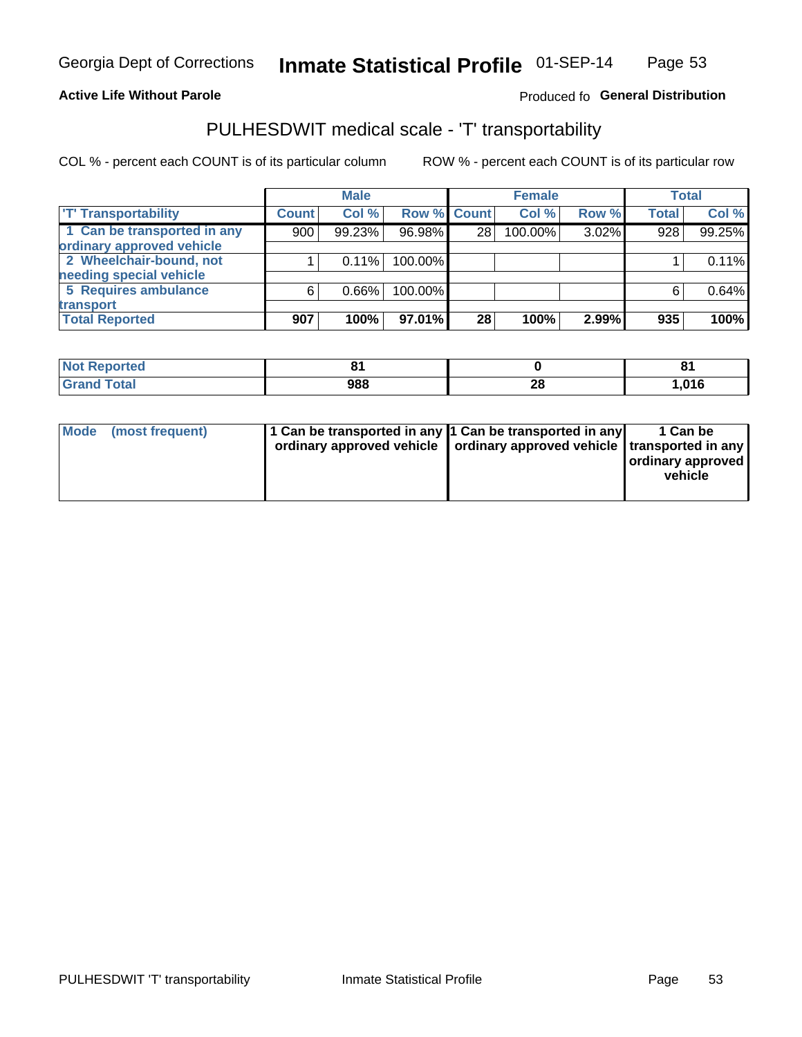Georgia Dept of Corrections **Inmate Statistical Profile** 01-SEP-14

**Active Life Without Parole**

Produced fo **General Distribution**

## PULHESDWIT medical scale - 'T' transportability

COL % - percent each COUNT is of its particular column ROW % - percent each COUNT is of its particular row

| | Male | | | Female | | | Total | |
|---|---|---|---|---|---|---|---|---|
| 'T' Transportability | Count | Col % | Row % | Count | Col % | Row % | Total | Col % |
| 1 Can be transported in any ordinary approved vehicle | 900 | 99.23% | 96.98% | 28 | 100.00% | 3.02% | 928 | 99.25% |
| 2 Wheelchair-bound, not needing special vehicle | 1 | 0.11% | 100.00% | | | | 1 | 0.11% |
| 5 Requires ambulance transport | 6 | 0.66% | 100.00% | | | | 6 | 0.64% |
| **Total Reported** | **907** | **100%** | **97.01%** | **28** | **100%** | **2.99%** | **935** | **100%** |

| | Male | Female | Total |
|---|---|---|---|
| Not Reported | 81 | 0 | 81 |
| Grand Total | 988 | 28 | 1,016 |

| | Male | Female | Total |
|---|---|---|---|
| Mode (most frequent) | 1 Can be transported in any ordinary approved vehicle | 1 Can be transported in any ordinary approved vehicle | 1 Can be transported in any ordinary approved vehicle |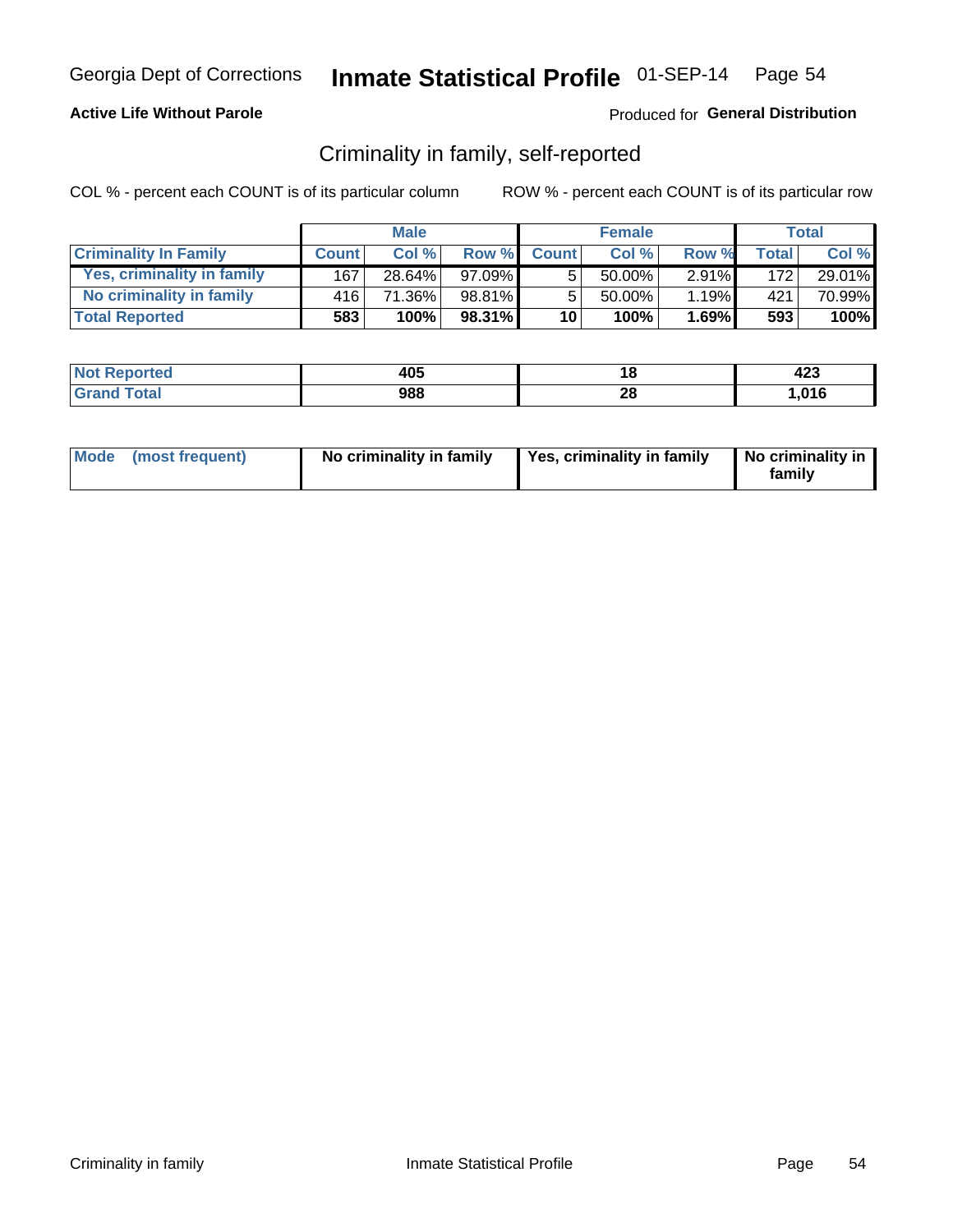Georgia Dept of Corrections **Inmate Statistical Profile** 01-SEP-14

**Active Life Without Parole**

Produced for **General Distribution**

## Criminality in family, self-reported

COL % - percent each COUNT is of its particular column

ROW % - percent each COUNT is of its particular row

| | Male | | | Female | | | Total | |
|---|---|---|---|---|---|---|---|---|
| **Criminality In Family** | **Count** | **Col %** | **Row %** | **Count** | **Col %** | **Row %** | **Total** | **Col %** |
| Yes, criminality in family | 167 | 28.64% | 97.09% | 5 | 50.00% | 2.91% | 172 | 29.01% |
| No criminality in family | 416 | 71.36% | 98.81% | 5 | 50.00% | 1.19% | 421 | 70.99% |
| **Total Reported** | **583** | **100%** | **98.31%** | **10** | **100%** | **1.69%** | **593** | **100%** |

| | Male | Female | Total |
|---|---|---|---|
| **Not Reported** | **405** | **18** | **423** |
| **Grand Total** | **988** | **28** | **1,016** |

| | Male | Female | Total |
|---|---|---|---|
| **Mode (most frequent)** | **No criminality in family** | **Yes, criminality in family** | **No criminality in family** |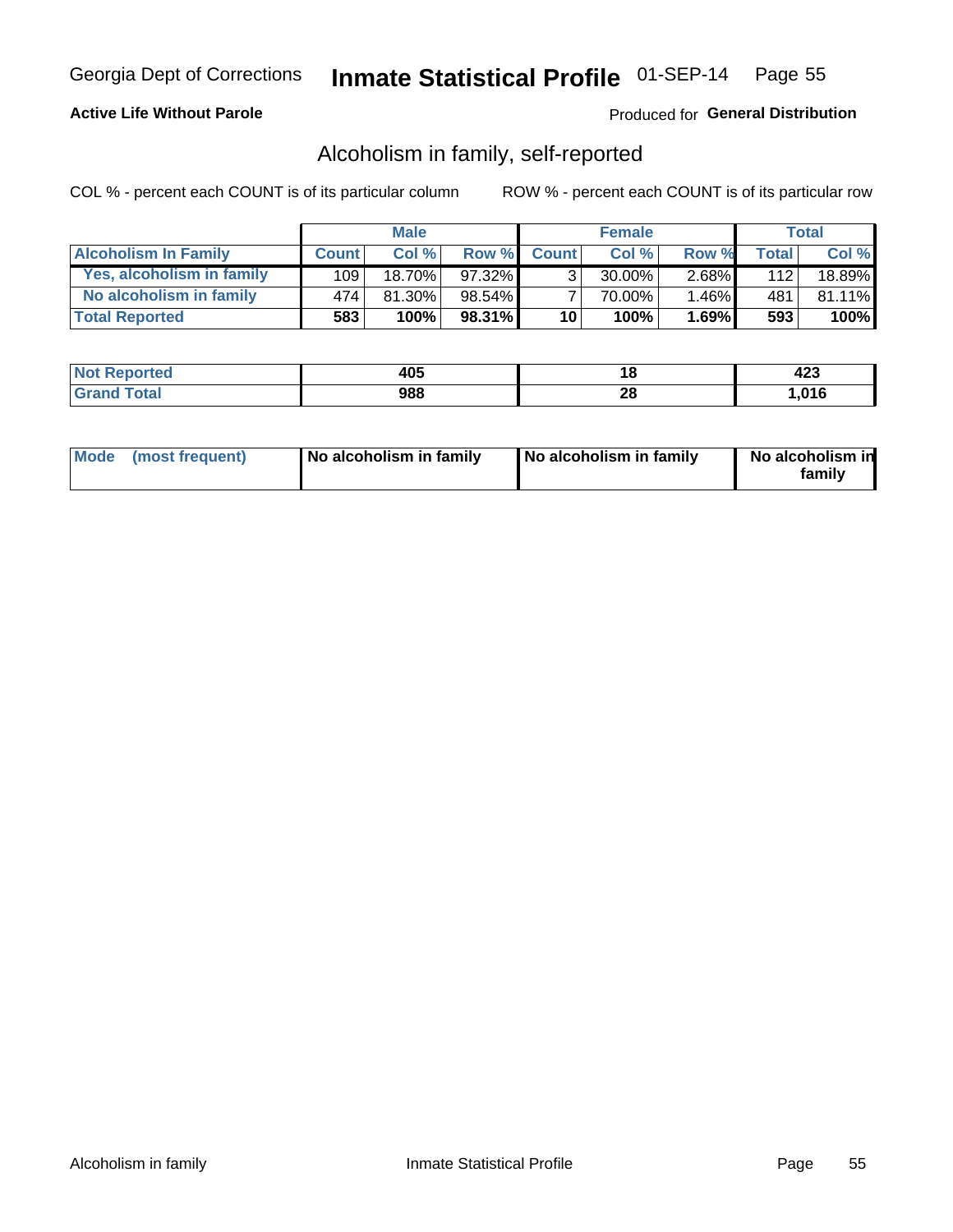Georgia Dept of Corrections **Inmate Statistical Profile** 01-SEP-14

**Active Life Without Parole**

Produced for **General Distribution**

## Alcoholism in family, self-reported

COL % - percent each COUNT is of its particular column ROW % - percent each COUNT is of its particular row

| | Male | | | Female | | | Total | |
|---|---|---|---|---|---|---|---|---|
| **Alcoholism In Family** | **Count** | **Col %** | **Row %** | **Count** | **Col %** | **Row %** | **Total** | **Col %** |
| **Yes, alcoholism in family** | 109 | 18.70% | 97.32% | 3 | 30.00% | 2.68% | 112 | 18.89% |
| **No alcoholism in family** | 474 | 81.30% | 98.54% | 7 | 70.00% | 1.46% | 481 | 81.11% |
| **Total Reported** | **583** | **100%** | **98.31%** | **10** | **100%** | **1.69%** | **593** | **100%** |

| | Male | Female | Total |
|---|---|---|---|
| **Not Reported** | **405** | **18** | **423** |
| **Grand Total** | **988** | **28** | **1,016** |

| | Male | Female | Total |
|---|---|---|---|
| **Mode (most frequent)** | **No alcoholism in family** | **No alcoholism in family** | **No alcoholism in family** |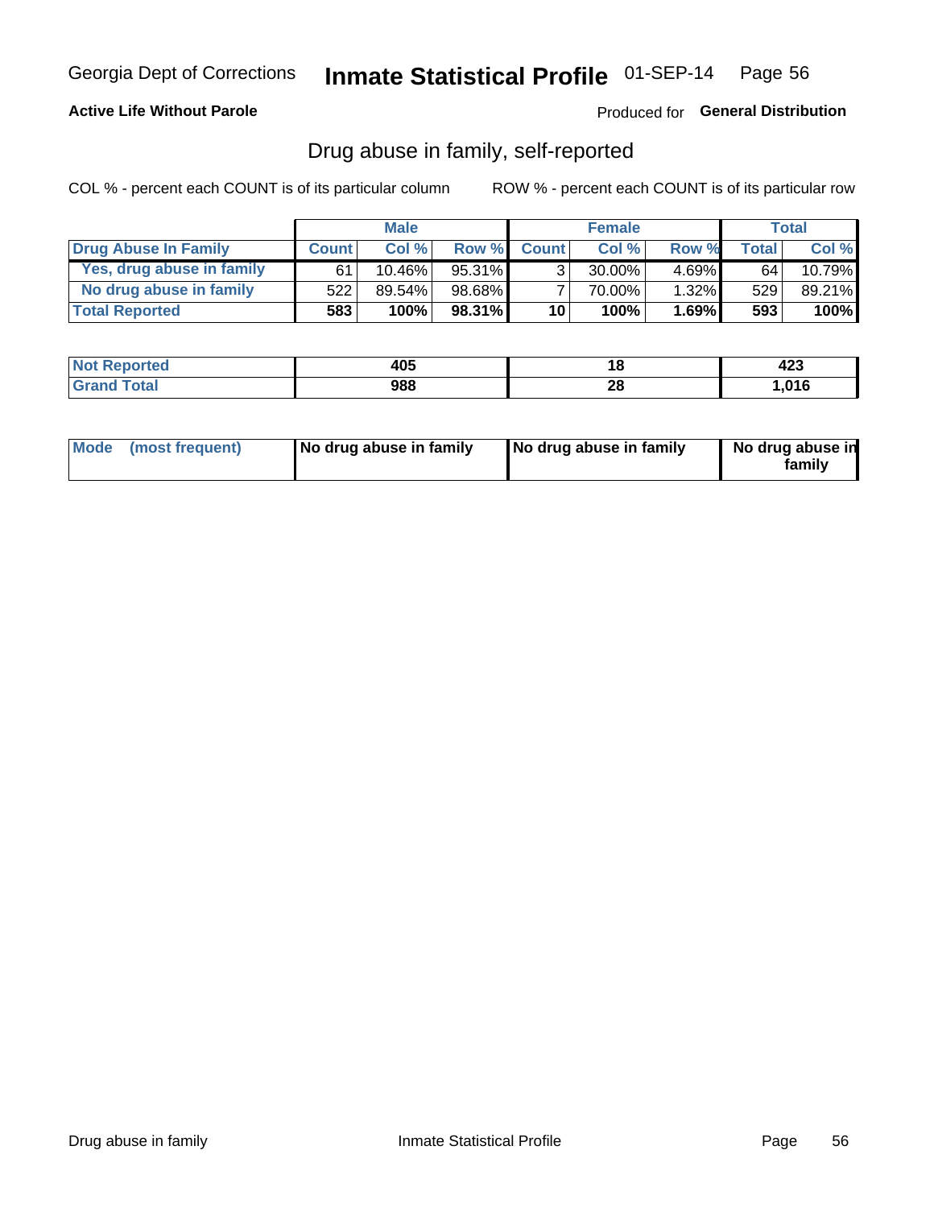Georgia Dept of Corrections **Inmate Statistical Profile** 01-SEP-14

**Active Life Without Parole**

Produced for **General Distribution**

## Drug abuse in family, self-reported

COL % - percent each COUNT is of its particular column    ROW % - percent each COUNT is of its particular row

| | Male | | | Female | | | Total | |
|---|---|---|---|---|---|---|---|---|
| **Drug Abuse In Family** | **Count** | **Col %** | **Row %** | **Count** | **Col %** | **Row %** | **Total** | **Col %** |
| Yes, drug abuse in family | 61 | 10.46% | 95.31% | 3 | 30.00% | 4.69% | 64 | 10.79% |
| No drug abuse in family | 522 | 89.54% | 98.68% | 7 | 70.00% | 1.32% | 529 | 89.21% |
| **Total Reported** | **583** | **100%** | **98.31%** | **10** | **100%** | **1.69%** | **593** | **100%** |

| | Male | Female | Total |
|---|---|---|---|
| **Not Reported** | **405** | **18** | **423** |
| **Grand Total** | **988** | **28** | **1,016** |

| | Male | Female | Total |
|---|---|---|---|
| **Mode (most frequent)** | **No drug abuse in family** | **No drug abuse in family** | **No drug abuse in family** |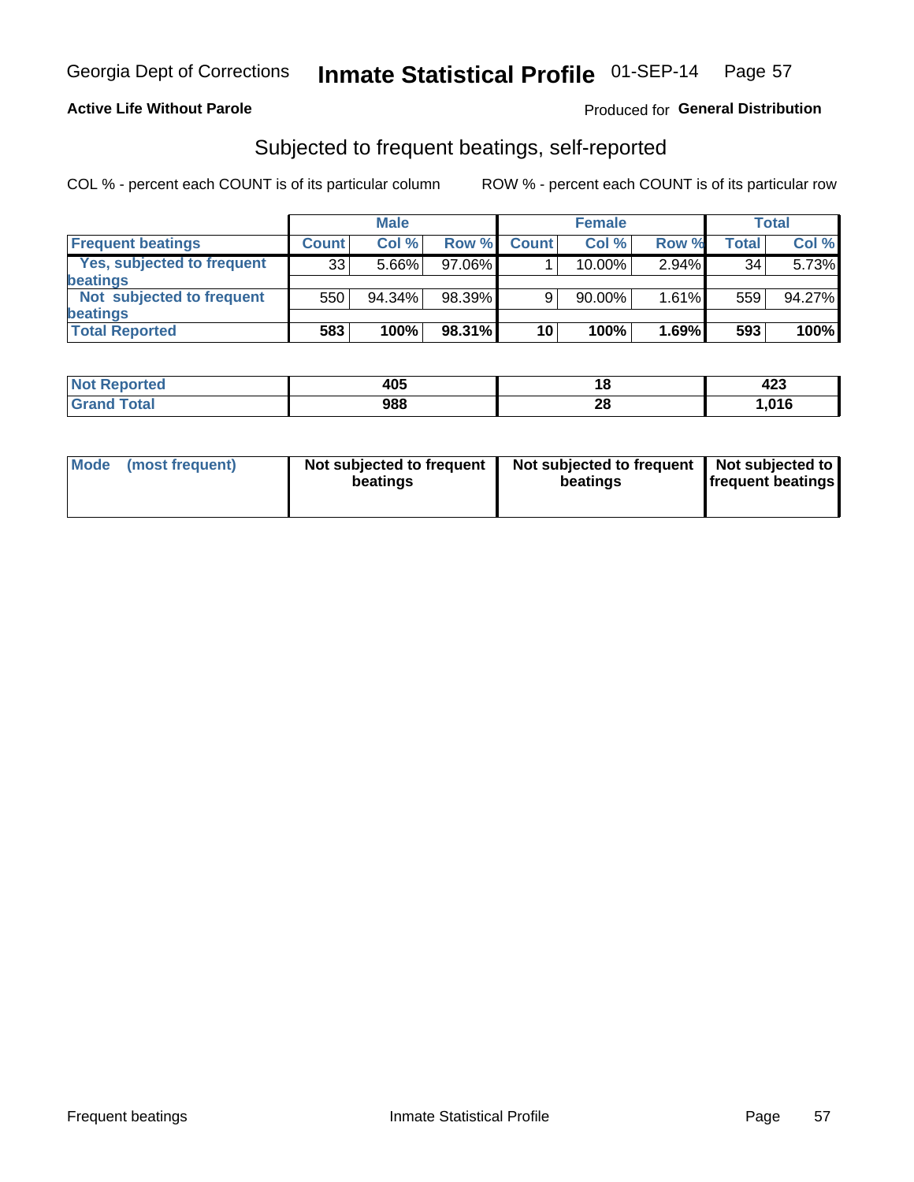Georgia Dept of Corrections **Inmate Statistical Profile** 01-SEP-14

**Active Life Without Parole**

Produced for **General Distribution**

## Subjected to frequent beatings, self-reported

COL % - percent each COUNT is of its particular column

ROW % - percent each COUNT is of its particular row

| | Male | | | Female | | | Total | |
|---|---|---|---|---|---|---|---|---|
| **Frequent beatings** | **Count** | **Col %** | **Row %** | **Count** | **Col %** | **Row %** | **Total** | **Col %** |
| Yes, subjected to frequent beatings | 33 | 5.66% | 97.06% | 1 | 10.00% | 2.94% | 34 | 5.73% |
| Not subjected to frequent beatings | 550 | 94.34% | 98.39% | 9 | 90.00% | 1.61% | 559 | 94.27% |
| **Total Reported** | **583** | **100%** | **98.31%** | **10** | **100%** | **1.69%** | **593** | **100%** |

| | Male | Female | Total |
|---|---|---|---|
| **Not Reported** | **405** | **18** | **423** |
| **Grand Total** | **988** | **28** | **1,016** |

| | Male | Female | Total |
|---|---|---|---|
| **Mode (most frequent)** | **Not subjected to frequent beatings** | **Not subjected to frequent beatings** | **Not subjected to frequent beatings** |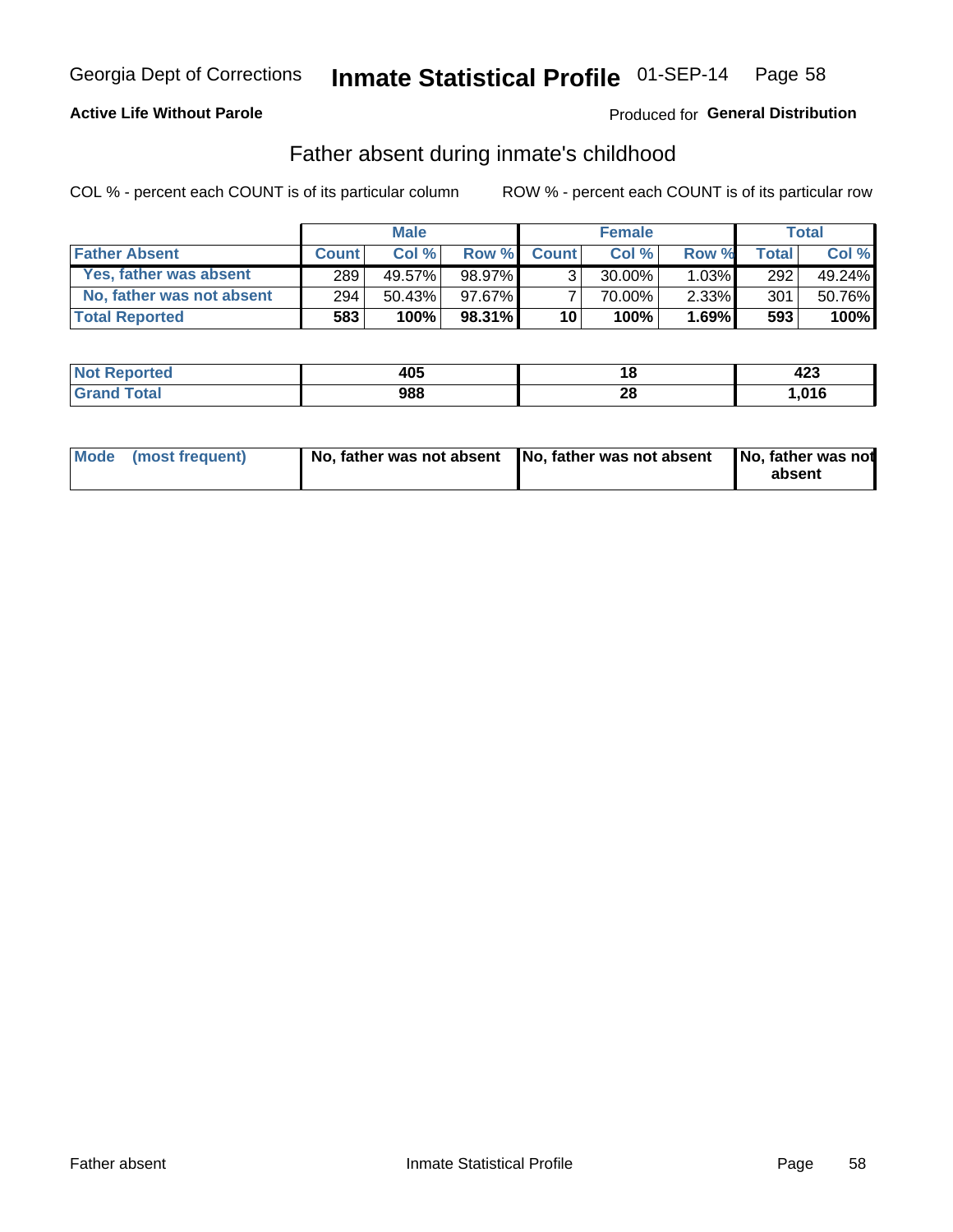Georgia Dept of Corrections **Inmate Statistical Profile** 01-SEP-14

**Active Life Without Parole**

Produced for **General Distribution**

## Father absent during inmate's childhood

COL % - percent each COUNT is of its particular column

ROW % - percent each COUNT is of its particular row

| | Male | | | Female | | | Total | |
|---|---|---|---|---|---|---|---|---|
| **Father Absent** | **Count** | **Col %** | **Row %** | **Count** | **Col %** | **Row %** | **Total** | **Col %** |
| **Yes, father was absent** | 289 | 49.57% | 98.97% | 3 | 30.00% | 1.03% | 292 | 49.24% |
| **No, father was not absent** | 294 | 50.43% | 97.67% | 7 | 70.00% | 2.33% | 301 | 50.76% |
| **Total Reported** | **583** | **100%** | **98.31%** | **10** | **100%** | **1.69%** | **593** | **100%** |

| | Male | Female | Total |
|---|---|---|---|
| **Not Reported** | **405** | **18** | **423** |
| **Grand Total** | **988** | **28** | **1,016** |

| | Male | Female | Total |
|---|---|---|---|
| **Mode (most frequent)** | **No, father was not absent** | **No, father was not absent** | **No, father was not absent** |

Father absent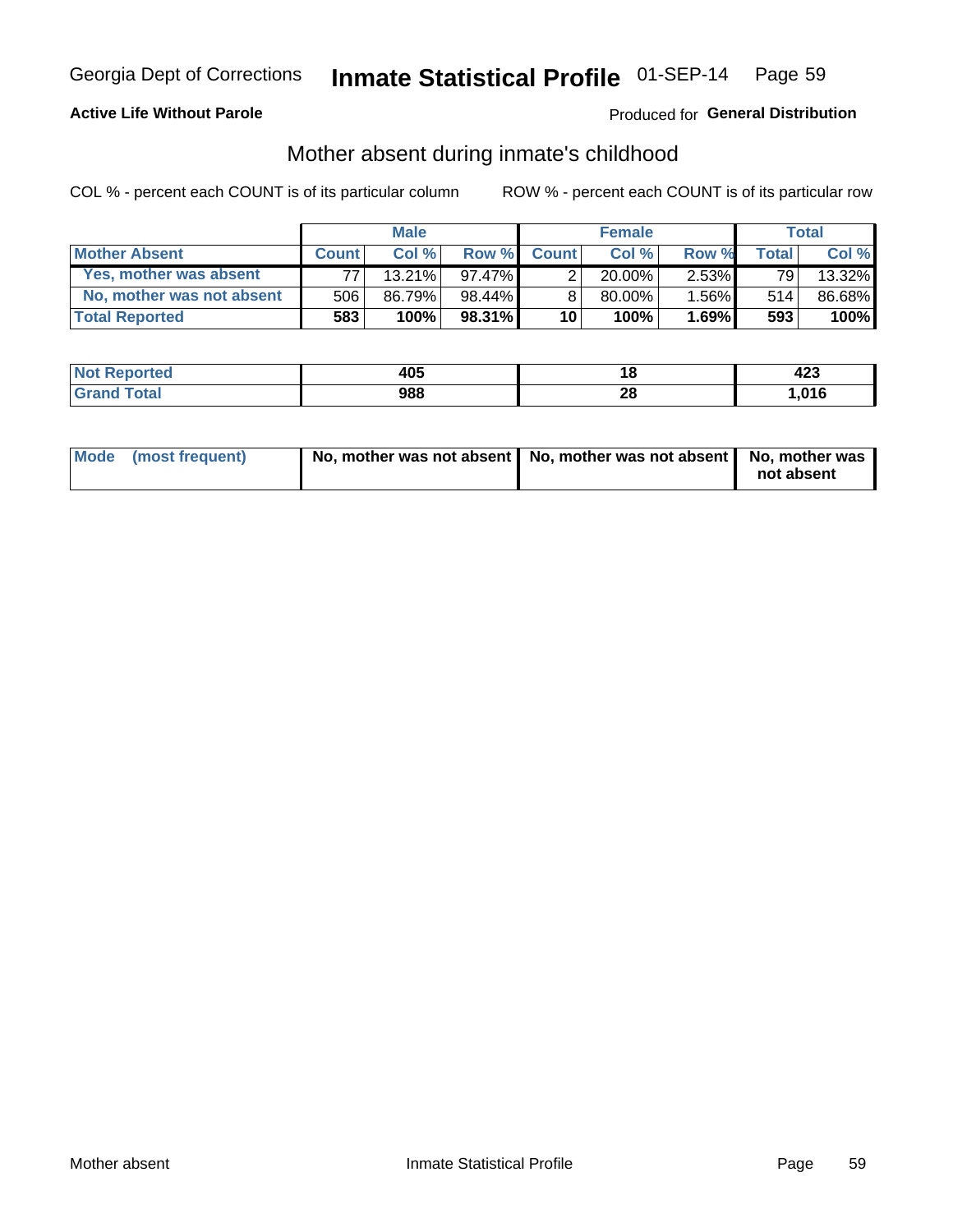Georgia Dept of Corrections **Inmate Statistical Profile** 01-SEP-14

**Active Life Without Parole**

Produced for **General Distribution**

## Mother absent during inmate's childhood

COL % - percent each COUNT is of its particular column ROW % - percent each COUNT is of its particular row

| | Male | | | Female | | | Total | |
|---|---|---|---|---|---|---|---|---|
| **Mother Absent** | **Count** | **Col %** | **Row %** | **Count** | **Col %** | **Row %** | **Total** | **Col %** |
| **Yes, mother was absent** | 77 | 13.21% | 97.47% | 2 | 20.00% | 2.53% | 79 | 13.32% |
| **No, mother was not absent** | 506 | 86.79% | 98.44% | 8 | 80.00% | 1.56% | 514 | 86.68% |
| **Total Reported** | **583** | **100%** | **98.31%** | **10** | **100%** | **1.69%** | **593** | **100%** |

| | Male | Female | Total |
|---|---|---|---|
| **Not Reported** | **405** | **18** | **423** |
| **Grand Total** | **988** | **28** | **1,016** |

| | Male | Female | Total |
|---|---|---|---|
| **Mode (most frequent)** | **No, mother was not absent** | **No, mother was not absent** | **No, mother was not absent** |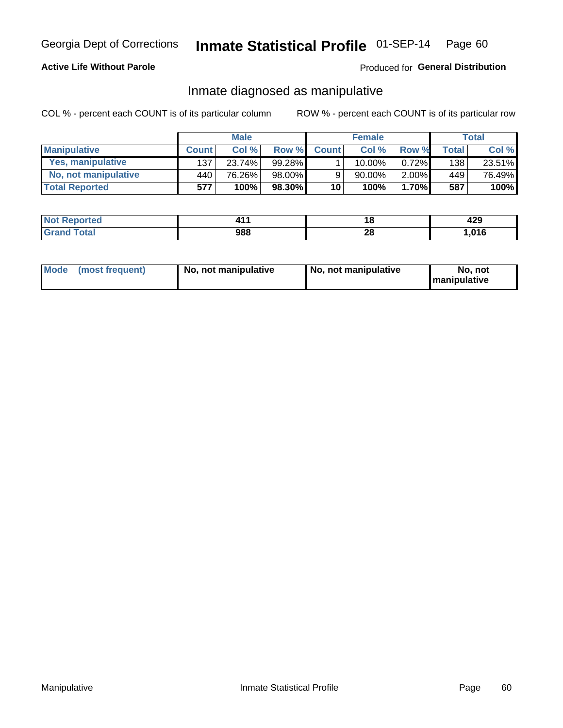Georgia Dept of Corrections **Inmate Statistical Profile** 01-SEP-14

**Active Life Without Parole**

Produced for **General Distribution**

## Inmate diagnosed as manipulative

COL % - percent each COUNT is of its particular column

ROW % - percent each COUNT is of its particular row

| | Male | | | Female | | | Total | |
|---|---|---|---|---|---|---|---|---|
| **Manipulative** | **Count** | **Col %** | **Row %** | **Count** | **Col %** | **Row %** | **Total** | **Col %** |
| **Yes, manipulative** | 137 | 23.74% | 99.28% | 1 | 10.00% | 0.72% | 138 | 23.51% |
| **No, not manipulative** | 440 | 76.26% | 98.00% | 9 | 90.00% | 2.00% | 449 | 76.49% |
| **Total Reported** | **577** | **100%** | **98.30%** | **10** | **100%** | **1.70%** | **587** | **100%** |

| | Male | Female | Total |
|---|---|---|---|
| **Not Reported** | **411** | **18** | **429** |
| **Grand Total** | **988** | **28** | **1,016** |

| | Male | Female | Total |
|---|---|---|---|
| **Mode (most frequent)** | **No, not manipulative** | **No, not manipulative** | **No, not manipulative** |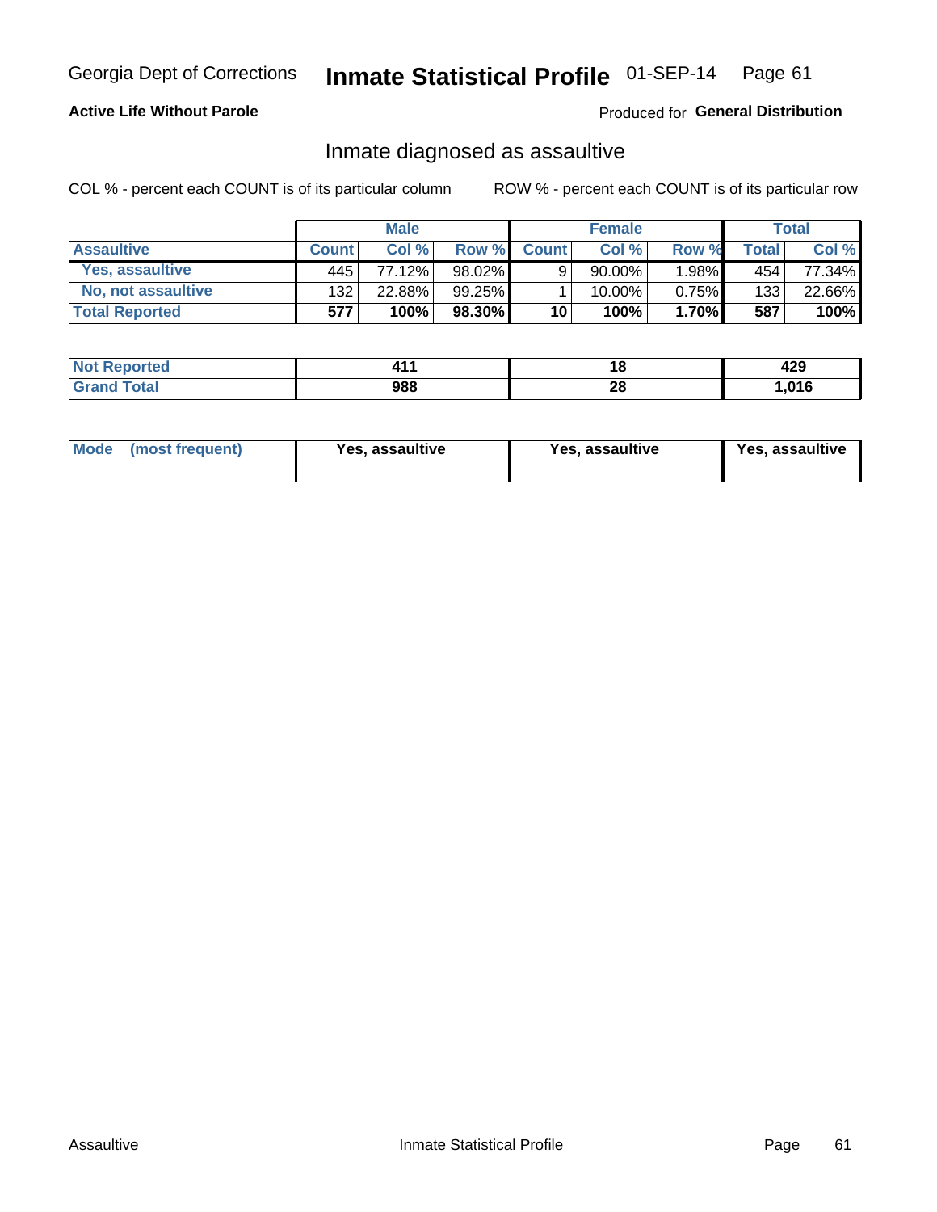Georgia Dept of Corrections **Inmate Statistical Profile** 01-SEP-14

**Active Life Without Parole**

Produced for **General Distribution**

## Inmate diagnosed as assaultive

COL % - percent each COUNT is of its particular column

ROW % - percent each COUNT is of its particular row

| | Male | | | Female | | | Total | |
|---|---|---|---|---|---|---|---|---|
| **Assaultive** | **Count** | **Col %** | **Row %** | **Count** | **Col %** | **Row %** | **Total** | **Col %** |
| **Yes, assaultive** | 445 | 77.12% | 98.02% | 9 | 90.00% | 1.98% | 454 | 77.34% |
| **No, not assaultive** | 132 | 22.88% | 99.25% | 1 | 10.00% | 0.75% | 133 | 22.66% |
| **Total Reported** | **577** | **100%** | **98.30%** | **10** | **100%** | **1.70%** | **587** | **100%** |

| | Male | Female | Total |
|---|---|---|---|
| **Not Reported** | **411** | **18** | **429** |
| **Grand Total** | **988** | **28** | **1,016** |

| | Male | Female | Total |
|---|---|---|---|
| **Mode (most frequent)** | **Yes, assaultive** | **Yes, assaultive** | **Yes, assaultive** |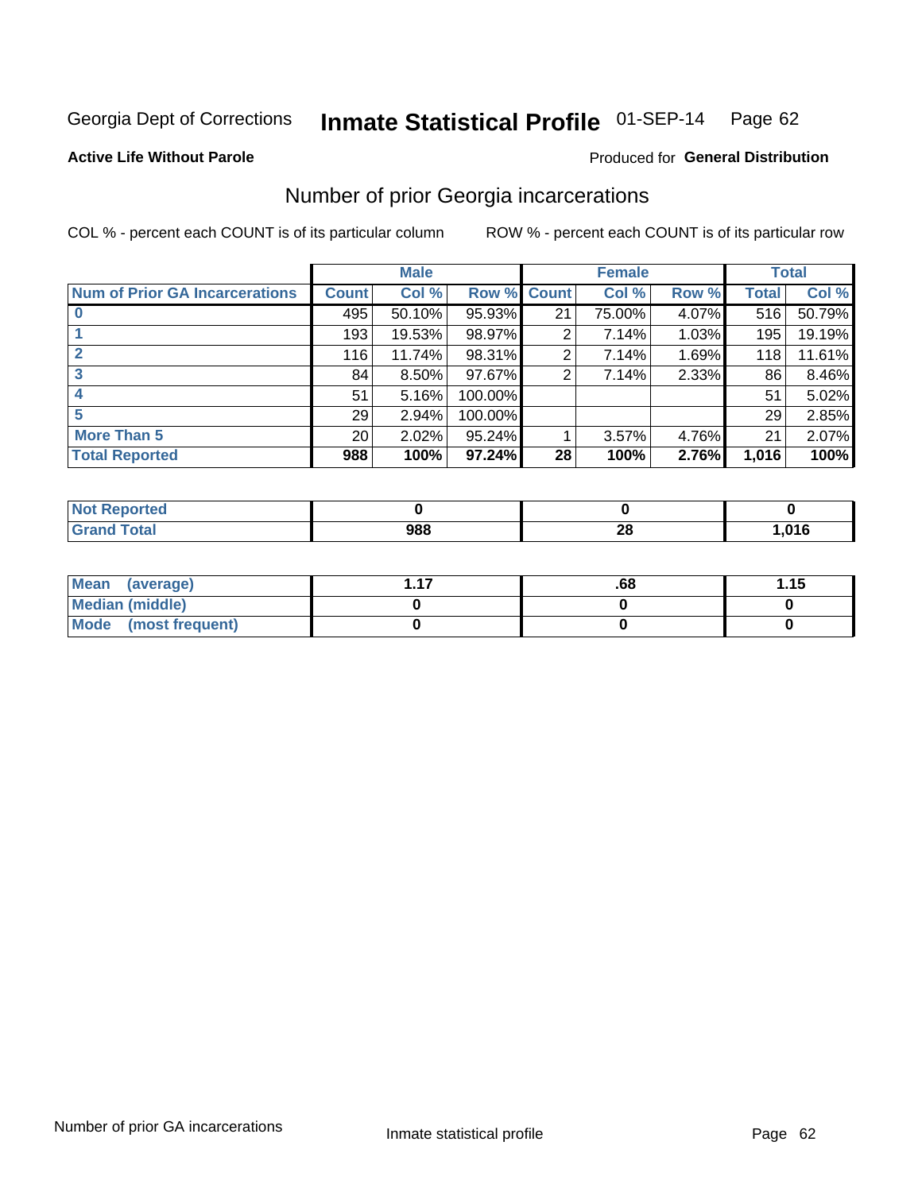Georgia Dept of Corrections **Inmate Statistical Profile** 01-SEP-14

**Active Life Without Parole**

Produced for **General Distribution**

## Number of prior Georgia incarcerations

COL % - percent each COUNT is of its particular column

ROW % - percent each COUNT is of its particular row

| | Male | | | Female | | | Total | |
|---|---|---|---|---|---|---|---|---|
| **Num of Prior GA Incarcerations** | **Count** | **Col %** | **Row %** | **Count** | **Col %** | **Row %** | **Total** | **Col %** |
| **0** | 495 | 50.10% | 95.93% | 21 | 75.00% | 4.07% | 516 | 50.79% |
| **1** | 193 | 19.53% | 98.97% | 2 | 7.14% | 1.03% | 195 | 19.19% |
| **2** | 116 | 11.74% | 98.31% | 2 | 7.14% | 1.69% | 118 | 11.61% |
| **3** | 84 | 8.50% | 97.67% | 2 | 7.14% | 2.33% | 86 | 8.46% |
| **4** | 51 | 5.16% | 100.00% | | | | 51 | 5.02% |
| **5** | 29 | 2.94% | 100.00% | | | | 29 | 2.85% |
| **More Than 5** | 20 | 2.02% | 95.24% | 1 | 3.57% | 4.76% | 21 | 2.07% |
| **Total Reported** | **988** | **100%** | **97.24%** | **28** | **100%** | **2.76%** | **1,016** | **100%** |

| | Male | Female | Total |
|---|---|---|---|
| **Not Reported** | **0** | **0** | **0** |
| **Grand Total** | **988** | **28** | **1,016** |

| | Male | Female | Total |
|---|---|---|---|
| **Mean (average)** | **1.17** | **.68** | **1.15** |
| **Median (middle)** | **0** | **0** | **0** |
| **Mode (most frequent)** | **0** | **0** | **0** |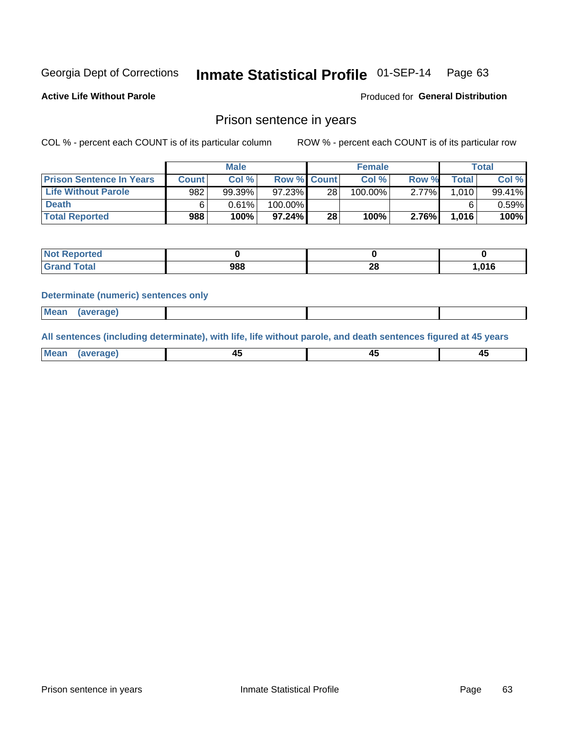Georgia Dept of Corrections **Inmate Statistical Profile** 01-SEP-14

**Active Life Without Parole**

Produced for **General Distribution**

## Prison sentence in years

COL % - percent each COUNT is of its particular column ROW % - percent each COUNT is of its particular row

| | Male | | | Female | | | Total | |
|---|---|---|---|---|---|---|---|---|
| **Prison Sentence In Years** | **Count** | **Col %** | **Row %** | **Count** | **Col %** | **Row %** | **Total** | **Col %** |
| **Life Without Parole** | 982 | 99.39% | 97.23% | 28 | 100.00% | 2.77% | 1,010 | 99.41% |
| **Death** | 6 | 0.61% | 100.00% | | | | 6 | 0.59% |
| **Total Reported** | **988** | **100%** | **97.24%** | **28** | **100%** | **2.76%** | **1,016** | **100%** |

| | Male | Female | Total |
|---|---|---|---|
| **Not Reported** | **0** | **0** | **0** |
| **Grand Total** | **988** | **28** | **1,016** |

### Determinate (numeric) sentences only

| | Male | Female | Total |
|---|---|---|---|
| **Mean (average)** | | | |

### All sentences (including determinate), with life, life without parole, and death sentences figured at 45 years

| | Male | Female | Total |
|---|---|---|---|
| **Mean (average)** | **45** | **45** | **45** |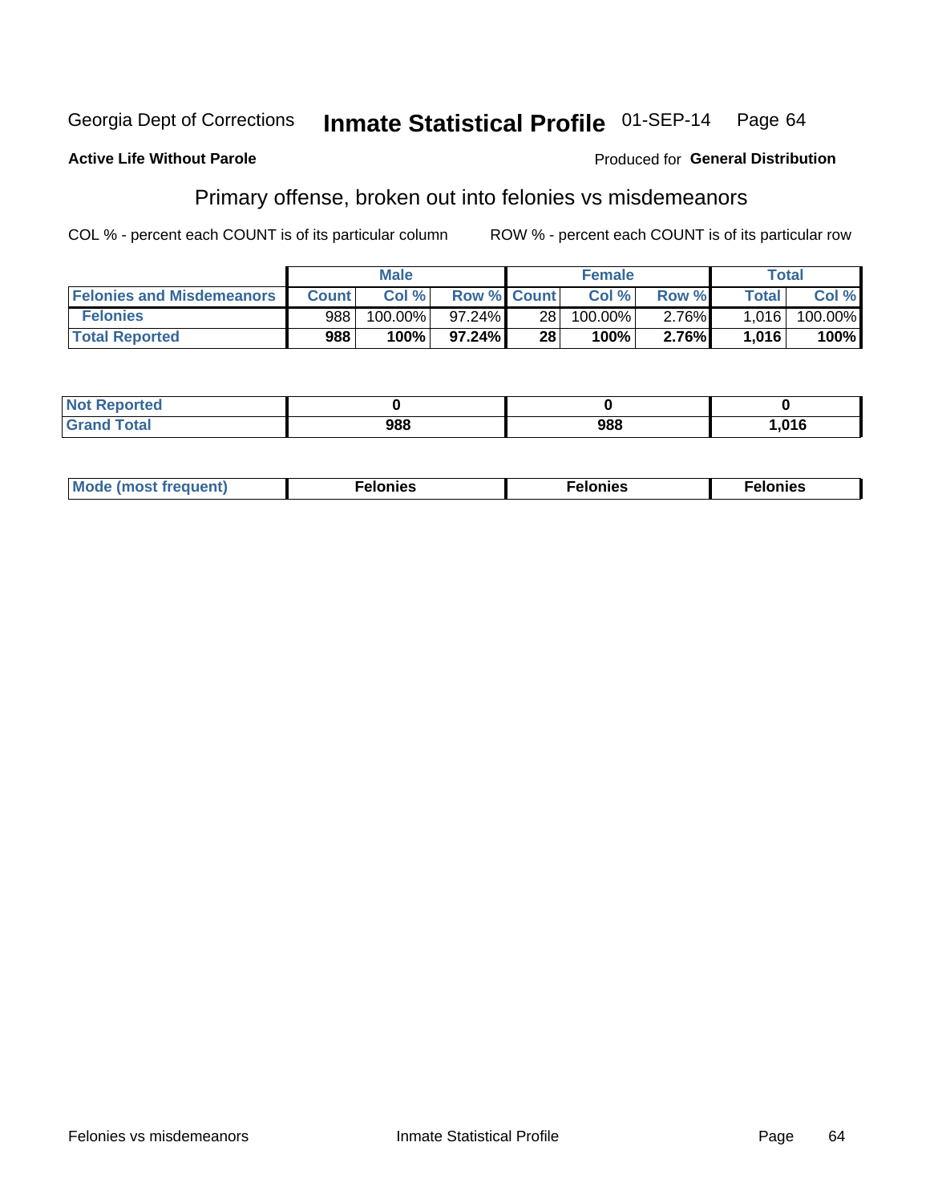Georgia Dept of Corrections **Inmate Statistical Profile** 01-SEP-14

**Active Life Without Parole**

Produced for **General Distribution**

## Primary offense, broken out into felonies vs misdemeanors

COL % - percent each COUNT is of its particular column

ROW % - percent each COUNT is of its particular row

| | Male | | | Female | | | Total | |
|---|---|---|---|---|---|---|---|---|
| Felonies and Misdemeanors | Count | Col % | Row % | Count | Col % | Row % | Total | Col % |
| Felonies | 988 | 100.00% | 97.24% | 28 | 100.00% | 2.76% | 1,016 | 100.00% |
| **Total Reported** | **988** | **100%** | **97.24%** | **28** | **100%** | **2.76%** | **1,016** | **100%** |

| | Male | Female | Total |
|---|---|---|---|
| Not Reported | 0 | 0 | 0 |
| Grand Total | 988 | 988 | 1,016 |

| | Male | Female | Total |
|---|---|---|---|
| Mode (most frequent) | Felonies | Felonies | Felonies |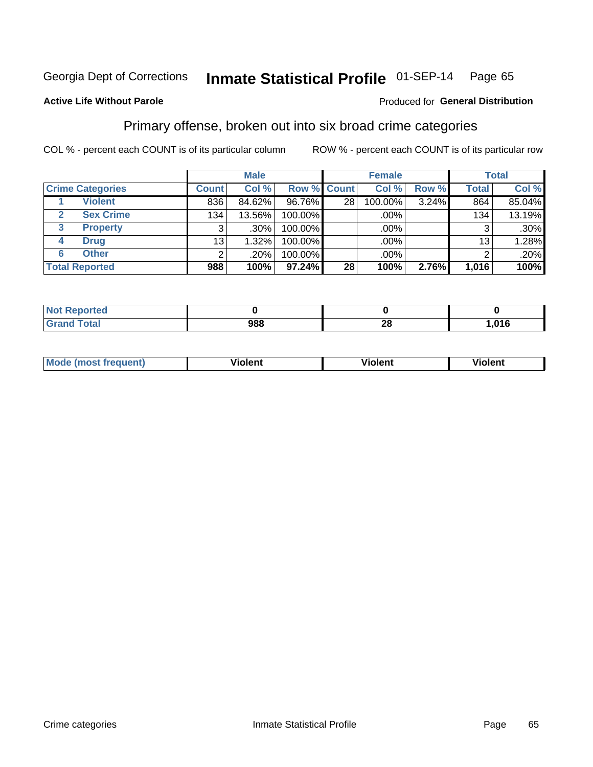Georgia Dept of Corrections **Inmate Statistical Profile** 01-SEP-14

**Active Life Without Parole**

Produced for **General Distribution**

## Primary offense, broken out into six broad crime categories

COL % - percent each COUNT is of its particular column    ROW % - percent each COUNT is of its particular row

| | | Male | | | Female | | | Total | |
|---|---|---|---|---|---|---|---|---|---|
| **Crime Categories** | | **Count** | **Col %** | **Row %** | **Count** | **Col %** | **Row %** | **Total** | **Col %** |
| 1 | Violent | 836 | 84.62% | 96.76% | 28 | 100.00% | 3.24% | 864 | 85.04% |
| 2 | Sex Crime | 134 | 13.56% | 100.00% | | .00% | | 134 | 13.19% |
| 3 | Property | 3 | .30% | 100.00% | | .00% | | 3 | .30% |
| 4 | Drug | 13 | 1.32% | 100.00% | | .00% | | 13 | 1.28% |
| 6 | Other | 2 | .20% | 100.00% | | .00% | | 2 | .20% |
| **Total Reported** | | **988** | **100%** | **97.24%** | **28** | **100%** | **2.76%** | **1,016** | **100%** |

| | Male | Female | Total |
|---|---|---|---|
| Not Reported | 0 | 0 | 0 |
| Grand Total | 988 | 28 | 1,016 |

| | Male | Female | Total |
|---|---|---|---|
| Mode (most frequent) | Violent | Violent | Violent |

Crime categories    Inmate Statistical Profile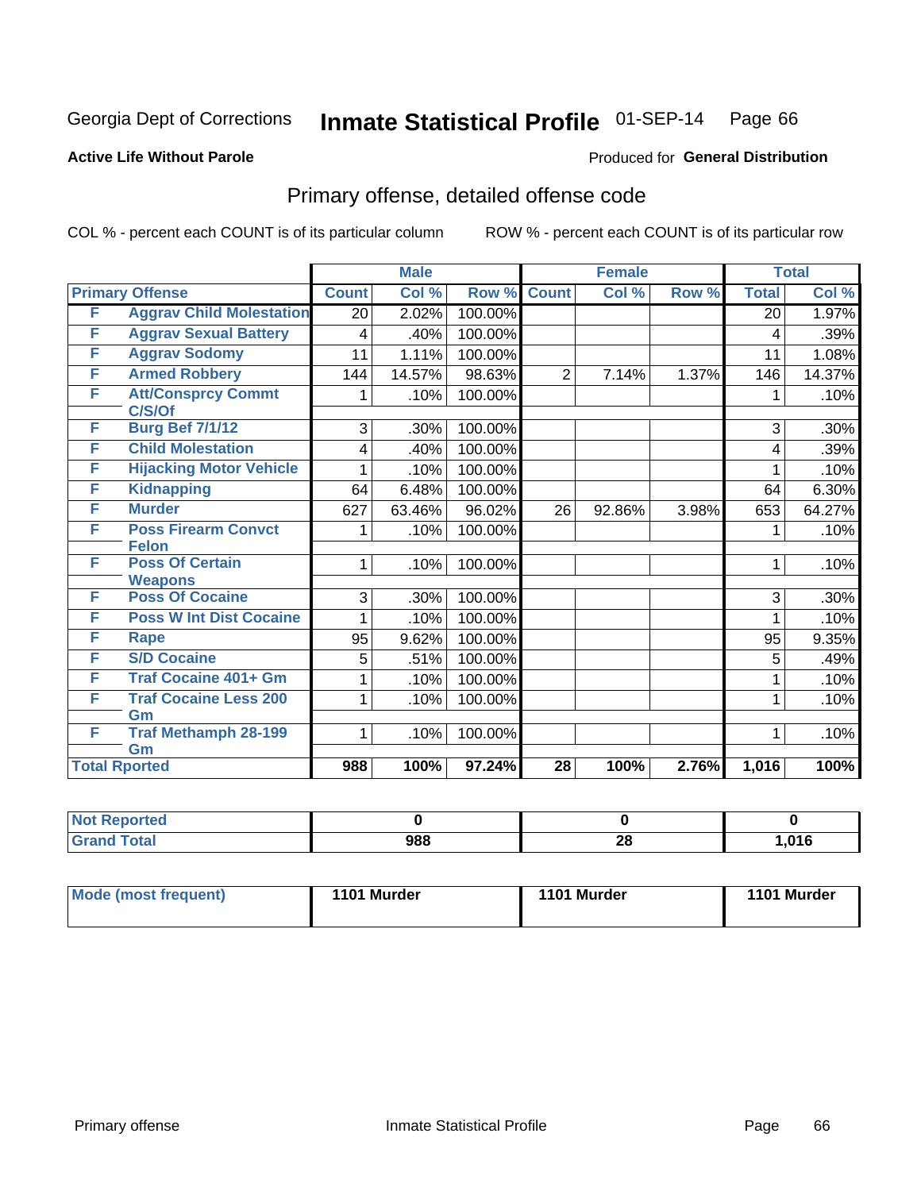Georgia Dept of Corrections **Inmate Statistical Profile** 01-SEP-14 Page 66

**Active Life Without Parole**

Produced for **General Distribution**

## Primary offense, detailed offense code

COL % - percent each COUNT is of its particular column

ROW % - percent each COUNT is of its particular row

| Primary Offense | | Male | | | Female | | | Total | |
|---|---|---|---|---|---|---|---|---|---|
| | | Count | Col % | Row % | Count | Col % | Row % | Total | Col % |
| F | Aggrav Child Molestation | 20 | 2.02% | 100.00% | | | | 20 | 1.97% |
| F | Aggrav Sexual Battery | 4 | .40% | 100.00% | | | | 4 | .39% |
| F | Aggrav Sodomy | 11 | 1.11% | 100.00% | | | | 11 | 1.08% |
| F | Armed Robbery | 144 | 14.57% | 98.63% | 2 | 7.14% | 1.37% | 146 | 14.37% |
| F | Att/Consprcy Commt C/S/Of | 1 | .10% | 100.00% | | | | 1 | .10% |
| F | Burg Bef 7/1/12 | 3 | .30% | 100.00% | | | | 3 | .30% |
| F | Child Molestation | 4 | .40% | 100.00% | | | | 4 | .39% |
| F | Hijacking Motor Vehicle | 1 | .10% | 100.00% | | | | 1 | .10% |
| F | Kidnapping | 64 | 6.48% | 100.00% | | | | 64 | 6.30% |
| F | Murder | 627 | 63.46% | 96.02% | 26 | 92.86% | 3.98% | 653 | 64.27% |
| F | Poss Firearm Convct Felon | 1 | .10% | 100.00% | | | | 1 | .10% |
| F | Poss Of Certain Weapons | 1 | .10% | 100.00% | | | | 1 | .10% |
| F | Poss Of Cocaine | 3 | .30% | 100.00% | | | | 3 | .30% |
| F | Poss W Int Dist Cocaine | 1 | .10% | 100.00% | | | | 1 | .10% |
| F | Rape | 95 | 9.62% | 100.00% | | | | 95 | 9.35% |
| F | S/D Cocaine | 5 | .51% | 100.00% | | | | 5 | .49% |
| F | Traf Cocaine 401+ Gm | 1 | .10% | 100.00% | | | | 1 | .10% |
| F | Traf Cocaine Less 200 Gm | 1 | .10% | 100.00% | | | | 1 | .10% |
| F | Traf Methamph 28-199 Gm | 1 | .10% | 100.00% | | | | 1 | .10% |
| **Total Rported** | | **988** | **100%** | **97.24%** | **28** | **100%** | **2.76%** | **1,016** | **100%** |

| | Male | Female | Total |
|---|---|---|---|
| Not Reported | 0 | 0 | 0 |
| Grand Total | 988 | 28 | 1,016 |

| | Male | Female | Total |
|---|---|---|---|
| Mode (most frequent) | 1101 Murder | 1101 Murder | 1101 Murder |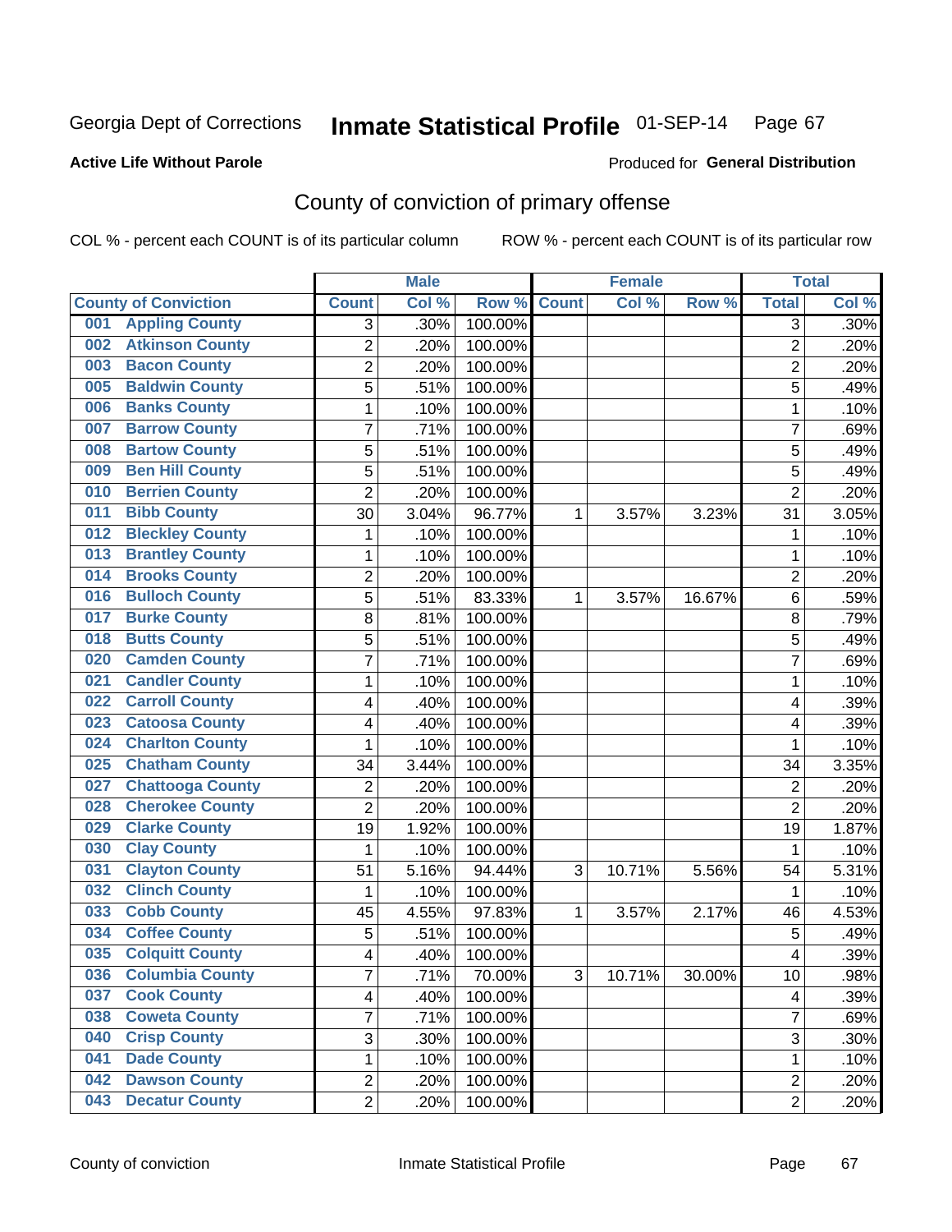Georgia Dept of Corrections **Inmate Statistical Profile** 01-SEP-14

**Active Life Without Parole**

Produced for **General Distribution**

## County of conviction of primary offense

COL % - percent each COUNT is of its particular column    ROW % - percent each COUNT is of its particular row

| | Male | | | Female | | | Total | |
|---|---|---|---|---|---|---|---|---|
| **County of Conviction** | **Count** | **Col %** | **Row %** | **Count** | **Col %** | **Row %** | **Total** | **Col %** |
| 001 Appling County | 3 | .30% | 100.00% | | | | 3 | .30% |
| 002 Atkinson County | 2 | .20% | 100.00% | | | | 2 | .20% |
| 003 Bacon County | 2 | .20% | 100.00% | | | | 2 | .20% |
| 005 Baldwin County | 5 | .51% | 100.00% | | | | 5 | .49% |
| 006 Banks County | 1 | .10% | 100.00% | | | | 1 | .10% |
| 007 Barrow County | 7 | .71% | 100.00% | | | | 7 | .69% |
| 008 Bartow County | 5 | .51% | 100.00% | | | | 5 | .49% |
| 009 Ben Hill County | 5 | .51% | 100.00% | | | | 5 | .49% |
| 010 Berrien County | 2 | .20% | 100.00% | | | | 2 | .20% |
| 011 Bibb County | 30 | 3.04% | 96.77% | 1 | 3.57% | 3.23% | 31 | 3.05% |
| 012 Bleckley County | 1 | .10% | 100.00% | | | | 1 | .10% |
| 013 Brantley County | 1 | .10% | 100.00% | | | | 1 | .10% |
| 014 Brooks County | 2 | .20% | 100.00% | | | | 2 | .20% |
| 016 Bulloch County | 5 | .51% | 83.33% | 1 | 3.57% | 16.67% | 6 | .59% |
| 017 Burke County | 8 | .81% | 100.00% | | | | 8 | .79% |
| 018 Butts County | 5 | .51% | 100.00% | | | | 5 | .49% |
| 020 Camden County | 7 | .71% | 100.00% | | | | 7 | .69% |
| 021 Candler County | 1 | .10% | 100.00% | | | | 1 | .10% |
| 022 Carroll County | 4 | .40% | 100.00% | | | | 4 | .39% |
| 023 Catoosa County | 4 | .40% | 100.00% | | | | 4 | .39% |
| 024 Charlton County | 1 | .10% | 100.00% | | | | 1 | .10% |
| 025 Chatham County | 34 | 3.44% | 100.00% | | | | 34 | 3.35% |
| 027 Chattooga County | 2 | .20% | 100.00% | | | | 2 | .20% |
| 028 Cherokee County | 2 | .20% | 100.00% | | | | 2 | .20% |
| 029 Clarke County | 19 | 1.92% | 100.00% | | | | 19 | 1.87% |
| 030 Clay County | 1 | .10% | 100.00% | | | | 1 | .10% |
| 031 Clayton County | 51 | 5.16% | 94.44% | 3 | 10.71% | 5.56% | 54 | 5.31% |
| 032 Clinch County | 1 | .10% | 100.00% | | | | 1 | .10% |
| 033 Cobb County | 45 | 4.55% | 97.83% | 1 | 3.57% | 2.17% | 46 | 4.53% |
| 034 Coffee County | 5 | .51% | 100.00% | | | | 5 | .49% |
| 035 Colquitt County | 4 | .40% | 100.00% | | | | 4 | .39% |
| 036 Columbia County | 7 | .71% | 70.00% | 3 | 10.71% | 30.00% | 10 | .98% |
| 037 Cook County | 4 | .40% | 100.00% | | | | 4 | .39% |
| 038 Coweta County | 7 | .71% | 100.00% | | | | 7 | .69% |
| 040 Crisp County | 3 | .30% | 100.00% | | | | 3 | .30% |
| 041 Dade County | 1 | .10% | 100.00% | | | | 1 | .10% |
| 042 Dawson County | 2 | .20% | 100.00% | | | | 2 | .20% |
| 043 Decatur County | 2 | .20% | 100.00% | | | | 2 | .20% |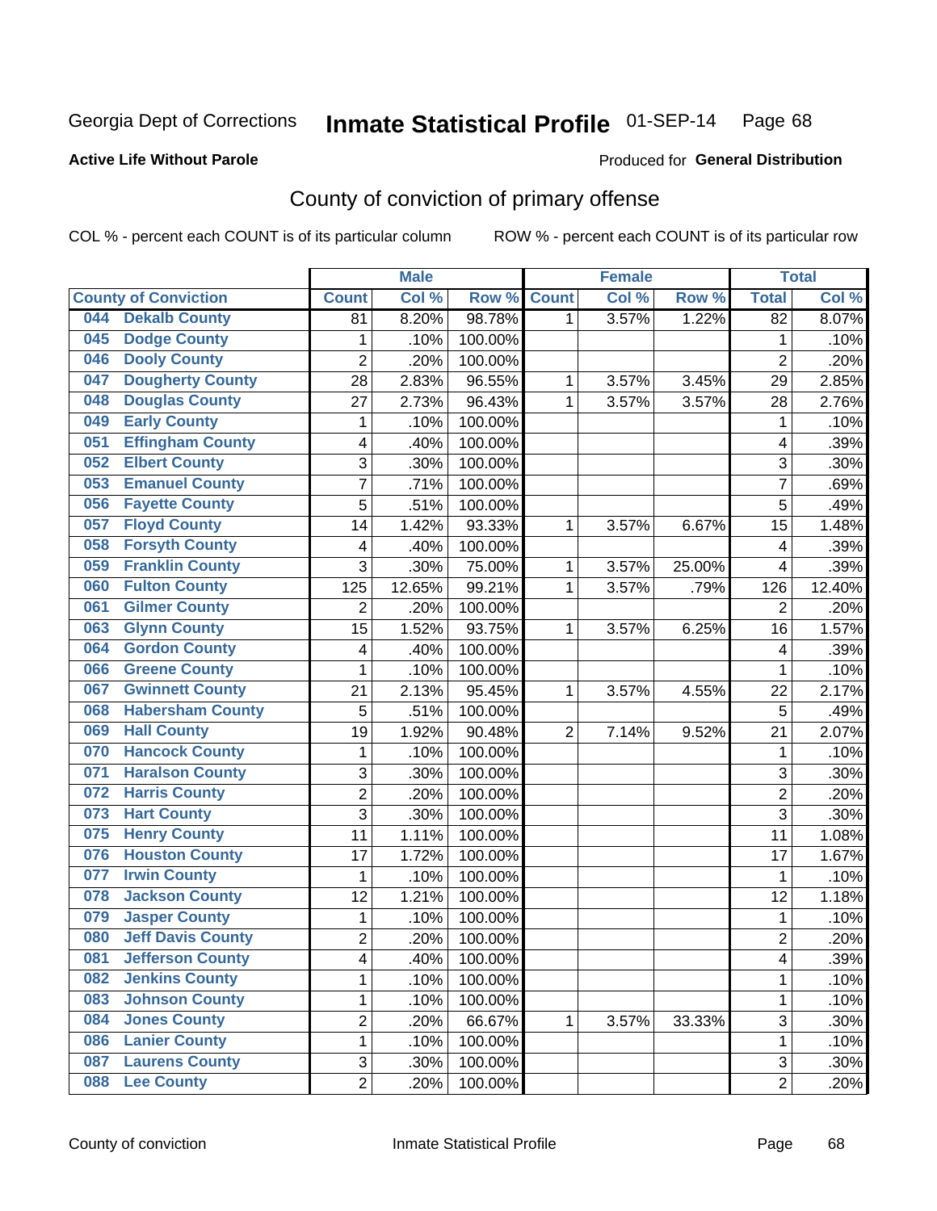Georgia Dept of Corrections **Inmate Statistical Profile** 01-SEP-14

**Active Life Without Parole**

Produced for **General Distribution**

## County of conviction of primary offense

COL % - percent each COUNT is of its particular column ROW % - percent each COUNT is of its particular row

| | Male | | | Female | | | Total | |
|---|---|---|---|---|---|---|---|---|
| County of Conviction | Count | Col % | Row % | Count | Col % | Row % | Total | Col % |
| 044 Dekalb County | 81 | 8.20% | 98.78% | 1 | 3.57% | 1.22% | 82 | 8.07% |
| 045 Dodge County | 1 | .10% | 100.00% | | | | 1 | .10% |
| 046 Dooly County | 2 | .20% | 100.00% | | | | 2 | .20% |
| 047 Dougherty County | 28 | 2.83% | 96.55% | 1 | 3.57% | 3.45% | 29 | 2.85% |
| 048 Douglas County | 27 | 2.73% | 96.43% | 1 | 3.57% | 3.57% | 28 | 2.76% |
| 049 Early County | 1 | .10% | 100.00% | | | | 1 | .10% |
| 051 Effingham County | 4 | .40% | 100.00% | | | | 4 | .39% |
| 052 Elbert County | 3 | .30% | 100.00% | | | | 3 | .30% |
| 053 Emanuel County | 7 | .71% | 100.00% | | | | 7 | .69% |
| 056 Fayette County | 5 | .51% | 100.00% | | | | 5 | .49% |
| 057 Floyd County | 14 | 1.42% | 93.33% | 1 | 3.57% | 6.67% | 15 | 1.48% |
| 058 Forsyth County | 4 | .40% | 100.00% | | | | 4 | .39% |
| 059 Franklin County | 3 | .30% | 75.00% | 1 | 3.57% | 25.00% | 4 | .39% |
| 060 Fulton County | 125 | 12.65% | 99.21% | 1 | 3.57% | .79% | 126 | 12.40% |
| 061 Gilmer County | 2 | .20% | 100.00% | | | | 2 | .20% |
| 063 Glynn County | 15 | 1.52% | 93.75% | 1 | 3.57% | 6.25% | 16 | 1.57% |
| 064 Gordon County | 4 | .40% | 100.00% | | | | 4 | .39% |
| 066 Greene County | 1 | .10% | 100.00% | | | | 1 | .10% |
| 067 Gwinnett County | 21 | 2.13% | 95.45% | 1 | 3.57% | 4.55% | 22 | 2.17% |
| 068 Habersham County | 5 | .51% | 100.00% | | | | 5 | .49% |
| 069 Hall County | 19 | 1.92% | 90.48% | 2 | 7.14% | 9.52% | 21 | 2.07% |
| 070 Hancock County | 1 | .10% | 100.00% | | | | 1 | .10% |
| 071 Haralson County | 3 | .30% | 100.00% | | | | 3 | .30% |
| 072 Harris County | 2 | .20% | 100.00% | | | | 2 | .20% |
| 073 Hart County | 3 | .30% | 100.00% | | | | 3 | .30% |
| 075 Henry County | 11 | 1.11% | 100.00% | | | | 11 | 1.08% |
| 076 Houston County | 17 | 1.72% | 100.00% | | | | 17 | 1.67% |
| 077 Irwin County | 1 | .10% | 100.00% | | | | 1 | .10% |
| 078 Jackson County | 12 | 1.21% | 100.00% | | | | 12 | 1.18% |
| 079 Jasper County | 1 | .10% | 100.00% | | | | 1 | .10% |
| 080 Jeff Davis County | 2 | .20% | 100.00% | | | | 2 | .20% |
| 081 Jefferson County | 4 | .40% | 100.00% | | | | 4 | .39% |
| 082 Jenkins County | 1 | .10% | 100.00% | | | | 1 | .10% |
| 083 Johnson County | 1 | .10% | 100.00% | | | | 1 | .10% |
| 084 Jones County | 2 | .20% | 66.67% | 1 | 3.57% | 33.33% | 3 | .30% |
| 086 Lanier County | 1 | .10% | 100.00% | | | | 1 | .10% |
| 087 Laurens County | 3 | .30% | 100.00% | | | | 3 | .30% |
| 088 Lee County | 2 | .20% | 100.00% | | | | 2 | .20% |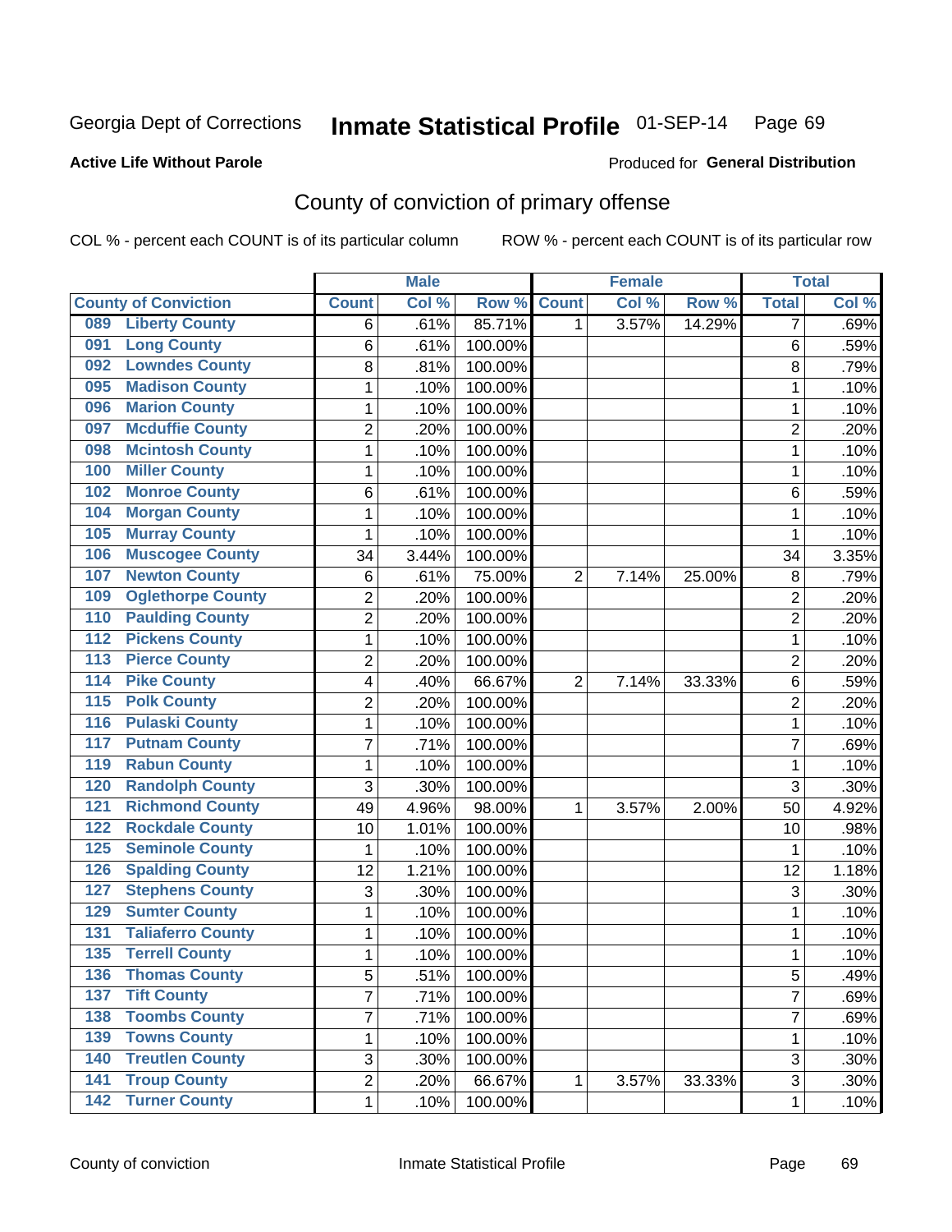Georgia Dept of Corrections **Inmate Statistical Profile** 01-SEP-14

**Active Life Without Parole**

Produced for **General Distribution**

## County of conviction of primary offense

COL % - percent each COUNT is of its particular column    ROW % - percent each COUNT is of its particular row

| County of Conviction | Male | | | Female | | | Total | |
|---|---|---|---|---|---|---|---|---|
| | Count | Col % | Row % | Count | Col % | Row % | Total | Col % |
| 089 Liberty County | 6 | .61% | 85.71% | 1 | 3.57% | 14.29% | 7 | .69% |
| 091 Long County | 6 | .61% | 100.00% | | | | 6 | .59% |
| 092 Lowndes County | 8 | .81% | 100.00% | | | | 8 | .79% |
| 095 Madison County | 1 | .10% | 100.00% | | | | 1 | .10% |
| 096 Marion County | 1 | .10% | 100.00% | | | | 1 | .10% |
| 097 Mcduffie County | 2 | .20% | 100.00% | | | | 2 | .20% |
| 098 Mcintosh County | 1 | .10% | 100.00% | | | | 1 | .10% |
| 100 Miller County | 1 | .10% | 100.00% | | | | 1 | .10% |
| 102 Monroe County | 6 | .61% | 100.00% | | | | 6 | .59% |
| 104 Morgan County | 1 | .10% | 100.00% | | | | 1 | .10% |
| 105 Murray County | 1 | .10% | 100.00% | | | | 1 | .10% |
| 106 Muscogee County | 34 | 3.44% | 100.00% | | | | 34 | 3.35% |
| 107 Newton County | 6 | .61% | 75.00% | 2 | 7.14% | 25.00% | 8 | .79% |
| 109 Oglethorpe County | 2 | .20% | 100.00% | | | | 2 | .20% |
| 110 Paulding County | 2 | .20% | 100.00% | | | | 2 | .20% |
| 112 Pickens County | 1 | .10% | 100.00% | | | | 1 | .10% |
| 113 Pierce County | 2 | .20% | 100.00% | | | | 2 | .20% |
| 114 Pike County | 4 | .40% | 66.67% | 2 | 7.14% | 33.33% | 6 | .59% |
| 115 Polk County | 2 | .20% | 100.00% | | | | 2 | .20% |
| 116 Pulaski County | 1 | .10% | 100.00% | | | | 1 | .10% |
| 117 Putnam County | 7 | .71% | 100.00% | | | | 7 | .69% |
| 119 Rabun County | 1 | .10% | 100.00% | | | | 1 | .10% |
| 120 Randolph County | 3 | .30% | 100.00% | | | | 3 | .30% |
| 121 Richmond County | 49 | 4.96% | 98.00% | 1 | 3.57% | 2.00% | 50 | 4.92% |
| 122 Rockdale County | 10 | 1.01% | 100.00% | | | | 10 | .98% |
| 125 Seminole County | 1 | .10% | 100.00% | | | | 1 | .10% |
| 126 Spalding County | 12 | 1.21% | 100.00% | | | | 12 | 1.18% |
| 127 Stephens County | 3 | .30% | 100.00% | | | | 3 | .30% |
| 129 Sumter County | 1 | .10% | 100.00% | | | | 1 | .10% |
| 131 Taliaferro County | 1 | .10% | 100.00% | | | | 1 | .10% |
| 135 Terrell County | 1 | .10% | 100.00% | | | | 1 | .10% |
| 136 Thomas County | 5 | .51% | 100.00% | | | | 5 | .49% |
| 137 Tift County | 7 | .71% | 100.00% | | | | 7 | .69% |
| 138 Toombs County | 7 | .71% | 100.00% | | | | 7 | .69% |
| 139 Towns County | 1 | .10% | 100.00% | | | | 1 | .10% |
| 140 Treutlen County | 3 | .30% | 100.00% | | | | 3 | .30% |
| 141 Troup County | 2 | .20% | 66.67% | 1 | 3.57% | 33.33% | 3 | .30% |
| 142 Turner County | 1 | .10% | 100.00% | | | | 1 | .10% |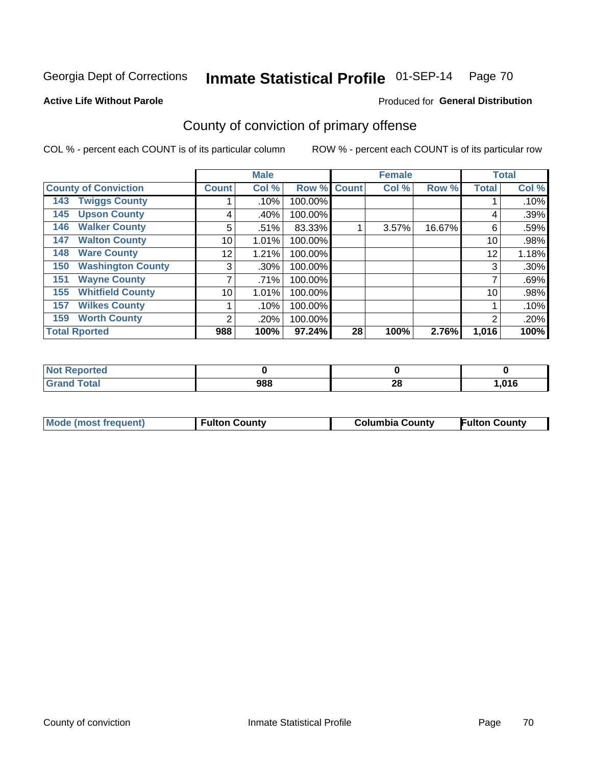Georgia Dept of Corrections **Inmate Statistical Profile** 01-SEP-14

**Active Life Without Parole**

Produced for **General Distribution**

## County of conviction of primary offense

COL % - percent each COUNT is of its particular column ROW % - percent each COUNT is of its particular row

| County of Conviction | Male | | | Female | | | Total | |
|---|---|---|---|---|---|---|---|---|
| | Count | Col % | Row % | Count | Col % | Row % | Total | Col % |
| 143 Twiggs County | 1 | .10% | 100.00% | | | | 1 | .10% |
| 145 Upson County | 4 | .40% | 100.00% | | | | 4 | .39% |
| 146 Walker County | 5 | .51% | 83.33% | 1 | 3.57% | 16.67% | 6 | .59% |
| 147 Walton County | 10 | 1.01% | 100.00% | | | | 10 | .98% |
| 148 Ware County | 12 | 1.21% | 100.00% | | | | 12 | 1.18% |
| 150 Washington County | 3 | .30% | 100.00% | | | | 3 | .30% |
| 151 Wayne County | 7 | .71% | 100.00% | | | | 7 | .69% |
| 155 Whitfield County | 10 | 1.01% | 100.00% | | | | 10 | .98% |
| 157 Wilkes County | 1 | .10% | 100.00% | | | | 1 | .10% |
| 159 Worth County | 2 | .20% | 100.00% | | | | 2 | .20% |
| **Total Rported** | **988** | **100%** | **97.24%** | **28** | **100%** | **2.76%** | **1,016** | **100%** |

| | Male | Female | Total |
|---|---|---|---|
| Not Reported | **0** | **0** | **0** |
| Grand Total | **988** | **28** | **1,016** |

| | Male | Female | Total |
|---|---|---|---|
| Mode (most frequent) | **Fulton County** | **Columbia County** | **Fulton County** |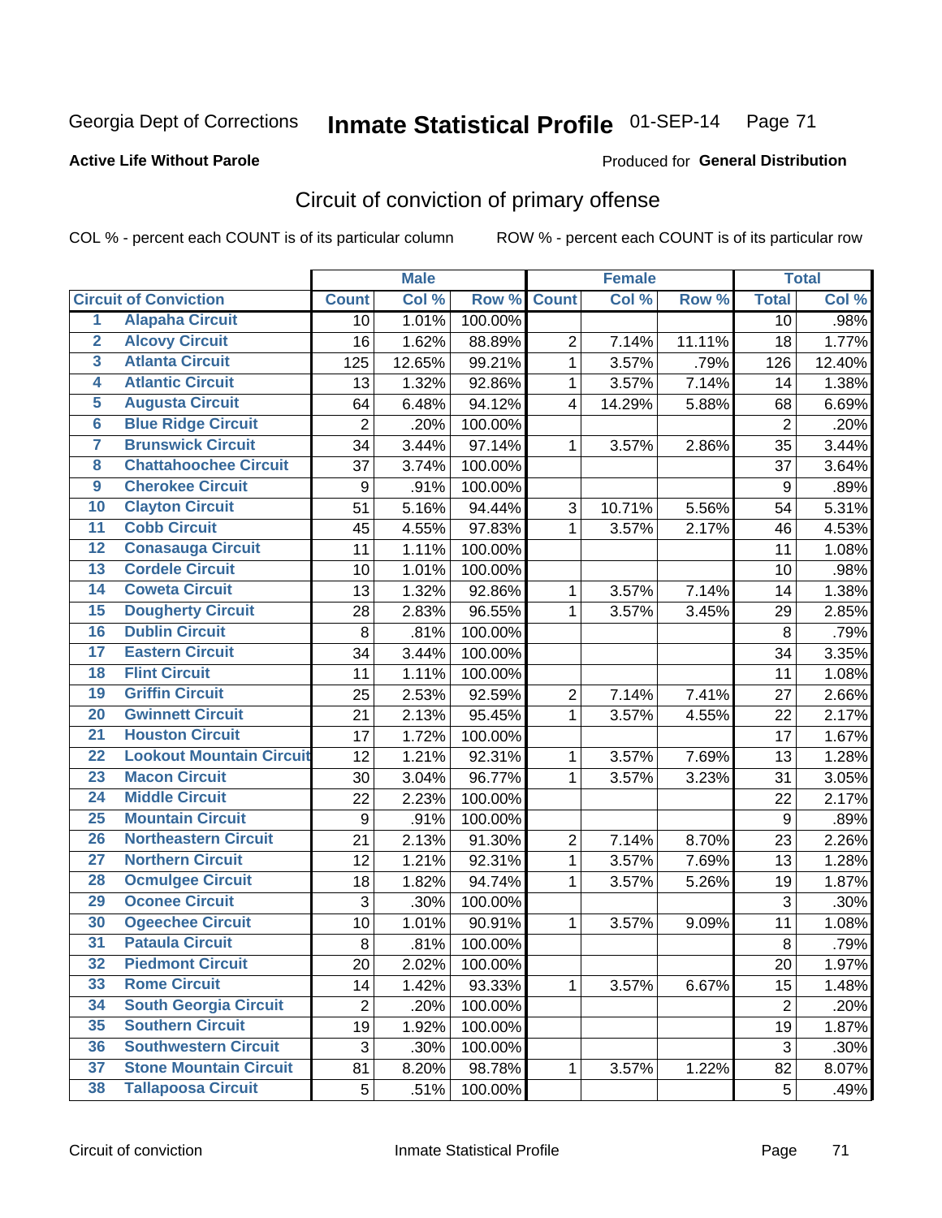Georgia Dept of Corrections **Inmate Statistical Profile** 01-SEP-14

**Active Life Without Parole**

Produced for **General Distribution**

## Circuit of conviction of primary offense

COL % - percent each COUNT is of its particular column ROW % - percent each COUNT is of its particular row

| | Circuit of Conviction | Male | | | Female | | | Total | |
|---|---|---|---|---|---|---|---|---|---|
| | | Count | Col % | Row % | Count | Col % | Row % | Total | Col % |
| 1 | Alapaha Circuit | 10 | 1.01% | 100.00% | | | | 10 | .98% |
| 2 | Alcovy Circuit | 16 | 1.62% | 88.89% | 2 | 7.14% | 11.11% | 18 | 1.77% |
| 3 | Atlanta Circuit | 125 | 12.65% | 99.21% | 1 | 3.57% | .79% | 126 | 12.40% |
| 4 | Atlantic Circuit | 13 | 1.32% | 92.86% | 1 | 3.57% | 7.14% | 14 | 1.38% |
| 5 | Augusta Circuit | 64 | 6.48% | 94.12% | 4 | 14.29% | 5.88% | 68 | 6.69% |
| 6 | Blue Ridge Circuit | 2 | .20% | 100.00% | | | | 2 | .20% |
| 7 | Brunswick Circuit | 34 | 3.44% | 97.14% | 1 | 3.57% | 2.86% | 35 | 3.44% |
| 8 | Chattahoochee Circuit | 37 | 3.74% | 100.00% | | | | 37 | 3.64% |
| 9 | Cherokee Circuit | 9 | .91% | 100.00% | | | | 9 | .89% |
| 10 | Clayton Circuit | 51 | 5.16% | 94.44% | 3 | 10.71% | 5.56% | 54 | 5.31% |
| 11 | Cobb Circuit | 45 | 4.55% | 97.83% | 1 | 3.57% | 2.17% | 46 | 4.53% |
| 12 | Conasauga Circuit | 11 | 1.11% | 100.00% | | | | 11 | 1.08% |
| 13 | Cordele Circuit | 10 | 1.01% | 100.00% | | | | 10 | .98% |
| 14 | Coweta Circuit | 13 | 1.32% | 92.86% | 1 | 3.57% | 7.14% | 14 | 1.38% |
| 15 | Dougherty Circuit | 28 | 2.83% | 96.55% | 1 | 3.57% | 3.45% | 29 | 2.85% |
| 16 | Dublin Circuit | 8 | .81% | 100.00% | | | | 8 | .79% |
| 17 | Eastern Circuit | 34 | 3.44% | 100.00% | | | | 34 | 3.35% |
| 18 | Flint Circuit | 11 | 1.11% | 100.00% | | | | 11 | 1.08% |
| 19 | Griffin Circuit | 25 | 2.53% | 92.59% | 2 | 7.14% | 7.41% | 27 | 2.66% |
| 20 | Gwinnett Circuit | 21 | 2.13% | 95.45% | 1 | 3.57% | 4.55% | 22 | 2.17% |
| 21 | Houston Circuit | 17 | 1.72% | 100.00% | | | | 17 | 1.67% |
| 22 | Lookout Mountain Circuit | 12 | 1.21% | 92.31% | 1 | 3.57% | 7.69% | 13 | 1.28% |
| 23 | Macon Circuit | 30 | 3.04% | 96.77% | 1 | 3.57% | 3.23% | 31 | 3.05% |
| 24 | Middle Circuit | 22 | 2.23% | 100.00% | | | | 22 | 2.17% |
| 25 | Mountain Circuit | 9 | .91% | 100.00% | | | | 9 | .89% |
| 26 | Northeastern Circuit | 21 | 2.13% | 91.30% | 2 | 7.14% | 8.70% | 23 | 2.26% |
| 27 | Northern Circuit | 12 | 1.21% | 92.31% | 1 | 3.57% | 7.69% | 13 | 1.28% |
| 28 | Ocmulgee Circuit | 18 | 1.82% | 94.74% | 1 | 3.57% | 5.26% | 19 | 1.87% |
| 29 | Oconee Circuit | 3 | .30% | 100.00% | | | | 3 | .30% |
| 30 | Ogeechee Circuit | 10 | 1.01% | 90.91% | 1 | 3.57% | 9.09% | 11 | 1.08% |
| 31 | Pataula Circuit | 8 | .81% | 100.00% | | | | 8 | .79% |
| 32 | Piedmont Circuit | 20 | 2.02% | 100.00% | | | | 20 | 1.97% |
| 33 | Rome Circuit | 14 | 1.42% | 93.33% | 1 | 3.57% | 6.67% | 15 | 1.48% |
| 34 | South Georgia Circuit | 2 | .20% | 100.00% | | | | 2 | .20% |
| 35 | Southern Circuit | 19 | 1.92% | 100.00% | | | | 19 | 1.87% |
| 36 | Southwestern Circuit | 3 | .30% | 100.00% | | | | 3 | .30% |
| 37 | Stone Mountain Circuit | 81 | 8.20% | 98.78% | 1 | 3.57% | 1.22% | 82 | 8.07% |
| 38 | Tallapoosa Circuit | 5 | .51% | 100.00% | | | | 5 | .49% |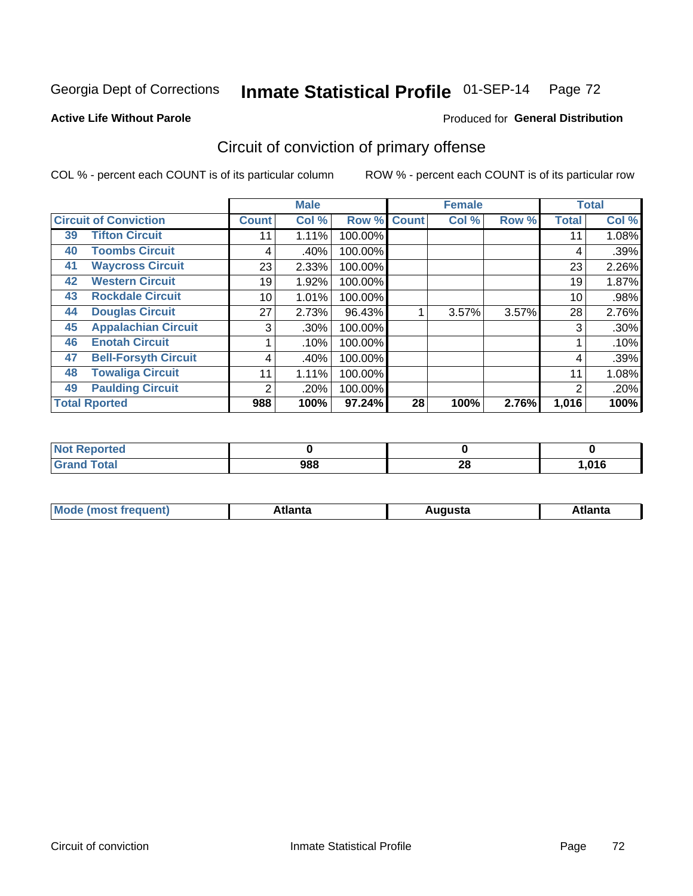Georgia Dept of Corrections **Inmate Statistical Profile** 01-SEP-14

**Active Life Without Parole**

Produced for **General Distribution**

## Circuit of conviction of primary offense

COL % - percent each COUNT is of its particular column

ROW % - percent each COUNT is of its particular row

| Circuit of Conviction | | Male | | | Female | | | Total | |
|---|---|---|---|---|---|---|---|---|---|
| | | Count | Col % | Row % | Count | Col % | Row % | Total | Col % |
| 39 | Tifton Circuit | 11 | 1.11% | 100.00% | | | | 11 | 1.08% |
| 40 | Toombs Circuit | 4 | .40% | 100.00% | | | | 4 | .39% |
| 41 | Waycross Circuit | 23 | 2.33% | 100.00% | | | | 23 | 2.26% |
| 42 | Western Circuit | 19 | 1.92% | 100.00% | | | | 19 | 1.87% |
| 43 | Rockdale Circuit | 10 | 1.01% | 100.00% | | | | 10 | .98% |
| 44 | Douglas Circuit | 27 | 2.73% | 96.43% | 1 | 3.57% | 3.57% | 28 | 2.76% |
| 45 | Appalachian Circuit | 3 | .30% | 100.00% | | | | 3 | .30% |
| 46 | Enotah Circuit | 1 | .10% | 100.00% | | | | 1 | .10% |
| 47 | Bell-Forsyth Circuit | 4 | .40% | 100.00% | | | | 4 | .39% |
| 48 | Towaliga Circuit | 11 | 1.11% | 100.00% | | | | 11 | 1.08% |
| 49 | Paulding Circuit | 2 | .20% | 100.00% | | | | 2 | .20% |
| **Total Rported** | | **988** | **100%** | **97.24%** | **28** | **100%** | **2.76%** | **1,016** | **100%** |

| | Male | Female | Total |
|---|---|---|---|
| Not Reported | 0 | 0 | 0 |
| Grand Total | 988 | 28 | 1,016 |

| | Male | Female | Total |
|---|---|---|---|
| Mode (most frequent) | Atlanta | Augusta | Atlanta |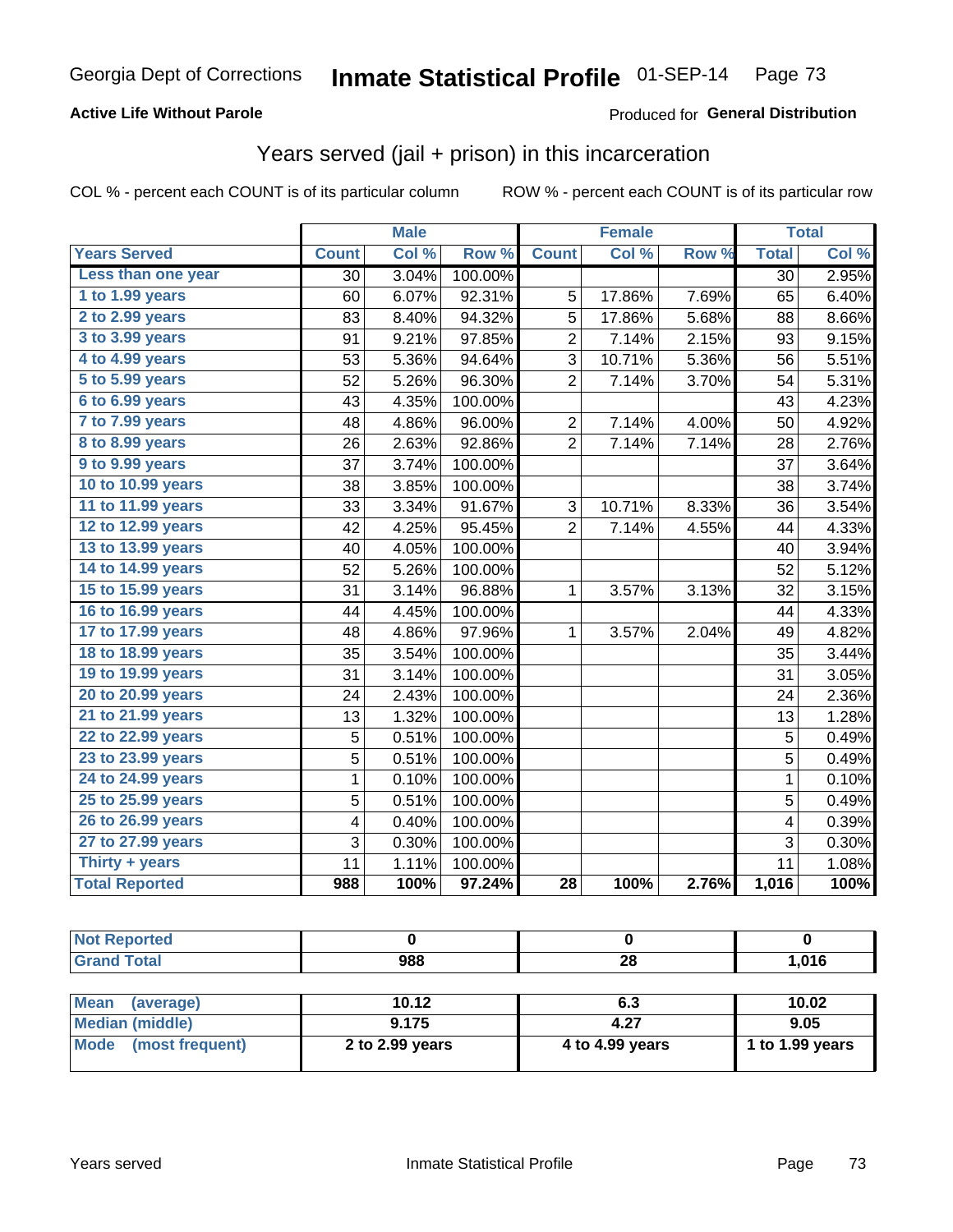Georgia Dept of Corrections **Inmate Statistical Profile** 01-SEP-14

**Active Life Without Parole**

Produced for **General Distribution**

## Years served (jail + prison) in this incarceration

COL % - percent each COUNT is of its particular column    ROW % - percent each COUNT is of its particular row

| | Male | | | Female | | | Total | |
|---|---|---|---|---|---|---|---|---|
| Years Served | Count | Col % | Row % | Count | Col % | Row % | Total | Col % |
| Less than one year | 30 | 3.04% | 100.00% | | | | 30 | 2.95% |
| 1 to 1.99 years | 60 | 6.07% | 92.31% | 5 | 17.86% | 7.69% | 65 | 6.40% |
| 2 to 2.99 years | 83 | 8.40% | 94.32% | 5 | 17.86% | 5.68% | 88 | 8.66% |
| 3 to 3.99 years | 91 | 9.21% | 97.85% | 2 | 7.14% | 2.15% | 93 | 9.15% |
| 4 to 4.99 years | 53 | 5.36% | 94.64% | 3 | 10.71% | 5.36% | 56 | 5.51% |
| 5 to 5.99 years | 52 | 5.26% | 96.30% | 2 | 7.14% | 3.70% | 54 | 5.31% |
| 6 to 6.99 years | 43 | 4.35% | 100.00% | | | | 43 | 4.23% |
| 7 to 7.99 years | 48 | 4.86% | 96.00% | 2 | 7.14% | 4.00% | 50 | 4.92% |
| 8 to 8.99 years | 26 | 2.63% | 92.86% | 2 | 7.14% | 7.14% | 28 | 2.76% |
| 9 to 9.99 years | 37 | 3.74% | 100.00% | | | | 37 | 3.64% |
| 10 to 10.99 years | 38 | 3.85% | 100.00% | | | | 38 | 3.74% |
| 11 to 11.99 years | 33 | 3.34% | 91.67% | 3 | 10.71% | 8.33% | 36 | 3.54% |
| 12 to 12.99 years | 42 | 4.25% | 95.45% | 2 | 7.14% | 4.55% | 44 | 4.33% |
| 13 to 13.99 years | 40 | 4.05% | 100.00% | | | | 40 | 3.94% |
| 14 to 14.99 years | 52 | 5.26% | 100.00% | | | | 52 | 5.12% |
| 15 to 15.99 years | 31 | 3.14% | 96.88% | 1 | 3.57% | 3.13% | 32 | 3.15% |
| 16 to 16.99 years | 44 | 4.45% | 100.00% | | | | 44 | 4.33% |
| 17 to 17.99 years | 48 | 4.86% | 97.96% | 1 | 3.57% | 2.04% | 49 | 4.82% |
| 18 to 18.99 years | 35 | 3.54% | 100.00% | | | | 35 | 3.44% |
| 19 to 19.99 years | 31 | 3.14% | 100.00% | | | | 31 | 3.05% |
| 20 to 20.99 years | 24 | 2.43% | 100.00% | | | | 24 | 2.36% |
| 21 to 21.99 years | 13 | 1.32% | 100.00% | | | | 13 | 1.28% |
| 22 to 22.99 years | 5 | 0.51% | 100.00% | | | | 5 | 0.49% |
| 23 to 23.99 years | 5 | 0.51% | 100.00% | | | | 5 | 0.49% |
| 24 to 24.99 years | 1 | 0.10% | 100.00% | | | | 1 | 0.10% |
| 25 to 25.99 years | 5 | 0.51% | 100.00% | | | | 5 | 0.49% |
| 26 to 26.99 years | 4 | 0.40% | 100.00% | | | | 4 | 0.39% |
| 27 to 27.99 years | 3 | 0.30% | 100.00% | | | | 3 | 0.30% |
| Thirty + years | 11 | 1.11% | 100.00% | | | | 11 | 1.08% |
| **Total Reported** | **988** | **100%** | **97.24%** | **28** | **100%** | **2.76%** | **1,016** | **100%** |

| | Male | Female | Total |
|---|---|---|---|
| Not Reported | 0 | 0 | 0 |
| Grand Total | 988 | 28 | 1,016 |

| | Male | Female | Total |
|---|---|---|---|
| Mean (average) | 10.12 | 6.3 | 10.02 |
| Median (middle) | 9.175 | 4.27 | 9.05 |
| Mode (most frequent) | 2 to 2.99 years | 4 to 4.99 years | 1 to 1.99 years |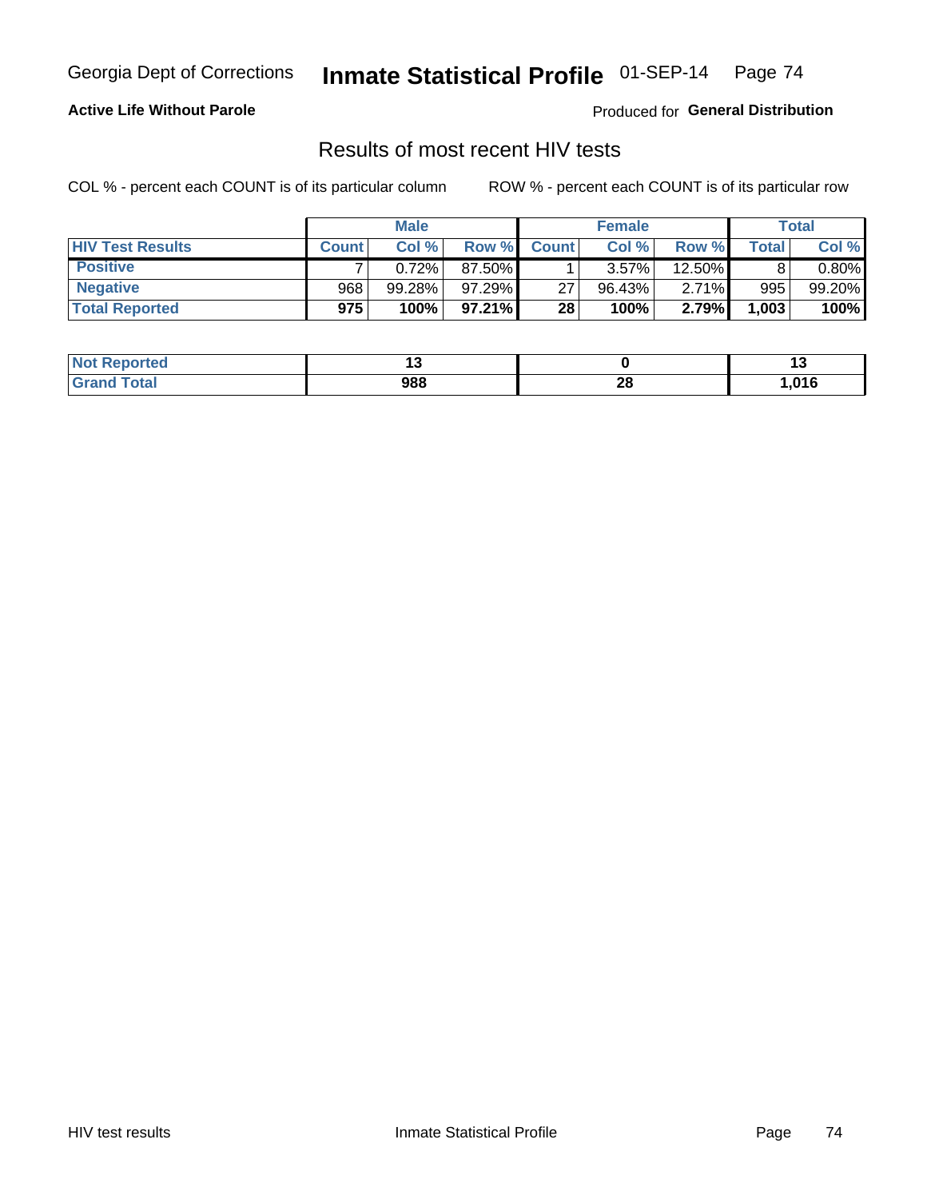Georgia Dept of Corrections **Inmate Statistical Profile** 01-SEP-14

**Active Life Without Parole**

Produced for **General Distribution**

## Results of most recent HIV tests

COL % - percent each COUNT is of its particular column    ROW % - percent each COUNT is of its particular row

| | Male | | | Female | | | Total | |
|---|---|---|---|---|---|---|---|---|
| **HIV Test Results** | **Count** | **Col %** | **Row %** | **Count** | **Col %** | **Row %** | **Total** | **Col %** |
| **Positive** | 7 | 0.72% | 87.50% | 1 | 3.57% | 12.50% | 8 | 0.80% |
| **Negative** | 968 | 99.28% | 97.29% | 27 | 96.43% | 2.71% | 995 | 99.20% |
| **Total Reported** | **975** | **100%** | **97.21%** | **28** | **100%** | **2.79%** | **1,003** | **100%** |

| | Male | Female | Total |
|---|---|---|---|
| **Not Reported** | **13** | **0** | **13** |
| **Grand Total** | **988** | **28** | **1,016** |

HIV test results    Inmate Statistical Profile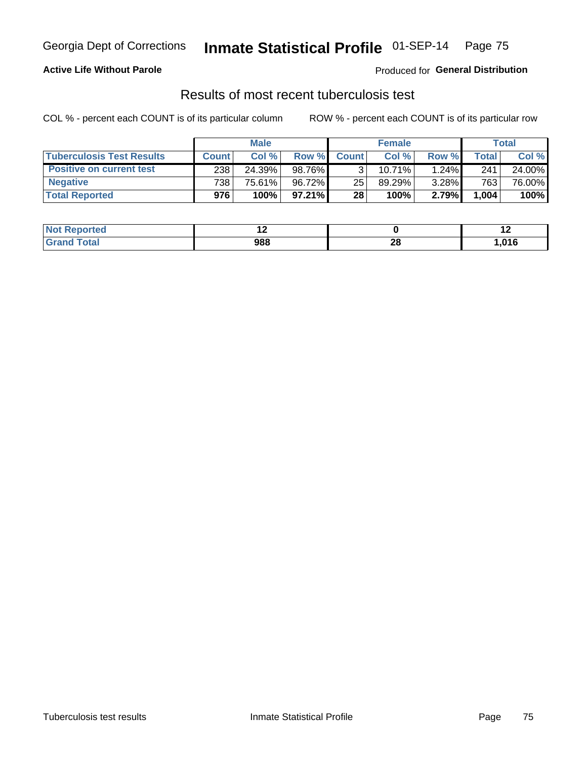**Active Life Without Parole** Produced for **General Distribution**

## Results of most recent tuberculosis test

COL % - percent each COUNT is of its particular column ROW % - percent each COUNT is of its particular row

| | Male | | | Female | | | Total | |
|---|---|---|---|---|---|---|---|---|
| **Tuberculosis Test Results** | **Count** | **Col %** | **Row %** | **Count** | **Col %** | **Row %** | **Total** | **Col %** |
| **Positive on current test** | 238 | 24.39% | 98.76% | 3 | 10.71% | 1.24% | 241 | 24.00% |
| **Negative** | 738 | 75.61% | 96.72% | 25 | 89.29% | 3.28% | 763 | 76.00% |
| **Total Reported** | **976** | **100%** | **97.21%** | **28** | **100%** | **2.79%** | **1,004** | **100%** |

| | Male | Female | Total |
|---|---|---|---|
| **Not Reported** | **12** | **0** | **12** |
| **Grand Total** | **988** | **28** | **1,016** |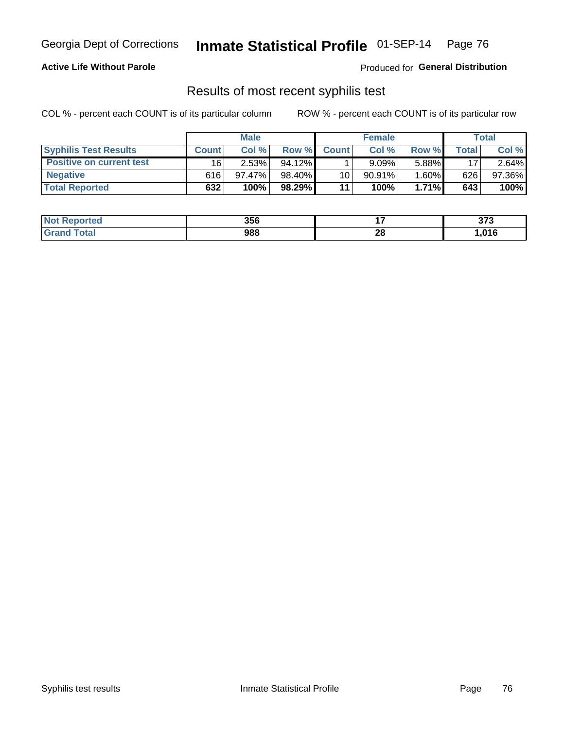**Active Life Without Parole**

Produced for **General Distribution**

## Results of most recent syphilis test

COL % - percent each COUNT is of its particular column

ROW % - percent each COUNT is of its particular row

| | Male | | | Female | | | Total | |
|---|---|---|---|---|---|---|---|---|
| **Syphilis Test Results** | **Count** | **Col %** | **Row %** | **Count** | **Col %** | **Row %** | **Total** | **Col %** |
| **Positive on current test** | 16 | 2.53% | 94.12% | 1 | 9.09% | 5.88% | 17 | 2.64% |
| **Negative** | 616 | 97.47% | 98.40% | 10 | 90.91% | 1.60% | 626 | 97.36% |
| **Total Reported** | **632** | **100%** | **98.29%** | **11** | **100%** | **1.71%** | **643** | **100%** |

| | Male | Female | Total |
|---|---|---|---|
| **Not Reported** | **356** | **17** | **373** |
| **Grand Total** | **988** | **28** | **1,016** |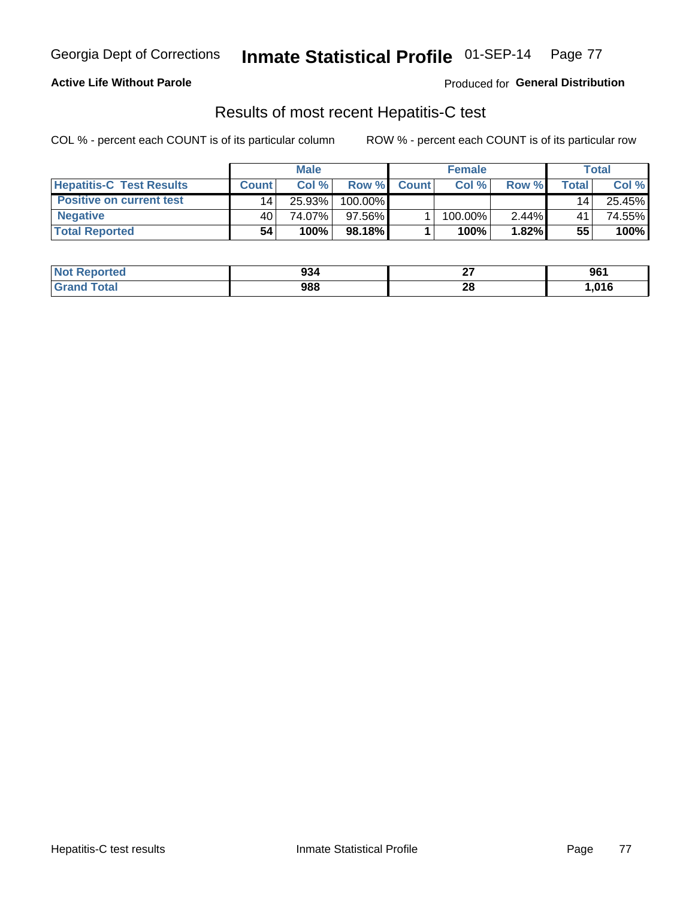Georgia Dept of Corrections **Inmate Statistical Profile** 01-SEP-14

**Active Life Without Parole**

Produced for **General Distribution**

## Results of most recent Hepatitis-C test

COL % - percent each COUNT is of its particular column ROW % - percent each COUNT is of its particular row

| | Male | | | Female | | | Total | |
|---|---|---|---|---|---|---|---|---|
| **Hepatitis-C Test Results** | **Count** | **Col %** | **Row %** | **Count** | **Col %** | **Row %** | **Total** | **Col %** |
| **Positive on current test** | 14 | 25.93% | 100.00% | | | | 14 | 25.45% |
| **Negative** | 40 | 74.07% | 97.56% | 1 | 100.00% | 2.44% | 41 | 74.55% |
| **Total Reported** | **54** | **100%** | **98.18%** | **1** | **100%** | **1.82%** | **55** | **100%** |

| | | | |
|---|---|---|---|
| **Not Reported** | **934** | **27** | **961** |
| **Grand Total** | **988** | **28** | **1,016** |

Hepatitis-C test results Inmate Statistical Profile